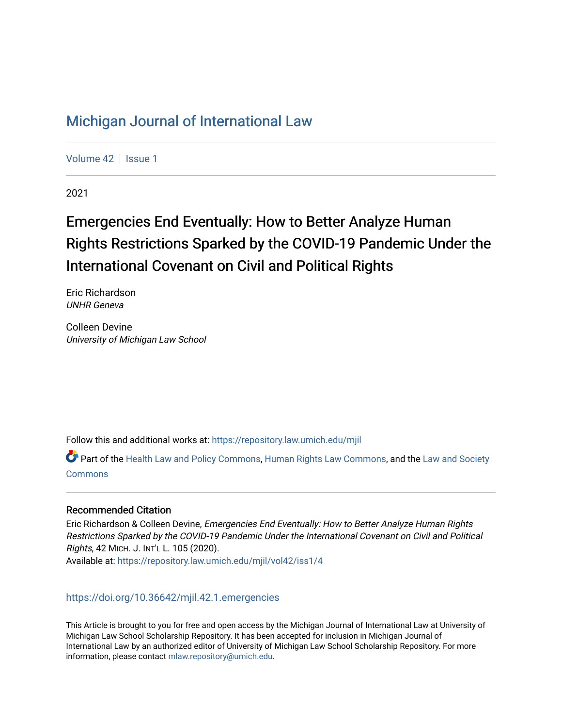# Michigan Journal of International Law

Volume 42 | Issue 1

2021

## Emergencies End Eventually: How to Better Analyze Human Rights Restrictions Sparked by the COVID-19 Pandemic Under the International Covenant on Civil and Political Rights

Eric Richardson
*UNHR Geneva*

Colleen Devine
*University of Michigan Law School*

Follow this and additional works at: https://repository.law.umich.edu/mjil

Part of the Health Law and Policy Commons, Human Rights Law Commons, and the Law and Society Commons

### Recommended Citation

Eric Richardson & Colleen Devine, *Emergencies End Eventually: How to Better Analyze Human Rights Restrictions Sparked by the COVID-19 Pandemic Under the International Covenant on Civil and Political Rights*, 42 MICH. J. INT'L L. 105 (2020).
Available at: https://repository.law.umich.edu/mjil/vol42/iss1/4

https://doi.org/10.36642/mjil.42.1.emergencies

This Article is brought to you for free and open access by the Michigan Journal of International Law at University of Michigan Law School Scholarship Repository. It has been accepted for inclusion in Michigan Journal of International Law by an authorized editor of University of Michigan Law School Scholarship Repository. For more information, please contact mlaw.repository@umich.edu.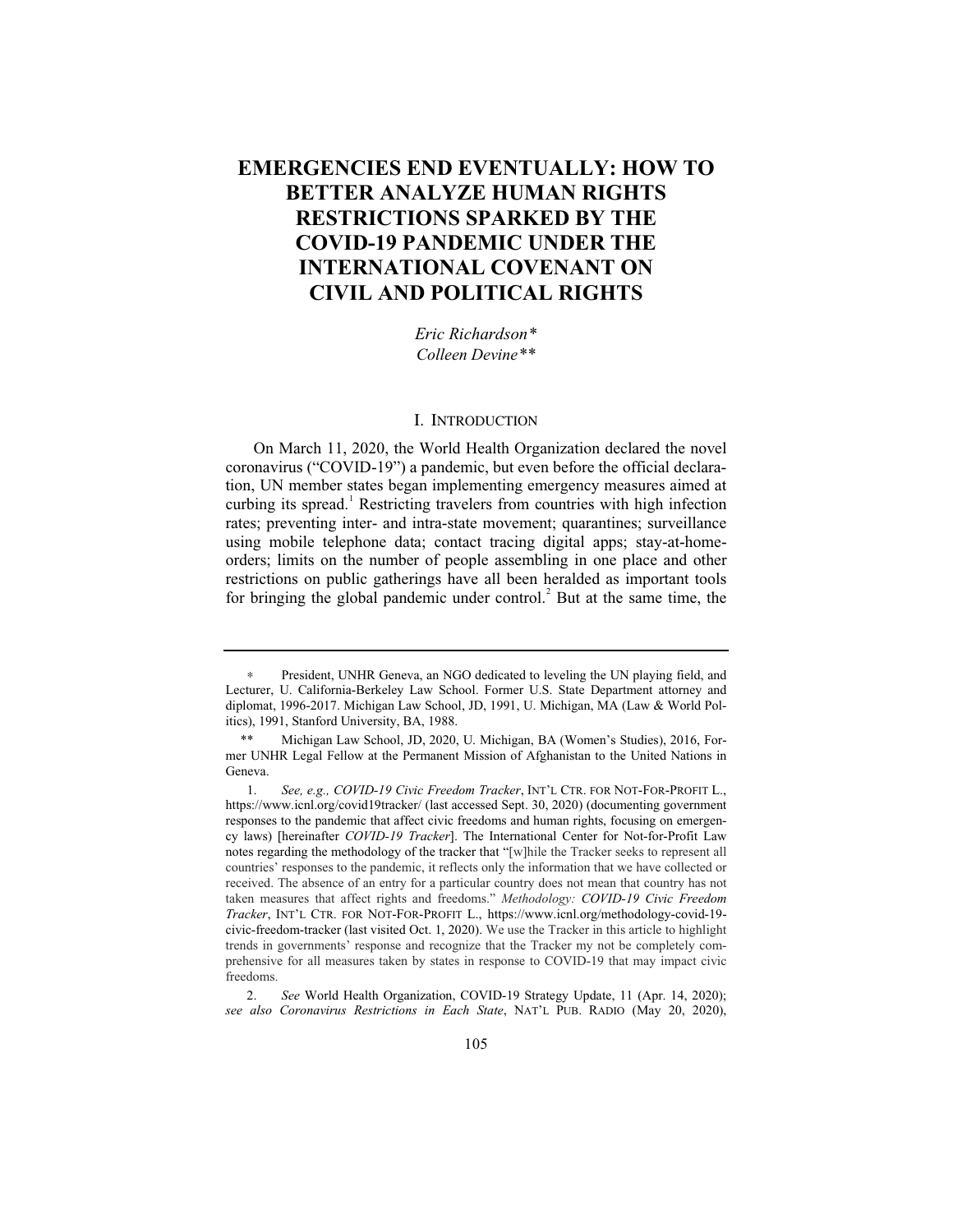# EMERGENCIES END EVENTUALLY: HOW TO BETTER ANALYZE HUMAN RIGHTS RESTRICTIONS SPARKED BY THE COVID-19 PANDEMIC UNDER THE INTERNATIONAL COVENANT ON CIVIL AND POLITICAL RIGHTS

*Eric Richardson\**
*Colleen Devine\*\**

## I. INTRODUCTION

On March 11, 2020, the World Health Organization declared the novel coronavirus ("COVID-19") a pandemic, but even before the official declaration, UN member states began implementing emergency measures aimed at curbing its spread.[1] Restricting travelers from countries with high infection rates; preventing inter- and intra-state movement; quarantines; surveillance using mobile telephone data; contact tracing digital apps; stay-at-home-orders; limits on the number of people assembling in one place and other restrictions on public gatherings have all been heralded as important tools for bringing the global pandemic under control.[2] But at the same time, the

---

\* President, UNHR Geneva, an NGO dedicated to leveling the UN playing field, and Lecturer, U. California-Berkeley Law School. Former U.S. State Department attorney and diplomat, 1996-2017. Michigan Law School, JD, 1991, U. Michigan, MA (Law & World Politics), 1991, Stanford University, BA, 1988.

\*\* Michigan Law School, JD, 2020, U. Michigan, BA (Women's Studies), 2016, Former UNHR Legal Fellow at the Permanent Mission of Afghanistan to the United Nations in Geneva.

1. *See, e.g., COVID-19 Civic Freedom Tracker*, INT'L CTR. FOR NOT-FOR-PROFIT L., https://www.icnl.org/covid19tracker/ (last accessed Sept. 30, 2020) (documenting government responses to the pandemic that affect civic freedoms and human rights, focusing on emergency laws) [hereinafter *COVID-19 Tracker*]. The International Center for Not-for-Profit Law notes regarding the methodology of the tracker that "[w]hile the Tracker seeks to represent all countries' responses to the pandemic, it reflects only the information that we have collected or received. The absence of an entry for a particular country does not mean that country has not taken measures that affect rights and freedoms." *Methodology: COVID-19 Civic Freedom Tracker*, INT'L CTR. FOR NOT-FOR-PROFIT L., https://www.icnl.org/methodology-covid-19-civic-freedom-tracker (last visited Oct. 1, 2020). We use the Tracker in this article to highlight trends in governments' response and recognize that the Tracker my not be completely comprehensive for all measures taken by states in response to COVID-19 that may impact civic freedoms.

2. *See* World Health Organization, COVID-19 Strategy Update, 11 (Apr. 14, 2020); *see also Coronavirus Restrictions in Each State*, NAT'L PUB. RADIO (May 20, 2020),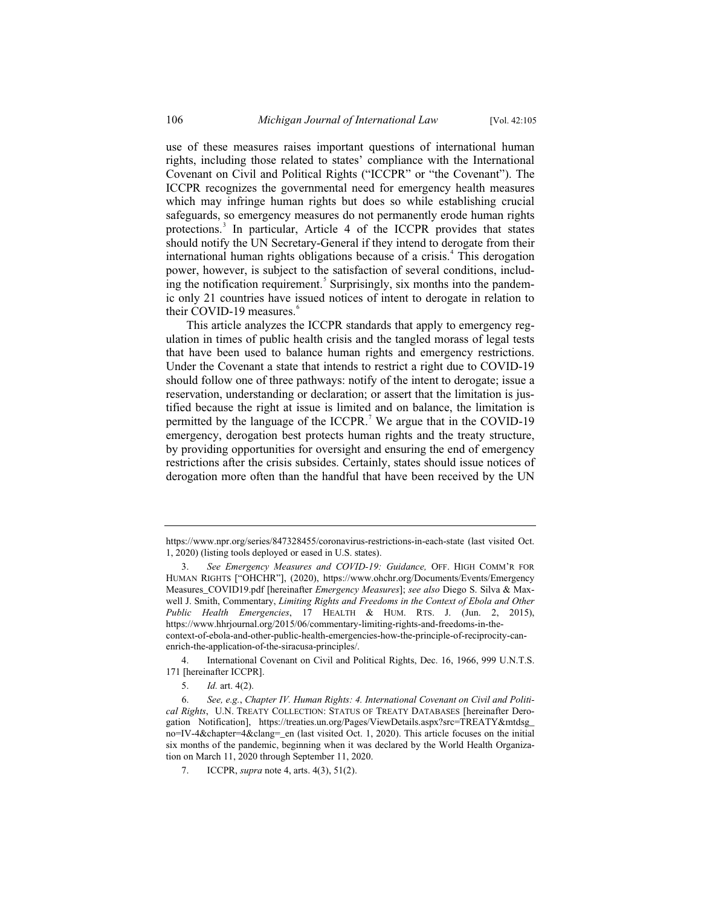use of these measures raises important questions of international human rights, including those related to states' compliance with the International Covenant on Civil and Political Rights ("ICCPR" or "the Covenant"). The ICCPR recognizes the governmental need for emergency health measures which may infringe human rights but does so while establishing crucial safeguards, so emergency measures do not permanently erode human rights protections.[3] In particular, Article 4 of the ICCPR provides that states should notify the UN Secretary-General if they intend to derogate from their international human rights obligations because of a crisis.[4] This derogation power, however, is subject to the satisfaction of several conditions, including the notification requirement.[5] Surprisingly, six months into the pandemic only 21 countries have issued notices of intent to derogate in relation to their COVID-19 measures.[6]

This article analyzes the ICCPR standards that apply to emergency regulation in times of public health crisis and the tangled morass of legal tests that have been used to balance human rights and emergency restrictions. Under the Covenant a state that intends to restrict a right due to COVID-19 should follow one of three pathways: notify of the intent to derogate; issue a reservation, understanding or declaration; or assert that the limitation is justified because the right at issue is limited and on balance, the limitation is permitted by the language of the ICCPR.[7] We argue that in the COVID-19 emergency, derogation best protects human rights and the treaty structure, by providing opportunities for oversight and ensuring the end of emergency restrictions after the crisis subsides. Certainly, states should issue notices of derogation more often than the handful that have been received by the UN

---

https://www.npr.org/series/847328455/coronavirus-restrictions-in-each-state (last visited Oct. 1, 2020) (listing tools deployed or eased in U.S. states).

3. *See Emergency Measures and COVID-19: Guidance,* OFF. HIGH COMM'R FOR HUMAN RIGHTS ["OHCHR"], (2020), https://www.ohchr.org/Documents/Events/EmergencyMeasures_COVID19.pdf [hereinafter *Emergency Measures*]; *see also* Diego S. Silva & Maxwell J. Smith, Commentary, *Limiting Rights and Freedoms in the Context of Ebola and Other Public Health Emergencies*, 17 HEALTH & HUM. RTS. J. (Jun. 2, 2015), https://www.hhrjournal.org/2015/06/commentary-limiting-rights-and-freedoms-in-the-context-of-ebola-and-other-public-health-emergencies-how-the-principle-of-reciprocity-can-enrich-the-application-of-the-siracusa-principles/.

4. International Covenant on Civil and Political Rights, Dec. 16, 1966, 999 U.N.T.S. 171 [hereinafter ICCPR].

5. *Id.* art. 4(2).

6. *See, e.g.*, *Chapter IV. Human Rights: 4. International Covenant on Civil and Political Rights*, U.N. TREATY COLLECTION: STATUS OF TREATY DATABASES [hereinafter Derogation Notification], https://treaties.un.org/Pages/ViewDetails.aspx?src=TREATY&mtdsg_no=IV-4&chapter=4&clang=_en (last visited Oct. 1, 2020). This article focuses on the initial six months of the pandemic, beginning when it was declared by the World Health Organization on March 11, 2020 through September 11, 2020.

7. ICCPR, *supra* note 4, arts. 4(3), 51(2).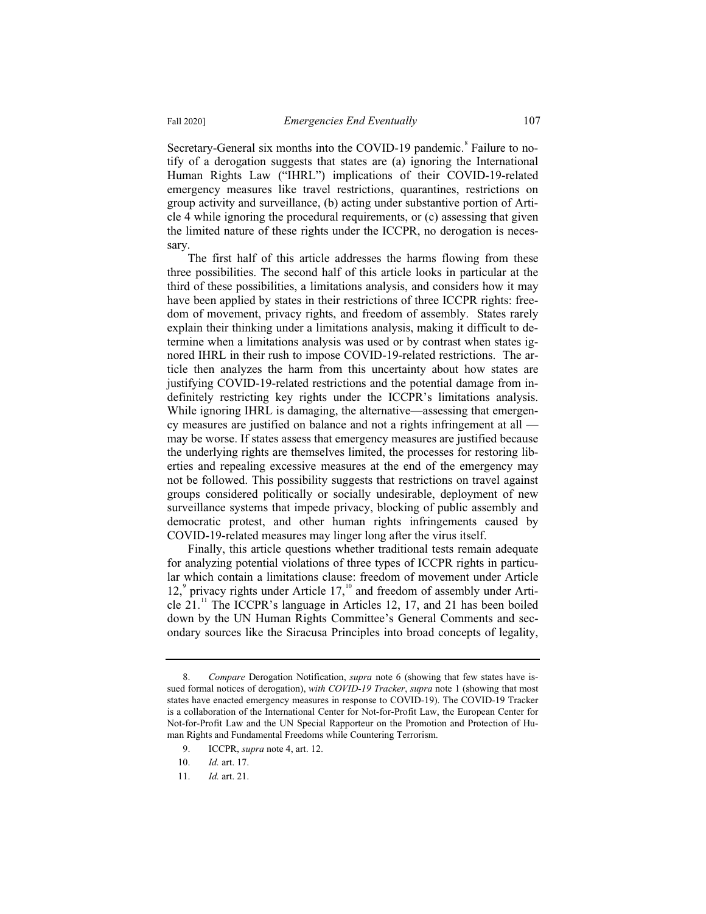Secretary-General six months into the COVID-19 pandemic.[8] Failure to notify of a derogation suggests that states are (a) ignoring the International Human Rights Law ("IHRL") implications of their COVID-19-related emergency measures like travel restrictions, quarantines, restrictions on group activity and surveillance, (b) acting under substantive portion of Article 4 while ignoring the procedural requirements, or (c) assessing that given the limited nature of these rights under the ICCPR, no derogation is necessary.

The first half of this article addresses the harms flowing from these three possibilities. The second half of this article looks in particular at the third of these possibilities, a limitations analysis, and considers how it may have been applied by states in their restrictions of three ICCPR rights: freedom of movement, privacy rights, and freedom of assembly. States rarely explain their thinking under a limitations analysis, making it difficult to determine when a limitations analysis was used or by contrast when states ignored IHRL in their rush to impose COVID-19-related restrictions. The article then analyzes the harm from this uncertainty about how states are justifying COVID-19-related restrictions and the potential damage from indefinitely restricting key rights under the ICCPR's limitations analysis. While ignoring IHRL is damaging, the alternative—assessing that emergency measures are justified on balance and not a rights infringement at all —may be worse. If states assess that emergency measures are justified because the underlying rights are themselves limited, the processes for restoring liberties and repealing excessive measures at the end of the emergency may not be followed. This possibility suggests that restrictions on travel against groups considered politically or socially undesirable, deployment of new surveillance systems that impede privacy, blocking of public assembly and democratic protest, and other human rights infringements caused by COVID-19-related measures may linger long after the virus itself.

Finally, this article questions whether traditional tests remain adequate for analyzing potential violations of three types of ICCPR rights in particular which contain a limitations clause: freedom of movement under Article 12,[9] privacy rights under Article 17,[10] and freedom of assembly under Article 21.[11] The ICCPR's language in Articles 12, 17, and 21 has been boiled down by the UN Human Rights Committee's General Comments and secondary sources like the Siracusa Principles into broad concepts of legality,

---

8. *Compare* Derogation Notification, *supra* note 6 (showing that few states have issued formal notices of derogation), *with COVID-19 Tracker*, *supra* note 1 (showing that most states have enacted emergency measures in response to COVID-19). The COVID-19 Tracker is a collaboration of the International Center for Not-for-Profit Law, the European Center for Not-for-Profit Law and the UN Special Rapporteur on the Promotion and Protection of Human Rights and Fundamental Freedoms while Countering Terrorism.

9. ICCPR, *supra* note 4, art. 12.

10. *Id.* art. 17.

11. *Id.* art. 21.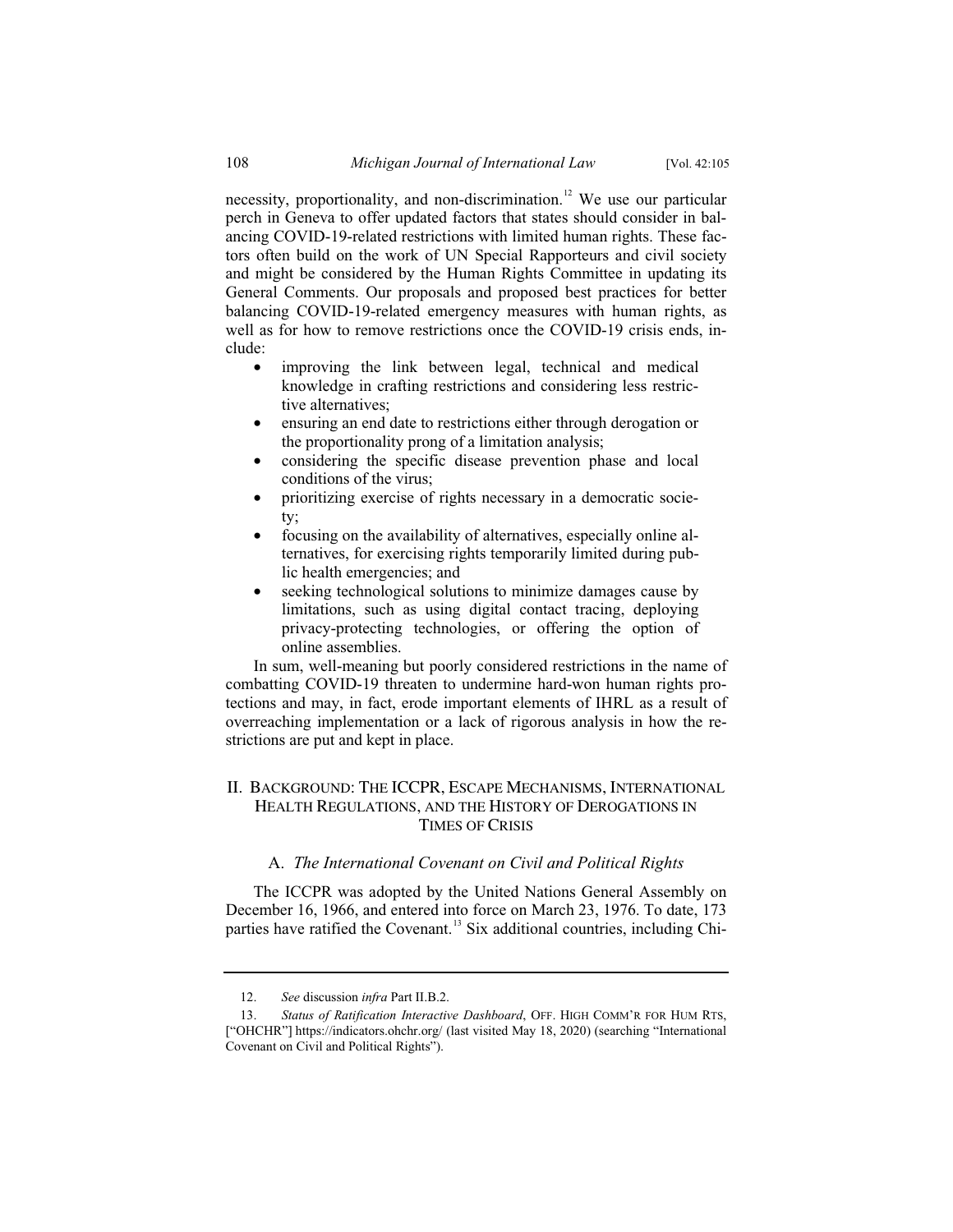necessity, proportionality, and non-discrimination.[12] We use our particular perch in Geneva to offer updated factors that states should consider in balancing COVID-19-related restrictions with limited human rights. These factors often build on the work of UN Special Rapporteurs and civil society and might be considered by the Human Rights Committee in updating its General Comments. Our proposals and proposed best practices for better balancing COVID-19-related emergency measures with human rights, as well as for how to remove restrictions once the COVID-19 crisis ends, include:

- improving the link between legal, technical and medical knowledge in crafting restrictions and considering less restrictive alternatives;
- ensuring an end date to restrictions either through derogation or the proportionality prong of a limitation analysis;
- considering the specific disease prevention phase and local conditions of the virus;
- prioritizing exercise of rights necessary in a democratic society;
- focusing on the availability of alternatives, especially online alternatives, for exercising rights temporarily limited during public health emergencies; and
- seeking technological solutions to minimize damages cause by limitations, such as using digital contact tracing, deploying privacy-protecting technologies, or offering the option of online assemblies.

In sum, well-meaning but poorly considered restrictions in the name of combatting COVID-19 threaten to undermine hard-won human rights protections and may, in fact, erode important elements of IHRL as a result of overreaching implementation or a lack of rigorous analysis in how the restrictions are put and kept in place.

## II. Background: The ICCPR, Escape Mechanisms, International Health Regulations, and the History of Derogations in Times of Crisis

### A. *The International Covenant on Civil and Political Rights*

The ICCPR was adopted by the United Nations General Assembly on December 16, 1966, and entered into force on March 23, 1976. To date, 173 parties have ratified the Covenant.[13] Six additional countries, including Chi-

---

12. *See* discussion *infra* Part II.B.2.

13. *Status of Ratification Interactive Dashboard*, Off. High Comm'r for Hum Rts, ["OHCHR"] https://indicators.ohchr.org/ (last visited May 18, 2020) (searching "International Covenant on Civil and Political Rights").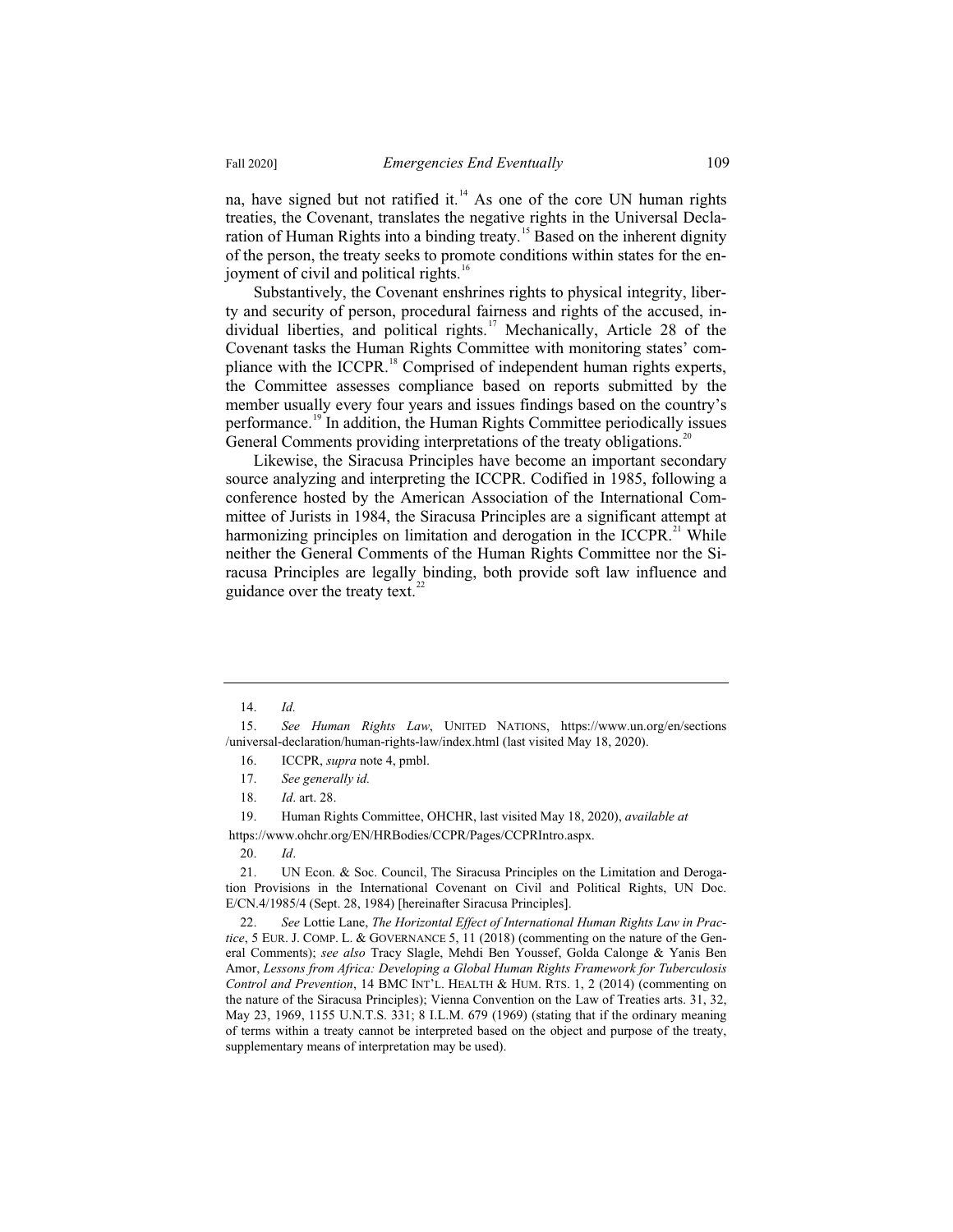na, have signed but not ratified it.[14] As one of the core UN human rights treaties, the Covenant, translates the negative rights in the Universal Declaration of Human Rights into a binding treaty.[15] Based on the inherent dignity of the person, the treaty seeks to promote conditions within states for the enjoyment of civil and political rights.[16]

Substantively, the Covenant enshrines rights to physical integrity, liberty and security of person, procedural fairness and rights of the accused, individual liberties, and political rights.[17] Mechanically, Article 28 of the Covenant tasks the Human Rights Committee with monitoring states' compliance with the ICCPR.[18] Comprised of independent human rights experts, the Committee assesses compliance based on reports submitted by the member usually every four years and issues findings based on the country's performance.[19] In addition, the Human Rights Committee periodically issues General Comments providing interpretations of the treaty obligations.[20]

Likewise, the Siracusa Principles have become an important secondary source analyzing and interpreting the ICCPR. Codified in 1985, following a conference hosted by the American Association of the International Committee of Jurists in 1984, the Siracusa Principles are a significant attempt at harmonizing principles on limitation and derogation in the ICCPR.[21] While neither the General Comments of the Human Rights Committee nor the Siracusa Principles are legally binding, both provide soft law influence and guidance over the treaty text.[22]

---

14. *Id.*

15. *See Human Rights Law*, UNITED NATIONS, https://www.un.org/en/sections/universal-declaration/human-rights-law/index.html (last visited May 18, 2020).

16. ICCPR, *supra* note 4, pmbl.

17. *See generally id.*

18. *Id*. art. 28.

19. Human Rights Committee, OHCHR, last visited May 18, 2020), *available at* https://www.ohchr.org/EN/HRBodies/CCPR/Pages/CCPRIntro.aspx.

20. *Id*.

21. UN Econ. & Soc. Council, The Siracusa Principles on the Limitation and Derogation Provisions in the International Covenant on Civil and Political Rights, UN Doc. E/CN.4/1985/4 (Sept. 28, 1984) [hereinafter Siracusa Principles].

22. *See* Lottie Lane, *The Horizontal Effect of International Human Rights Law in Practice*, 5 EUR. J. COMP. L. & GOVERNANCE 5, 11 (2018) (commenting on the nature of the General Comments); *see also* Tracy Slagle, Mehdi Ben Youssef, Golda Calonge & Yanis Ben Amor, *Lessons from Africa: Developing a Global Human Rights Framework for Tuberculosis Control and Prevention*, 14 BMC INT'L. HEALTH & HUM. RTS. 1, 2 (2014) (commenting on the nature of the Siracusa Principles); Vienna Convention on the Law of Treaties arts. 31, 32, May 23, 1969, 1155 U.N.T.S. 331; 8 I.L.M. 679 (1969) (stating that if the ordinary meaning of terms within a treaty cannot be interpreted based on the object and purpose of the treaty, supplementary means of interpretation may be used).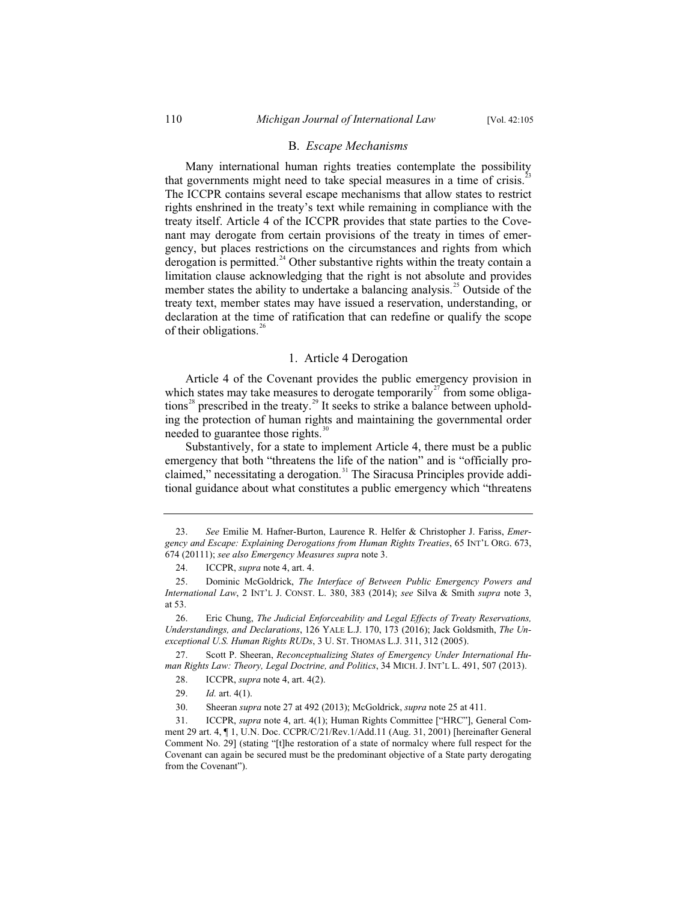### B. *Escape Mechanisms*

Many international human rights treaties contemplate the possibility that governments might need to take special measures in a time of crisis.[23] The ICCPR contains several escape mechanisms that allow states to restrict rights enshrined in the treaty's text while remaining in compliance with the treaty itself. Article 4 of the ICCPR provides that state parties to the Covenant may derogate from certain provisions of the treaty in times of emergency, but places restrictions on the circumstances and rights from which derogation is permitted.[24] Other substantive rights within the treaty contain a limitation clause acknowledging that the right is not absolute and provides member states the ability to undertake a balancing analysis.[25] Outside of the treaty text, member states may have issued a reservation, understanding, or declaration at the time of ratification that can redefine or qualify the scope of their obligations.[26]

#### 1. Article 4 Derogation

Article 4 of the Covenant provides the public emergency provision in which states may take measures to derogate temporarily[27] from some obligations[28] prescribed in the treaty.[29] It seeks to strike a balance between upholding the protection of human rights and maintaining the governmental order needed to guarantee those rights.[30]

Substantively, for a state to implement Article 4, there must be a public emergency that both "threatens the life of the nation" and is "officially proclaimed," necessitating a derogation.[31] The Siracusa Principles provide additional guidance about what constitutes a public emergency which "threatens

---

23. *See* Emilie M. Hafner-Burton, Laurence R. Helfer & Christopher J. Fariss, *Emergency and Escape: Explaining Derogations from Human Rights Treaties*, 65 INT'L ORG. 673, 674 (20111); *see also Emergency Measures supra* note 3.

24. ICCPR, *supra* note 4, art. 4.

25. Dominic McGoldrick, *The Interface of Between Public Emergency Powers and International Law*, 2 INT'L J. CONST. L. 380, 383 (2014); *see* Silva & Smith *supra* note 3, at 53.

26. Eric Chung, *The Judicial Enforceability and Legal Effects of Treaty Reservations, Understandings, and Declarations*, 126 YALE L.J. 170, 173 (2016); Jack Goldsmith, *The Unexceptional U.S. Human Rights RUDs*, 3 U. ST. THOMAS L.J. 311, 312 (2005).

27. Scott P. Sheeran, *Reconceptualizing States of Emergency Under International Human Rights Law: Theory, Legal Doctrine, and Politics*, 34 MICH. J. INT'L L. 491, 507 (2013).

28. ICCPR, *supra* note 4, art. 4(2).

29. *Id.* art. 4(1).

30. Sheeran *supra* note 27 at 492 (2013); McGoldrick, *supra* note 25 at 411.

31. ICCPR, *supra* note 4, art. 4(1); Human Rights Committee ["HRC"], General Comment 29 art. 4, ¶ 1, U.N. Doc. CCPR/C/21/Rev.1/Add.11 (Aug. 31, 2001) [hereinafter General Comment No. 29] (stating "[t]he restoration of a state of normalcy where full respect for the Covenant can again be secured must be the predominant objective of a State party derogating from the Covenant").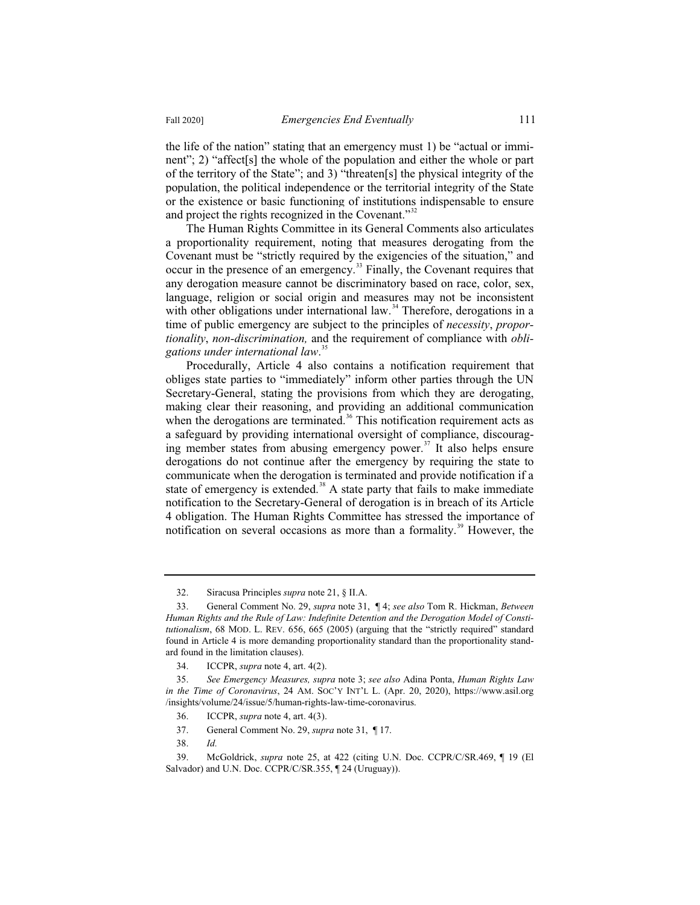the life of the nation" stating that an emergency must 1) be "actual or imminent"; 2) "affect[s] the whole of the population and either the whole or part of the territory of the State"; and 3) "threaten[s] the physical integrity of the population, the political independence or the territorial integrity of the State or the existence or basic functioning of institutions indispensable to ensure and project the rights recognized in the Covenant."[32]

The Human Rights Committee in its General Comments also articulates a proportionality requirement, noting that measures derogating from the Covenant must be "strictly required by the exigencies of the situation," and occur in the presence of an emergency.[33] Finally, the Covenant requires that any derogation measure cannot be discriminatory based on race, color, sex, language, religion or social origin and measures may not be inconsistent with other obligations under international law.[34] Therefore, derogations in a time of public emergency are subject to the principles of *necessity*, *proportionality*, *non-discrimination,* and the requirement of compliance with *obligations under international law*.[35]

Procedurally, Article 4 also contains a notification requirement that obliges state parties to "immediately" inform other parties through the UN Secretary-General, stating the provisions from which they are derogating, making clear their reasoning, and providing an additional communication when the derogations are terminated.[36] This notification requirement acts as a safeguard by providing international oversight of compliance, discouraging member states from abusing emergency power.[37] It also helps ensure derogations do not continue after the emergency by requiring the state to communicate when the derogation is terminated and provide notification if a state of emergency is extended.[38] A state party that fails to make immediate notification to the Secretary-General of derogation is in breach of its Article 4 obligation. The Human Rights Committee has stressed the importance of notification on several occasions as more than a formality.[39] However, the

---

32. Siracusa Principles *supra* note 21, § II.A.

33. General Comment No. 29, *supra* note 31, ¶ 4; *see also* Tom R. Hickman, *Between Human Rights and the Rule of Law: Indefinite Detention and the Derogation Model of Constitutionalism*, 68 MOD. L. REV. 656, 665 (2005) (arguing that the "strictly required" standard found in Article 4 is more demanding proportionality standard than the proportionality standard found in the limitation clauses).

34. ICCPR, *supra* note 4, art. 4(2).

35. *See Emergency Measures, supra* note 3; *see also* Adina Ponta, *Human Rights Law in the Time of Coronavirus*, 24 AM. SOC'Y INT'L L. (Apr. 20, 2020), https://www.asil.org/insights/volume/24/issue/5/human-rights-law-time-coronavirus.

36. ICCPR, *supra* note 4, art. 4(3).

37. General Comment No. 29, *supra* note 31, ¶ 17.

38. *Id.*

39. McGoldrick, *supra* note 25, at 422 (citing U.N. Doc. CCPR/C/SR.469, ¶ 19 (El Salvador) and U.N. Doc. CCPR/C/SR.355, ¶ 24 (Uruguay)).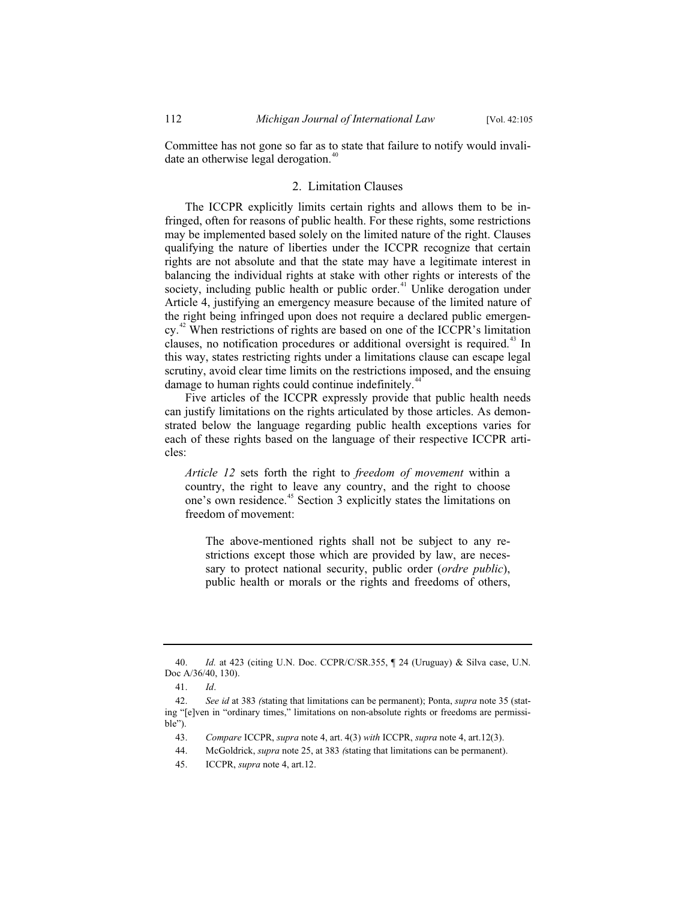Committee has not gone so far as to state that failure to notify would invalidate an otherwise legal derogation.[40]

### 2. Limitation Clauses

The ICCPR explicitly limits certain rights and allows them to be infringed, often for reasons of public health. For these rights, some restrictions may be implemented based solely on the limited nature of the right. Clauses qualifying the nature of liberties under the ICCPR recognize that certain rights are not absolute and that the state may have a legitimate interest in balancing the individual rights at stake with other rights or interests of the society, including public health or public order.[41] Unlike derogation under Article 4, justifying an emergency measure because of the limited nature of the right being infringed upon does not require a declared public emergency.[42] When restrictions of rights are based on one of the ICCPR's limitation clauses, no notification procedures or additional oversight is required.[43] In this way, states restricting rights under a limitations clause can escape legal scrutiny, avoid clear time limits on the restrictions imposed, and the ensuing damage to human rights could continue indefinitely.[44]

Five articles of the ICCPR expressly provide that public health needs can justify limitations on the rights articulated by those articles. As demonstrated below the language regarding public health exceptions varies for each of these rights based on the language of their respective ICCPR articles:

> *Article 12* sets forth the right to *freedom of movement* within a country, the right to leave any country, and the right to choose one's own residence.[45] Section 3 explicitly states the limitations on freedom of movement:
>
> > The above-mentioned rights shall not be subject to any restrictions except those which are provided by law, are necessary to protect national security, public order (*ordre public*), public health or morals or the rights and freedoms of others,

---

40. *Id.* at 423 (citing U.N. Doc. CCPR/C/SR.355, ¶ 24 (Uruguay) & Silva case, U.N. Doc A/36/40, 130).

41. *Id*.

42. *See id* at 383 *(*stating that limitations can be permanent); Ponta, *supra* note 35 (stating "[e]ven in "ordinary times," limitations on non-absolute rights or freedoms are permissible").

43. *Compare* ICCPR, *supra* note 4, art. 4(3) *with* ICCPR, *supra* note 4, art.12(3).

44. McGoldrick, *supra* note 25, at 383 *(*stating that limitations can be permanent).

45. ICCPR, *supra* note 4, art.12.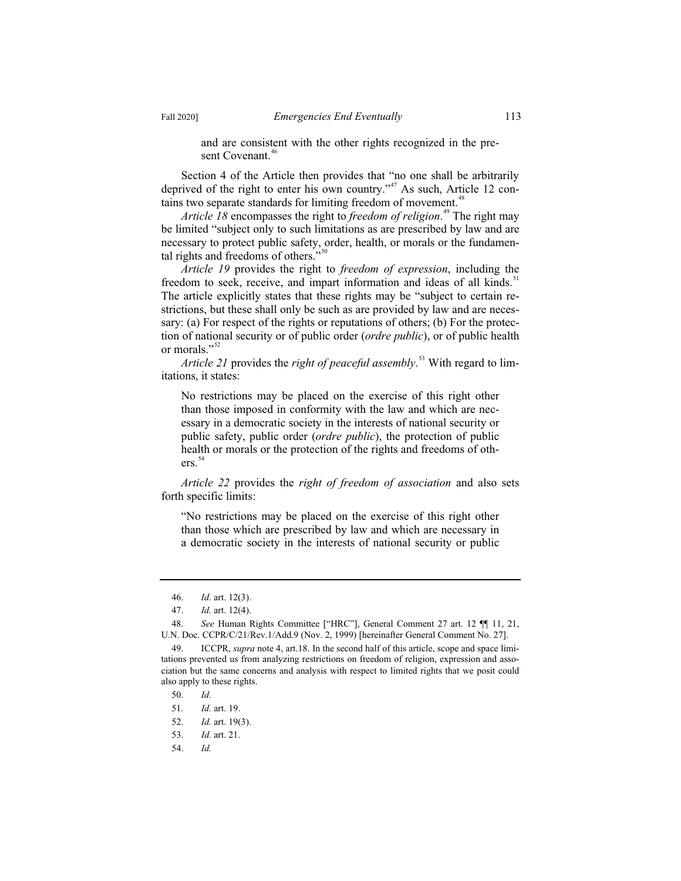> and are consistent with the other rights recognized in the present Covenant.[46]

Section 4 of the Article then provides that "no one shall be arbitrarily deprived of the right to enter his own country."[47] As such, Article 12 contains two separate standards for limiting freedom of movement.[48]

*Article 18* encompasses the right to *freedom of religion*.[49] The right may be limited "subject only to such limitations as are prescribed by law and are necessary to protect public safety, order, health, or morals or the fundamental rights and freedoms of others."[50]

*Article 19* provides the right to *freedom of expression*, including the freedom to seek, receive, and impart information and ideas of all kinds.[51] The article explicitly states that these rights may be "subject to certain restrictions, but these shall only be such as are provided by law and are necessary: (a) For respect of the rights or reputations of others; (b) For the protection of national security or of public order (*ordre public*), or of public health or morals."[52]

*Article 21* provides the *right of peaceful assembly*.[53] With regard to limitations, it states:

> No restrictions may be placed on the exercise of this right other than those imposed in conformity with the law and which are necessary in a democratic society in the interests of national security or public safety, public order (*ordre public*), the protection of public health or morals or the protection of the rights and freedoms of others.[54]

*Article 22* provides the *right of freedom of association* and also sets forth specific limits:

> "No restrictions may be placed on the exercise of this right other than those which are prescribed by law and which are necessary in a democratic society in the interests of national security or public

---

46. *Id.* art. 12(3).

47. *Id.* art. 12(4).

48. *See* Human Rights Committee ["HRC"], General Comment 27 art. 12 ¶¶ 11, 21, U.N. Doc. CCPR/C/21/Rev.1/Add.9 (Nov. 2, 1999) [hereinafter General Comment No. 27].

49. ICCPR, *supra* note 4, art.18. In the second half of this article, scope and space limitations prevented us from analyzing restrictions on freedom of religion, expression and association but the same concerns and analysis with respect to limited rights that we posit could also apply to these rights.

50. *Id.*

51. *Id.* art. 19.

52. *Id.* art. 19(3).

53. *Id.* art. 21.

54. *Id.*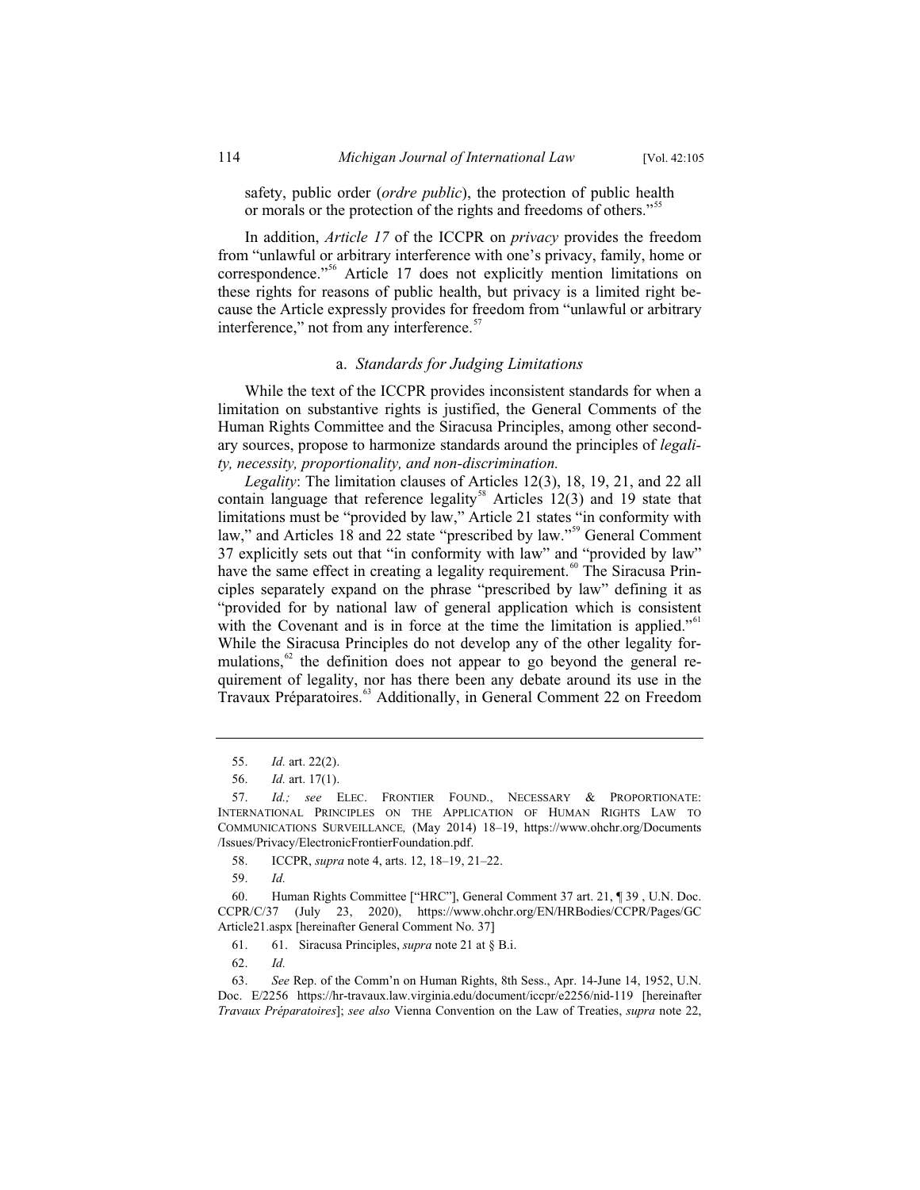safety, public order (*ordre public*), the protection of public health or morals or the protection of the rights and freedoms of others."[55]

In addition, *Article 17* of the ICCPR on *privacy* provides the freedom from "unlawful or arbitrary interference with one's privacy, family, home or correspondence."[56] Article 17 does not explicitly mention limitations on these rights for reasons of public health, but privacy is a limited right because the Article expressly provides for freedom from "unlawful or arbitrary interference," not from any interference.[57]

#### a. *Standards for Judging Limitations*

While the text of the ICCPR provides inconsistent standards for when a limitation on substantive rights is justified, the General Comments of the Human Rights Committee and the Siracusa Rights Principles, among other secondary sources, propose to harmonize standards around the principles of *legality, necessity, proportionality, and non-discrimination.*

*Legality*: The limitation clauses of Articles 12(3), 18, 19, 21, and 22 all contain language that reference legality[58] Articles 12(3) and 19 state that limitations must be "provided by law," Article 21 states "in conformity with law," and Articles 18 and 22 state "prescribed by law."[59] General Comment 37 explicitly sets out that "in conformity with law" and "provided by law" have the same effect in creating a legality requirement.[60] The Siracusa Principles separately expand on the phrase "prescribed by law" defining it as "provided for by national law of general application which is consistent with the Covenant and is in force at the time the limitation is applied."[61] While the Siracusa Principles do not develop any of the other legality formulations,[62] the definition does not appear to go beyond the general requirement of legality, nor has there been any debate around its use in the Travaux Préparatoires.[63] Additionally, in General Comment 22 on Freedom

---

55. *Id.* art. 22(2).

56. *Id.* art. 17(1).

57. *Id.; see* ELEC. FRONTIER FOUND., NECESSARY & PROPORTIONATE: INTERNATIONAL PRINCIPLES ON THE APPLICATION OF HUMAN RIGHTS LAW TO COMMUNICATIONS SURVEILLANCE, (May 2014) 18–19, https://www.ohchr.org/Documents/Issues/Privacy/ElectronicFrontierFoundation.pdf.

58. ICCPR, *supra* note 4, arts. 12, 18–19, 21–22.

59. *Id.*

60. Human Rights Committee ["HRC"], General Comment 37 art. 21, ¶ 39 , U.N. Doc. CCPR/C/37 (July 23, 2020), https://www.ohchr.org/EN/HRBodies/CCPR/Pages/GCArticle21.aspx [hereinafter General Comment No. 37]

61. 61. Siracusa Principles, *supra* note 21 at § B.i.

62. *Id.*

63. *See* Rep. of the Comm'n on Human Rights, 8th Sess., Apr. 14-June 14, 1952, U.N. Doc. E/2256 https://hr-travaux.law.virginia.edu/document/iccpr/e2256/nid-119 [hereinafter *Travaux Préparatoires*]; *see also* Vienna Convention on the Law of Treaties, *supra* note 22,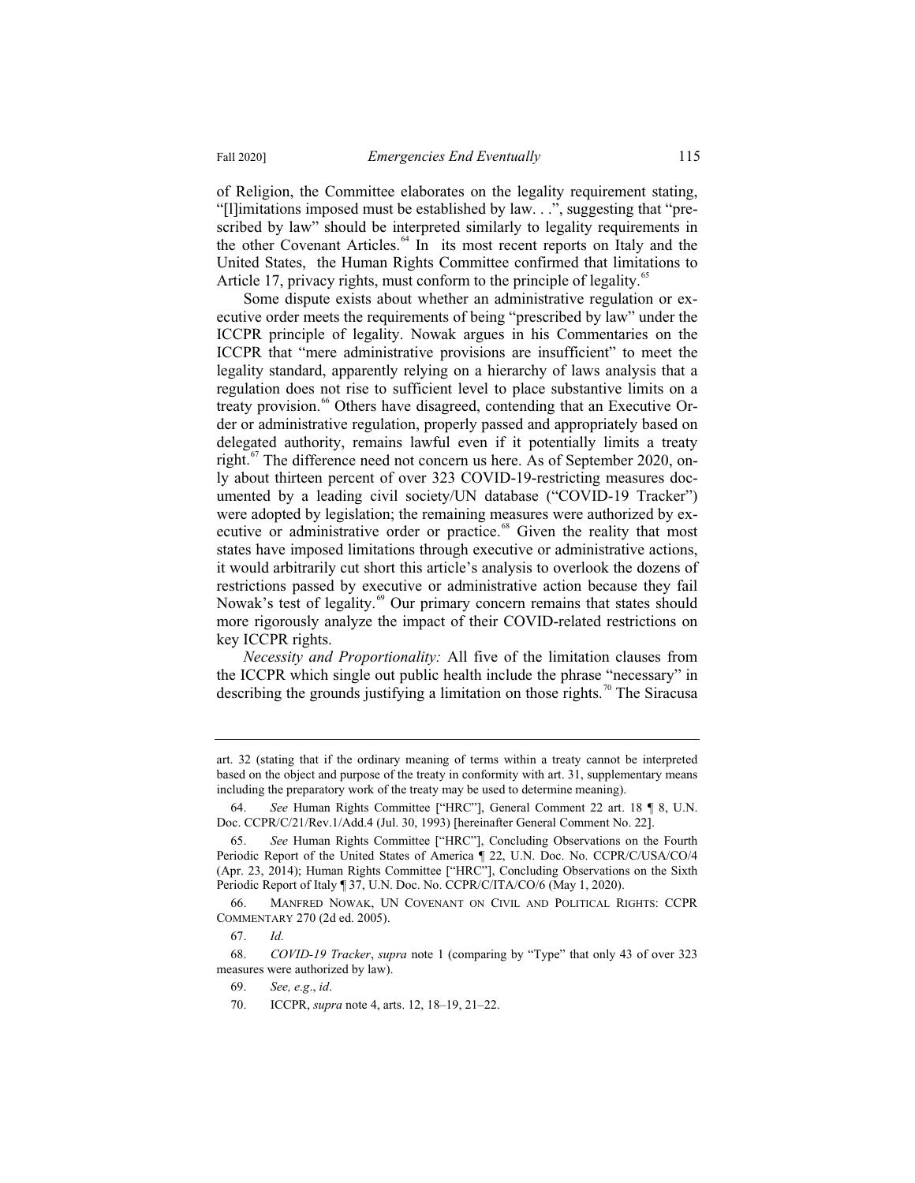of Religion, the Committee elaborates on the legality requirement stating, "[l]imitations imposed must be established by law. . .", suggesting that "prescribed by law" should be interpreted similarly to legality requirements in the other Covenant Articles.[64] In its most recent reports on Italy and the United States, the Human Rights Committee confirmed that limitations to Article 17, privacy rights, must conform to the principle of legality.[65]

Some dispute exists about whether an administrative regulation or executive order meets the requirements of being "prescribed by law" under the ICCPR principle of legality. Nowak argues in his Commentaries on the ICCPR that "mere administrative provisions are insufficient" to meet the legality standard, apparently relying on a hierarchy of laws analysis that a regulation does not rise to sufficient level to place substantive limits on a treaty provision.[66] Others have disagreed, contending that an Executive Order or administrative regulation, properly passed and appropriately based on delegated authority, remains lawful even if it potentially limits a treaty right.[67] The difference need not concern us here. As of September 2020, only about thirteen percent of over 323 COVID-19-restricting measures documented by a leading civil society/UN database ("COVID-19 Tracker") were adopted by legislation; the remaining measures were authorized by executive or administrative order or practice.[68] Given the reality that most states have imposed limitations through executive or administrative actions, it would arbitrarily cut short this article's analysis to overlook the dozens of restrictions passed by executive or administrative action because they fail Nowak's test of legality.[69] Our primary concern remains that states should more rigorously analyze the impact of their COVID-related restrictions on key ICCPR rights.

*Necessity and Proportionality:* All five of the limitation clauses from the ICCPR which single out public health include the phrase "necessary" in describing the grounds justifying a limitation on those rights.[70] The Siracusa

---

art. 32 (stating that if the ordinary meaning of terms within a treaty cannot be interpreted based on the object and purpose of the treaty in conformity with art. 31, supplementary means including the preparatory work of the treaty may be used to determine meaning).

64. *See* Human Rights Committee ["HRC"], General Comment 22 art. 18 ¶ 8, U.N. Doc. CCPR/C/21/Rev.1/Add.4 (Jul. 30, 1993) [hereinafter General Comment No. 22].

65. *See* Human Rights Committee ["HRC"], Concluding Observations on the Fourth Periodic Report of the United States of America ¶ 22, U.N. Doc. No. CCPR/C/USA/CO/4 (Apr. 23, 2014); Human Rights Committee ["HRC"], Concluding Observations on the Sixth Periodic Report of Italy ¶ 37, U.N. Doc. No. CCPR/C/ITA/CO/6 (May 1, 2020).

66. MANFRED NOWAK, UN COVENANT ON CIVIL AND POLITICAL RIGHTS: CCPR COMMENTARY 270 (2d ed. 2005).

67. *Id.*

68. *COVID-19 Tracker*, *supra* note 1 (comparing by "Type" that only 43 of over 323 measures were authorized by law).

69. *See, e.g.*, *id*.

70. ICCPR, *supra* note 4, arts. 12, 18–19, 21–22.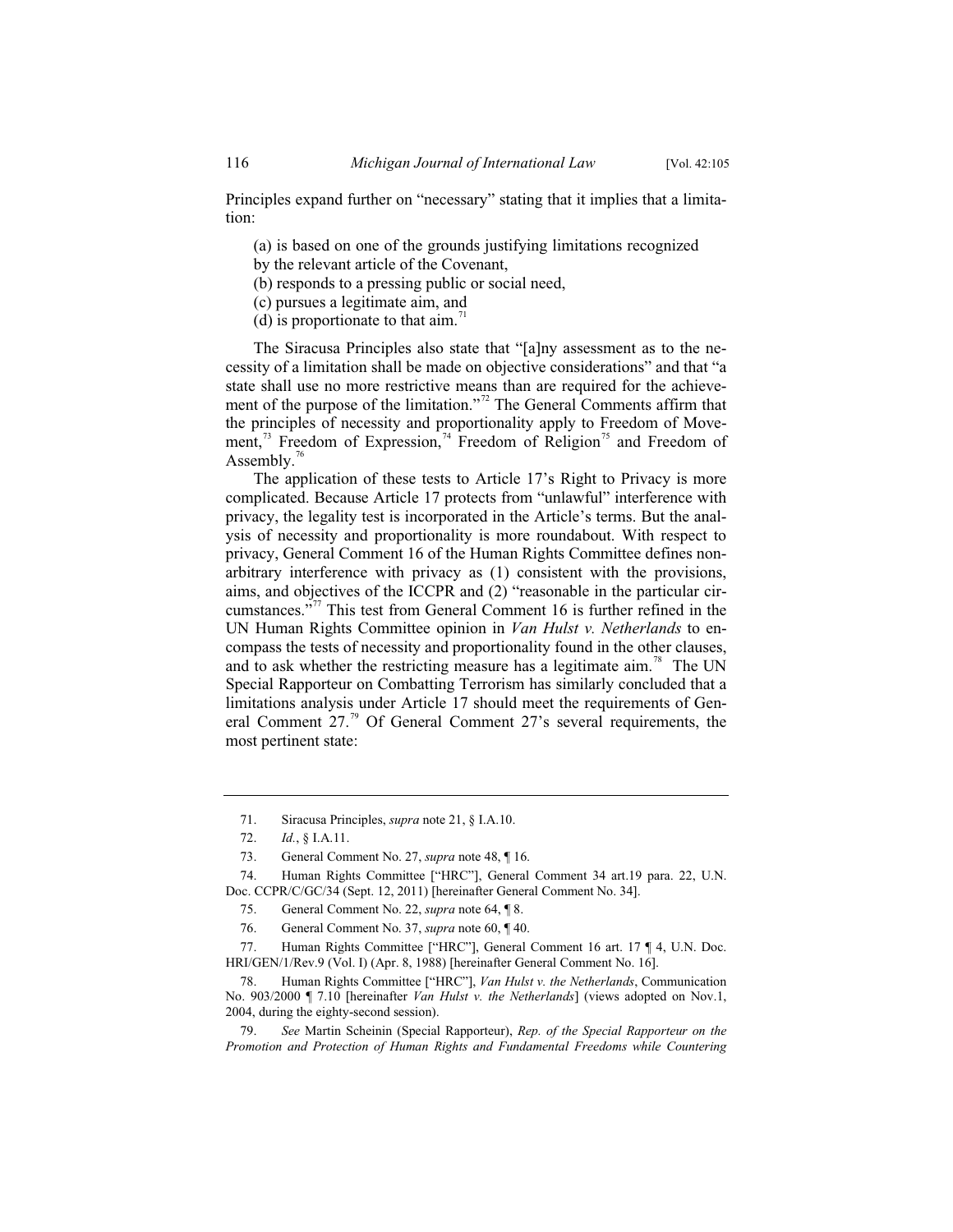Principles expand further on "necessary" stating that it implies that a limitation:

> (a) is based on one of the grounds justifying limitations recognized by the relevant article of the Covenant,
> (b) responds to a pressing public or social need,
> (c) pursues a legitimate aim, and
> (d) is proportionate to that aim.[71]

The Siracusa Principles also state that "[a]ny assessment as to the necessity of a limitation shall be made on objective considerations" and that "a state shall use no more restrictive means than are required for the achievement of the purpose of the limitation."[72] The General Comments affirm that the principles of necessity and proportionality apply to Freedom of Movement,[73] Freedom of Expression,[74] Freedom of Religion[75] and Freedom of Assembly.[76]

The application of these tests to Article 17's Right to Privacy is more complicated. Because Article 17 protects from "unlawful" interference with privacy, the legality test is incorporated in the Article's terms. But the analysis of necessity and proportionality is more roundabout. With respect to privacy, General Comment 16 of the Human Rights Committee defines non-arbitrary interference with privacy as (1) consistent with the provisions, aims, and objectives of the ICCPR and (2) "reasonable in the particular circumstances."[77] This test from General Comment 16 is further refined in the UN Human Rights Committee opinion in *Van Hulst v. Netherlands* to encompass the tests of necessity and proportionality found in the other clauses, and to ask whether the restricting measure has a legitimate aim.[78] The UN Special Rapporteur on Combatting Terrorism has similarly concluded that a limitations analysis under Article 17 should meet the requirements of General Comment 27.[79] Of General Comment 27's several requirements, the most pertinent state:

---

71. Siracusa Principles, *supra* note 21, § I.A.10.

72. *Id.*, § I.A.11.

73. General Comment No. 27, *supra* note 48, ¶ 16.

74. Human Rights Committee ["HRC"], General Comment 34 art.19 para. 22, U.N. Doc. CCPR/C/GC/34 (Sept. 12, 2011) [hereinafter General Comment No. 34].

75. General Comment No. 22, *supra* note 64, ¶ 8.

76. General Comment No. 37, *supra* note 60, ¶ 40.

77. Human Rights Committee ["HRC"], General Comment 16 art. 17 ¶ 4, U.N. Doc. HRI/GEN/1/Rev.9 (Vol. I) (Apr. 8, 1988) [hereinafter General Comment No. 16].

78. Human Rights Committee ["HRC"], *Van Hulst v. the Netherlands*, Communication No. 903/2000 ¶ 7.10 [hereinafter *Van Hulst v. the Netherlands*] (views adopted on Nov.1, 2004, during the eighty-second session).

79. *See* Martin Scheinin (Special Rapporteur), *Rep. of the Special Rapporteur on the Promotion and Protection of Human Rights and Fundamental Freedoms while Countering*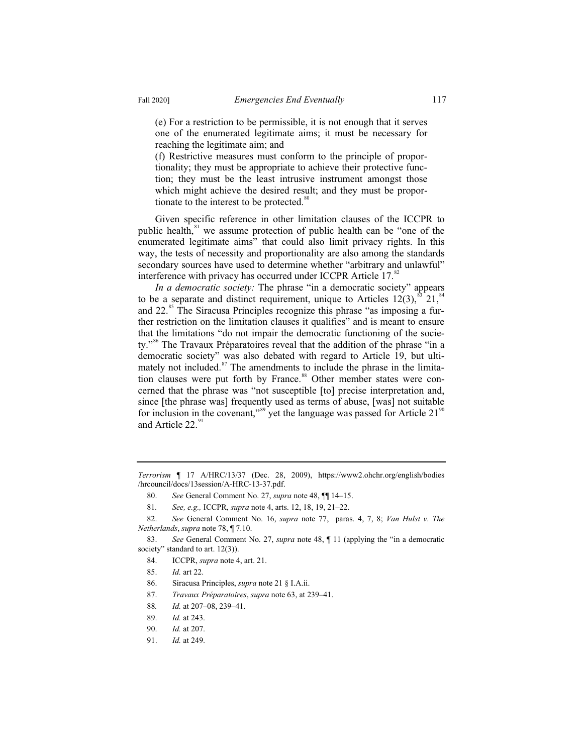(e) For a restriction to be permissible, it is not enough that it serves one of the enumerated legitimate aims; it must be necessary for reaching the legitimate aim; and

(f) Restrictive measures must conform to the principle of proportionality; they must be appropriate to achieve their protective function; they must be the least intrusive instrument amongst those which might achieve the desired result; and they must be proportionate to the interest to be protected.[80]

Given specific reference in other limitation clauses of the ICCPR to public health,[81] we assume protection of public health can be "one of the enumerated legitimate aims" that could also limit privacy rights. In this way, the tests of necessity and proportionality are also among the standards secondary sources have used to determine whether "arbitrary and unlawful" interference with privacy has occurred under ICCPR Article 17.[82]

*In a democratic society:* The phrase "in a democratic society" appears to be a separate and distinct requirement, unique to Articles 12(3),[83] 21,[84] and 22.[85] The Siracusa Principles recognize this phrase "as imposing a further restriction on the limitation clauses it qualifies" and is meant to ensure that the limitations "do not impair the democratic functioning of the society."[86] The Travaux Préparatoires reveal that the addition of the phrase "in a democratic society" was also debated with regard to Article 19, but ultimately not included.[87] The amendments to include the phrase in the limitation clauses were put forth by France.[88] Other member states were concerned that the phrase was "not susceptible [to] precise interpretation and, since [the phrase was] frequently used as terms of abuse, [was] not suitable for inclusion in the covenant,"[89] yet the language was passed for Article 21[90] and Article 22.[91]

---

*Terrorism* ¶ 17 A/HRC/13/37 (Dec. 28, 2009), https://www2.ohchr.org/english/bodies/hrcouncil/docs/13session/A-HRC-13-37.pdf.

80. *See* General Comment No. 27, *supra* note 48, ¶¶ 14–15.

81. *See, e.g.,* ICCPR, *supra* note 4, arts. 12, 18, 19, 21–22.

82. *See* General Comment No. 16, *supra* note 77, paras. 4, 7, 8; *Van Hulst v. The Netherlands*, *supra* note 78, ¶ 7.10.

83. *See* General Comment No. 27, *supra* note 48, ¶ 11 (applying the "in a democratic society" standard to art. 12(3)).

84. ICCPR, *supra* note 4, art. 21.

85. *Id.* art 22.

86. Siracusa Principles, *supra* note 21 § I.A.ii.

87. *Travaux Préparatoires*, *supra* note 63, at 239–41.

88. *Id.* at 207–08, 239–41.

89. *Id.* at 243.

90. *Id.* at 207.

91. *Id.* at 249.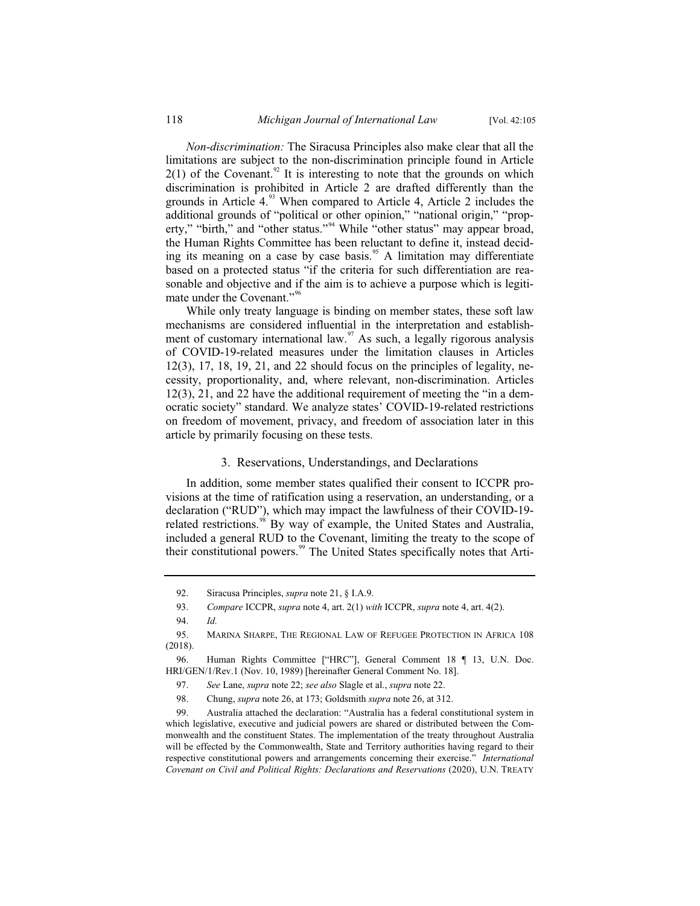*Non-discrimination:* The Siracusa Principles also make clear that all the limitations are subject to the non-discrimination principle found in Article 2(1) of the Covenant.[92] It is interesting to note that the grounds on which discrimination is prohibited in Article 2 are drafted differently than the grounds in Article 4.[93] When compared to Article 4, Article 2 includes the additional grounds of "political or other opinion," "national origin," "property," "birth," and "other status."[94] While "other status" may appear broad, the Human Rights Committee has been reluctant to define it, instead deciding its meaning on a case by case basis.[95] A limitation may differentiate based on a protected status "if the criteria for such differentiation are reasonable and objective and if the aim is to achieve a purpose which is legitimate under the Covenant."[96]

While only treaty language is binding on member states, these soft law mechanisms are considered influential in the interpretation and establishment of customary international law.[97] As such, a legally rigorous analysis of COVID-19-related measures under the limitation clauses in Articles 12(3), 17, 18, 19, 21, and 22 should focus on the principles of legality, necessity, proportionality, and, where relevant, non-discrimination. Articles 12(3), 21, and 22 have the additional requirement of meeting the "in a democratic society" standard. We analyze states' COVID-19-related restrictions on freedom of movement, privacy, and freedom of association later in this article by primarily focusing on these tests.

### 3. Reservations, Understandings, and Declarations

In addition, some member states qualified their consent to ICCPR provisions at the time of ratification using a reservation, an understanding, or a declaration ("RUD"), which may impact the lawfulness of their COVID-19-related restrictions.[98] By way of example, the United States and Australia, included a general RUD to the Covenant, limiting the treaty to the scope of their constitutional powers.[99] The United States specifically notes that Arti-

---

92. Siracusa Principles, *supra* note 21, § I.A.9.

93. *Compare* ICCPR, *supra* note 4, art. 2(1) *with* ICCPR, *supra* note 4, art. 4(2).

94. *Id.*

95. Marina Sharpe, The Regional Law of Refugee Protection in Africa 108 (2018).

96. Human Rights Committee ["HRC"], General Comment 18 ¶ 13, U.N. Doc. HRI/GEN/1/Rev.1 (Nov. 10, 1989) [hereinafter General Comment No. 18].

97. *See* Lane, *supra* note 22; *see also* Slagle et al., *supra* note 22.

98. Chung, *supra* note 26, at 173; Goldsmith *supra* note 26, at 312.

99. Australia attached the declaration: "Australia has a federal constitutional system in which legislative, executive and judicial powers are shared or distributed between the Commonwealth and the constituent States. The implementation of the treaty throughout Australia will be effected by the Commonwealth, State and Territory authorities having regard to their respective constitutional powers and arrangements concerning their exercise." *International Covenant on Civil and Political Rights: Declarations and Reservations* (2020), U.N. Treaty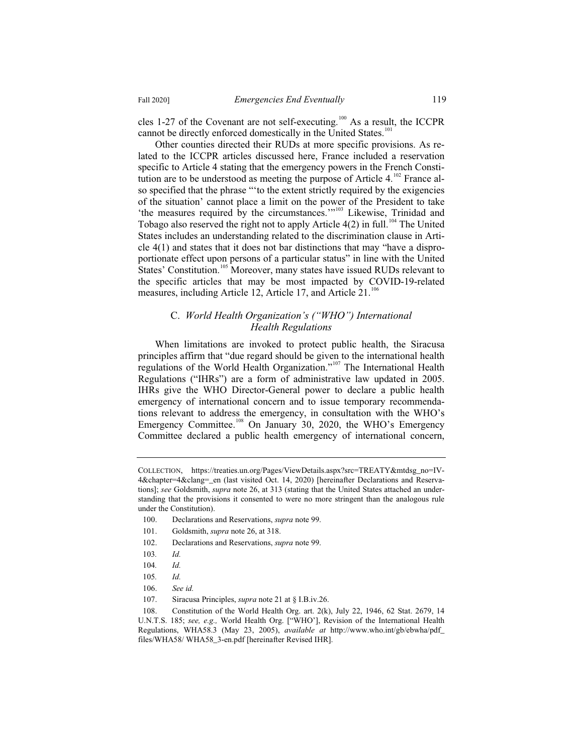cles 1-27 of the Covenant are not self-executing.[100] As a result, the ICCPR cannot be directly enforced domestically in the United States.[101]

Other counties directed their RUDs at more specific provisions. As related to the ICCPR articles discussed here, France included a reservation specific to Article 4 stating that the emergency powers in the French Constitution are to be understood as meeting the purpose of Article 4.[102] France also specified that the phrase "'to the extent strictly required by the exigencies of the situation' cannot place a limit on the power of the President to take 'the measures required by the circumstances.'"[103] Likewise, Trinidad and Tobago also reserved the right not to apply Article 4(2) in full.[104] The United States includes an understanding related to the discrimination clause in Article 4(1) and states that it does not bar distinctions that may "have a disproportionate effect upon persons of a particular status" in line with the United States' Constitution.[105] Moreover, many states have issued RUDs relevant to the specific articles that may be most impacted by COVID-19-related measures, including Article 12, Article 17, and Article 21.[106]

### C. *World Health Organization's ("WHO") International Health Regulations*

When limitations are invoked to protect public health, the Siracusa principles affirm that "due regard should be given to the international health regulations of the World Health Organization."[107] The International Health Regulations ("IHRs") are a form of administrative law updated in 2005. IHRs give the WHO Director-General power to declare a public health emergency of international concern and to issue temporary recommendations relevant to address the emergency, in consultation with the WHO's Emergency Committee.[108] On January 30, 2020, the WHO's Emergency Committee declared a public health emergency of international concern,

---

COLLECTION, https://treaties.un.org/Pages/ViewDetails.aspx?src=TREATY&mtdsg_no=IV-4&chapter=4&clang=_en (last visited Oct. 14, 2020) [hereinafter Declarations and Reservations]; *see* Goldsmith, *supra* note 26, at 313 (stating that the United States attached an understanding that the provisions it consented to were no more stringent than the analogous rule under the Constitution).

100. Declarations and Reservations, *supra* note 99.

101. Goldsmith, *supra* note 26, at 318.

102. Declarations and Reservations, *supra* note 99.

103. *Id.*

104. *Id.*

105. *Id.*

106. *See id.*

107. Siracusa Principles, *supra* note 21 at § I.B.iv.26.

108. Constitution of the World Health Org. art. 2(k), July 22, 1946, 62 Stat. 2679, 14 U.N.T.S. 185; *see, e.g.,* World Health Org. ["WHO'], Revision of the International Health Regulations, WHA58.3 (May 23, 2005), *available at* http://www.who.int/gb/ebwha/pdf_files/WHA58/ WHA58_3-en.pdf [hereinafter Revised IHR].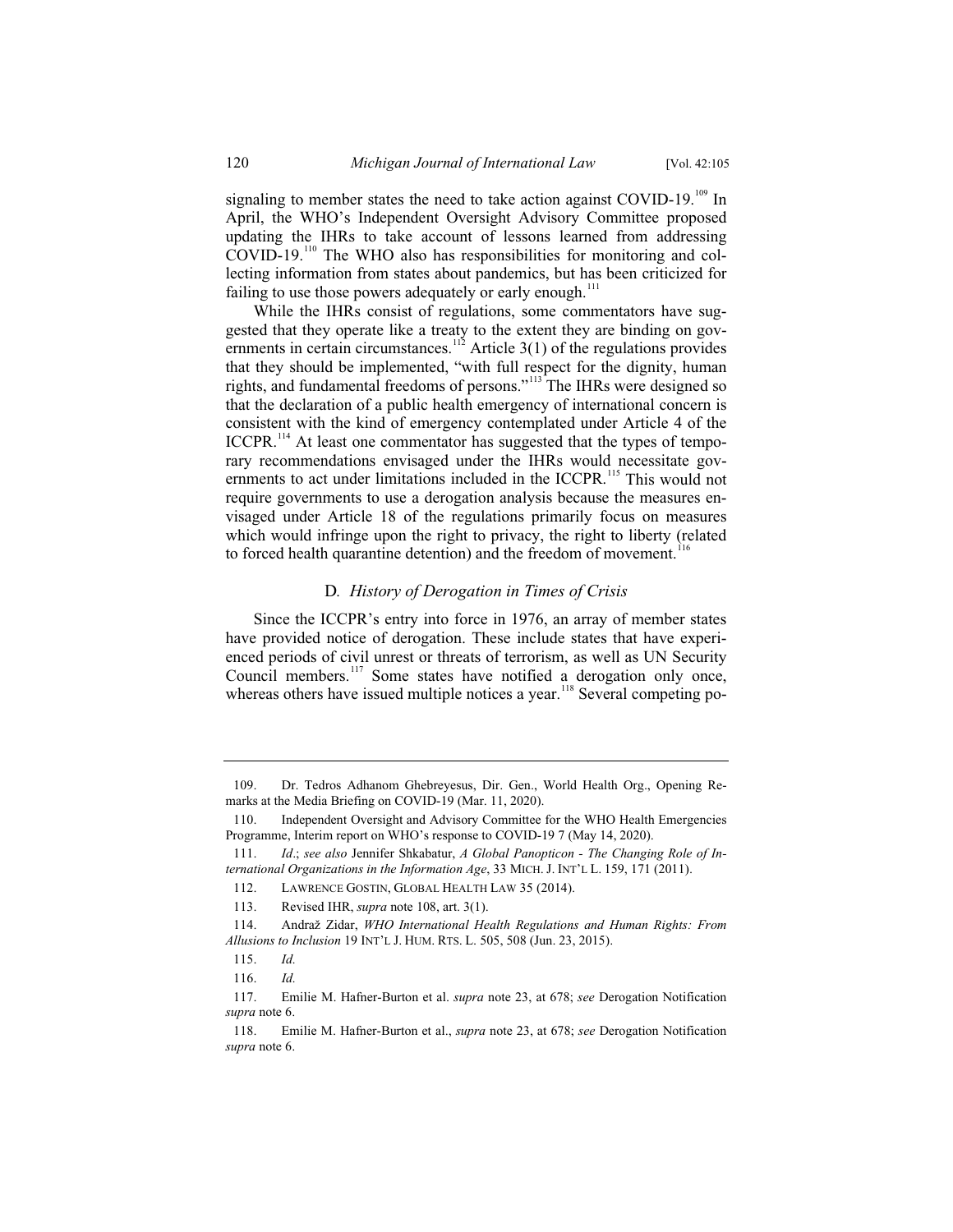signaling to member states the need to take action against COVID-19.[109] In April, the WHO's Independent Oversight Advisory Committee proposed updating the IHRs to take account of lessons learned from addressing COVID-19.[110] The WHO also has responsibilities for monitoring and collecting information from states about pandemics, but has been criticized for failing to use those powers adequately or early enough.[111]

While the IHRs consist of regulations, some commentators have suggested that they operate like a treaty to the extent they are binding on governments in certain circumstances.[112] Article 3(1) of the regulations provides that they should be implemented, "with full respect for the dignity, human rights, and fundamental freedoms of persons."[113] The IHRs were designed so that the declaration of a public health emergency of international concern is consistent with the kind of emergency contemplated under Article 4 of the ICCPR.[114] At least one commentator has suggested that the types of temporary recommendations envisaged under the IHRs would necessitate governments to act under limitations included in the ICCPR.[115] This would not require governments to use a derogation analysis because the measures envisaged under Article 18 of the regulations primarily focus on measures which would infringe upon the right to privacy, the right to liberty (related to forced health quarantine detention) and the freedom of movement.[116]

### D. *History of Derogation in Times of Crisis*

Since the ICCPR's entry into force in 1976, an array of member states have provided notice of derogation. These include states that have experienced periods of civil unrest or threats of terrorism, as well as UN Security Council members.[117] Some states have notified a derogation only once, whereas others have issued multiple notices a year.[118] Several competing po-

---

109. Dr. Tedros Adhanom Ghebreyesus, Dir. Gen., World Health Org., Opening Remarks at the Media Briefing on COVID-19 (Mar. 11, 2020).

110. Independent Oversight and Advisory Committee for the WHO Health Emergencies Programme, Interim report on WHO's response to COVID-19 7 (May 14, 2020).

111. *Id*.; *see also* Jennifer Shkabatur, *A Global Panopticon - The Changing Role of International Organizations in the Information Age*, 33 MICH. J. INT'L L. 159, 171 (2011).

112. LAWRENCE GOSTIN, GLOBAL HEALTH LAW 35 (2014).

113. Revised IHR, *supra* note 108, art. 3(1).

114. Andraž Zidar, *WHO International Health Regulations and Human Rights: From Allusions to Inclusion* 19 INT'L J. HUM. RTS. L. 505, 508 (Jun. 23, 2015).

115. *Id.*

116. *Id.*

117. Emilie M. Hafner-Burton et al. *supra* note 23, at 678; *see* Derogation Notification *supra* note 6.

118. Emilie M. Hafner-Burton et al., *supra* note 23, at 678; *see* Derogation Notification *supra* note 6.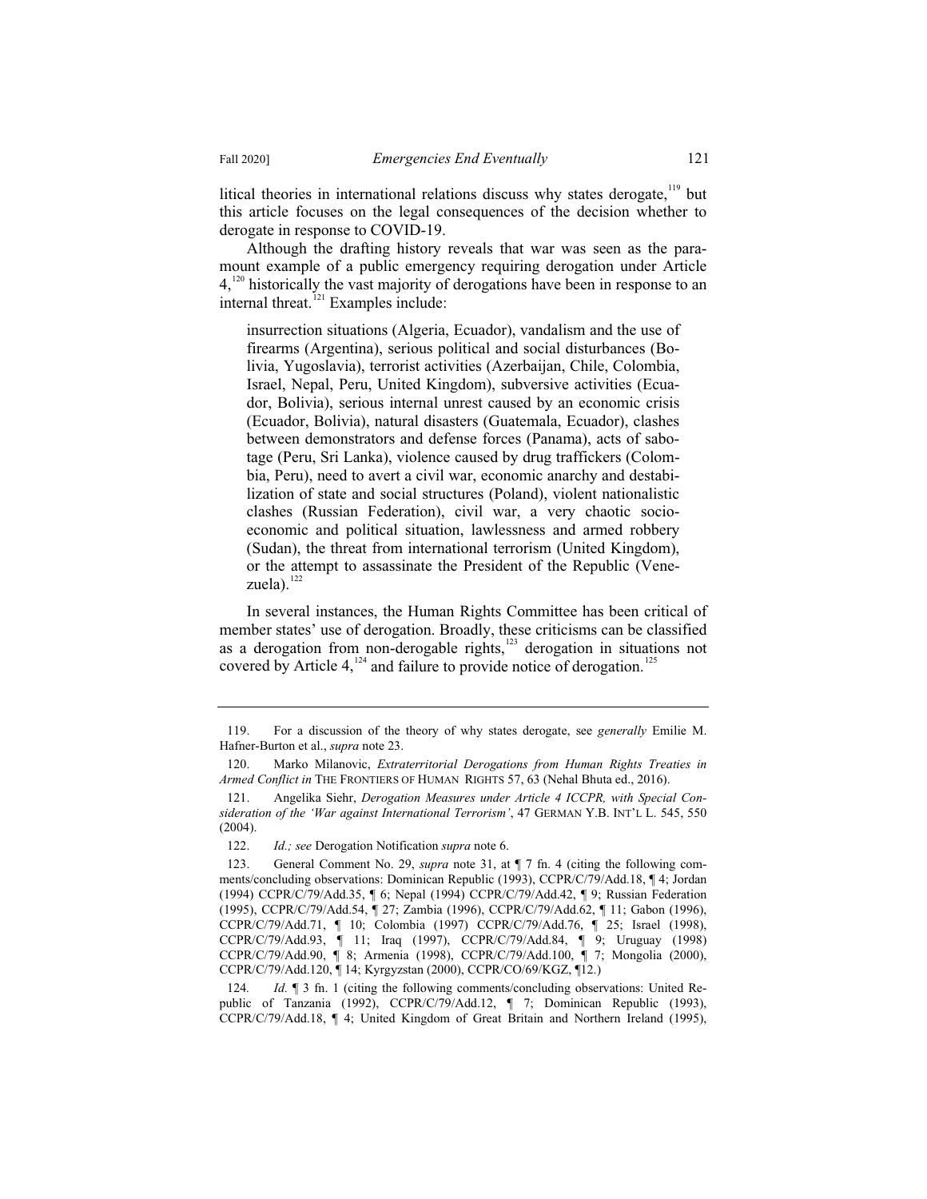litical theories in international relations discuss why states derogate,[119] but this article focuses on the legal consequences of the decision whether to derogate in response to COVID-19.

Although the drafting history reveals that war was seen as the paramount example of a public emergency requiring derogation under Article 4,[120] historically the vast majority of derogations have been in response to an internal threat.[121] Examples include:

> insurrection situations (Algeria, Ecuador), vandalism and the use of firearms (Argentina), serious political and social disturbances (Bolivia, Yugoslavia), terrorist activities (Azerbaijan, Chile, Colombia, Israel, Nepal, Peru, United Kingdom), subversive activities (Ecuador, Bolivia), serious internal unrest caused by an economic crisis (Ecuador, Bolivia), natural disasters (Guatemala, Ecuador), clashes between demonstrators and defense forces (Panama), acts of sabotage (Peru, Sri Lanka), violence caused by drug traffickers (Colombia, Peru), need to avert a civil war, economic anarchy and destabilization of state and social structures (Poland), violent nationalistic clashes (Russian Federation), civil war, a very chaotic socio-economic and political situation, lawlessness and armed robbery (Sudan), the threat from international terrorism (United Kingdom), or the attempt to assassinate the President of the Republic (Venezuela).[122]

In several instances, the Human Rights Committee has been critical of member states' use of derogation. Broadly, these criticisms can be classified as a derogation from non-derogable rights,[123] derogation in situations not covered by Article 4,[124] and failure to provide notice of derogation.[125]

---

119. For a discussion of the theory of why states derogate, see *generally* Emilie M. Hafner-Burton et al., *supra* note 23.

120. Marko Milanovic, *Extraterritorial Derogations from Human Rights Treaties in Armed Conflict in* THE FRONTIERS OF HUMAN RIGHTS 57, 63 (Nehal Bhuta ed., 2016).

121. Angelika Siehr, *Derogation Measures under Article 4 ICCPR, with Special Consideration of the 'War against International Terrorism'*, 47 GERMAN Y.B. INT'L L. 545, 550 (2004).

122. *Id.; see* Derogation Notification *supra* note 6.

123. General Comment No. 29, *supra* note 31, at ¶ 7 fn. 4 (citing the following comments/concluding observations: Dominican Republic (1993), CCPR/C/79/Add.18, ¶ 4; Jordan (1994) CCPR/C/79/Add.35, ¶ 6; Nepal (1994) CCPR/C/79/Add.42, ¶ 9; Russian Federation (1995), CCPR/C/79/Add.54, ¶ 27; Zambia (1996), CCPR/C/79/Add.62, ¶ 11; Gabon (1996), CCPR/C/79/Add.71, ¶ 10; Colombia (1997) CCPR/C/79/Add.76, ¶ 25; Israel (1998), CCPR/C/79/Add.93, ¶ 11; Iraq (1997), CCPR/C/79/Add.84, ¶ 9; Uruguay (1998) CCPR/C/79/Add.90, ¶ 8; Armenia (1998), CCPR/C/79/Add.100, ¶ 7; Mongolia (2000), CCPR/C/79/Add.120, ¶ 14; Kyrgyzstan (2000), CCPR/CO/69/KGZ, ¶12.)

124. *Id.* ¶ 3 fn. 1 (citing the following comments/concluding observations: United Republic of Tanzania (1992), CCPR/C/79/Add.12, ¶ 7; Dominican Republic (1993), CCPR/C/79/Add.18, ¶ 4; United Kingdom of Great Britain and Northern Ireland (1995),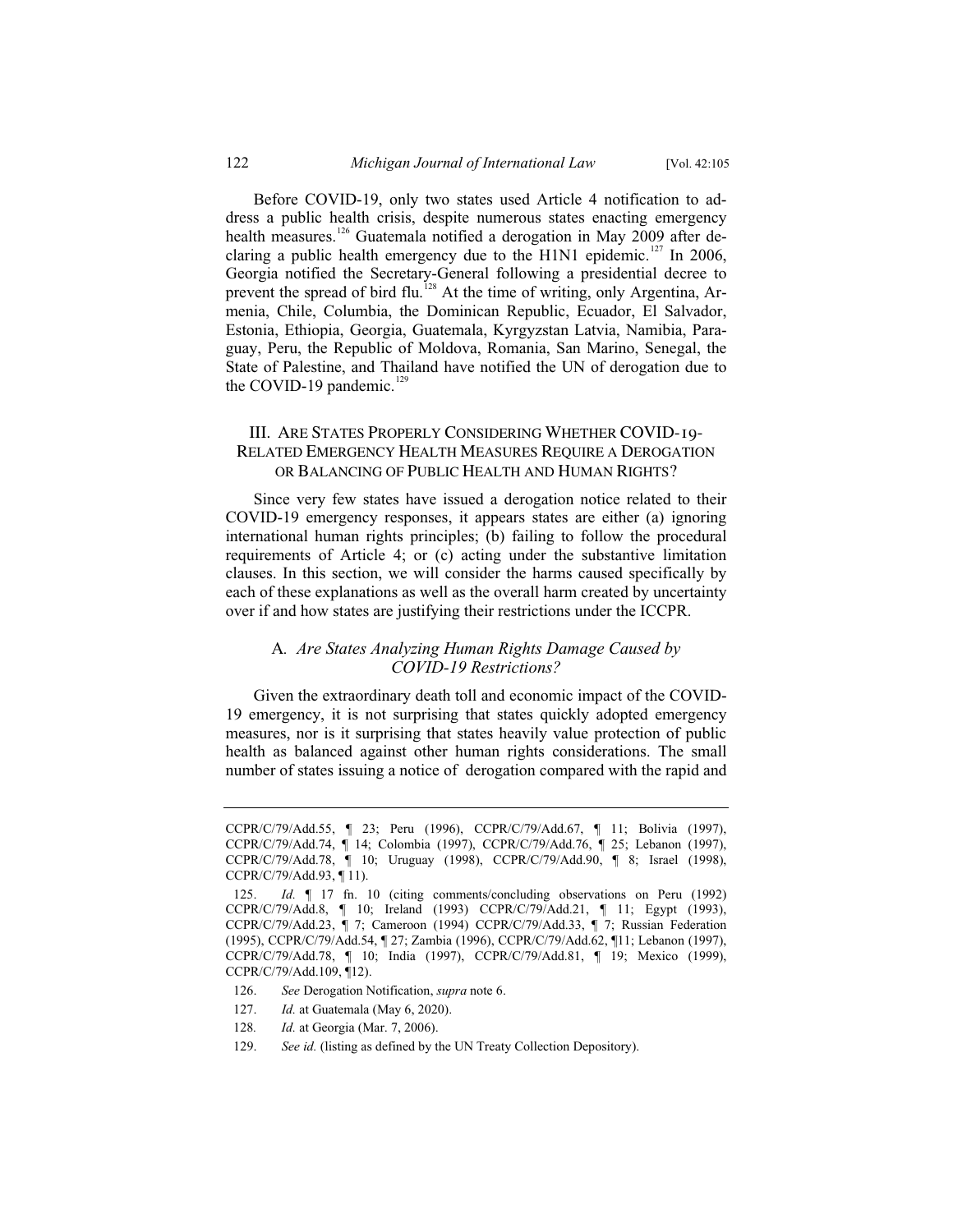Before COVID-19, only two states used Article 4 notification to address a public health crisis, despite numerous states enacting emergency health measures.[126] Guatemala notified a derogation in May 2009 after declaring a public health emergency due to the H1N1 epidemic.[127] In 2006, Georgia notified the Secretary-General following a presidential decree to prevent the spread of bird flu.[128] At the time of writing, only Argentina, Armenia, Chile, Columbia, the Dominican Republic, Ecuador, El Salvador, Estonia, Ethiopia, Georgia, Guatemala, Kyrgyzstan Latvia, Namibia, Paraguay, Peru, the Republic of Moldova, Romania, San Marino, Senegal, the State of Palestine, and Thailand have notified the UN of derogation due to the COVID-19 pandemic.[129]

## III. Are States Properly Considering Whether COVID-19-Related Emergency Health Measures Require a Derogation or Balancing of Public Health and Human Rights?

Since very few states have issued a derogation notice related to their COVID-19 emergency responses, it appears states are either (a) ignoring international human rights principles; (b) failing to follow the procedural requirements of Article 4; or (c) acting under the substantive limitation clauses. In this section, we will consider the harms caused specifically by each of these explanations as well as the overall harm created by uncertainty over if and how states are justifying their restrictions under the ICCPR.

### A. *Are States Analyzing Human Rights Damage Caused by COVID-19 Restrictions?*

Given the extraordinary death toll and economic impact of the COVID-19 emergency, it is not surprising that states quickly adopted emergency measures, nor is it surprising that states heavily value protection of public health as balanced against other human rights considerations. The small number of states issuing a notice of derogation compared with the rapid and

---

CCPR/C/79/Add.55, ¶ 23; Peru (1996), CCPR/C/79/Add.67, ¶ 11; Bolivia (1997), CCPR/C/79/Add.74, ¶ 14; Colombia (1997), CCPR/C/79/Add.76, ¶ 25; Lebanon (1997), CCPR/C/79/Add.78, ¶ 10; Uruguay (1998), CCPR/C/79/Add.90, ¶ 8; Israel (1998), CCPR/C/79/Add.93, ¶ 11).

125. *Id.* ¶ 17 fn. 10 (citing comments/concluding observations on Peru (1992) CCPR/C/79/Add.8, ¶ 10; Ireland (1993) CCPR/C/79/Add.21, ¶ 11; Egypt (1993), CCPR/C/79/Add.23, ¶ 7; Cameroon (1994) CCPR/C/79/Add.33, ¶ 7; Russian Federation (1995), CCPR/C/79/Add.54, ¶ 27; Zambia (1996), CCPR/C/79/Add.62, ¶11; Lebanon (1997), CCPR/C/79/Add.78, ¶ 10; India (1997), CCPR/C/79/Add.81, ¶ 19; Mexico (1999), CCPR/C/79/Add.109, ¶12).

126. *See* Derogation Notification, *supra* note 6.

127. *Id.* at Guatemala (May 6, 2020).

128. *Id.* at Georgia (Mar. 7, 2006).

129. *See id.* (listing as defined by the UN Treaty Collection Depository).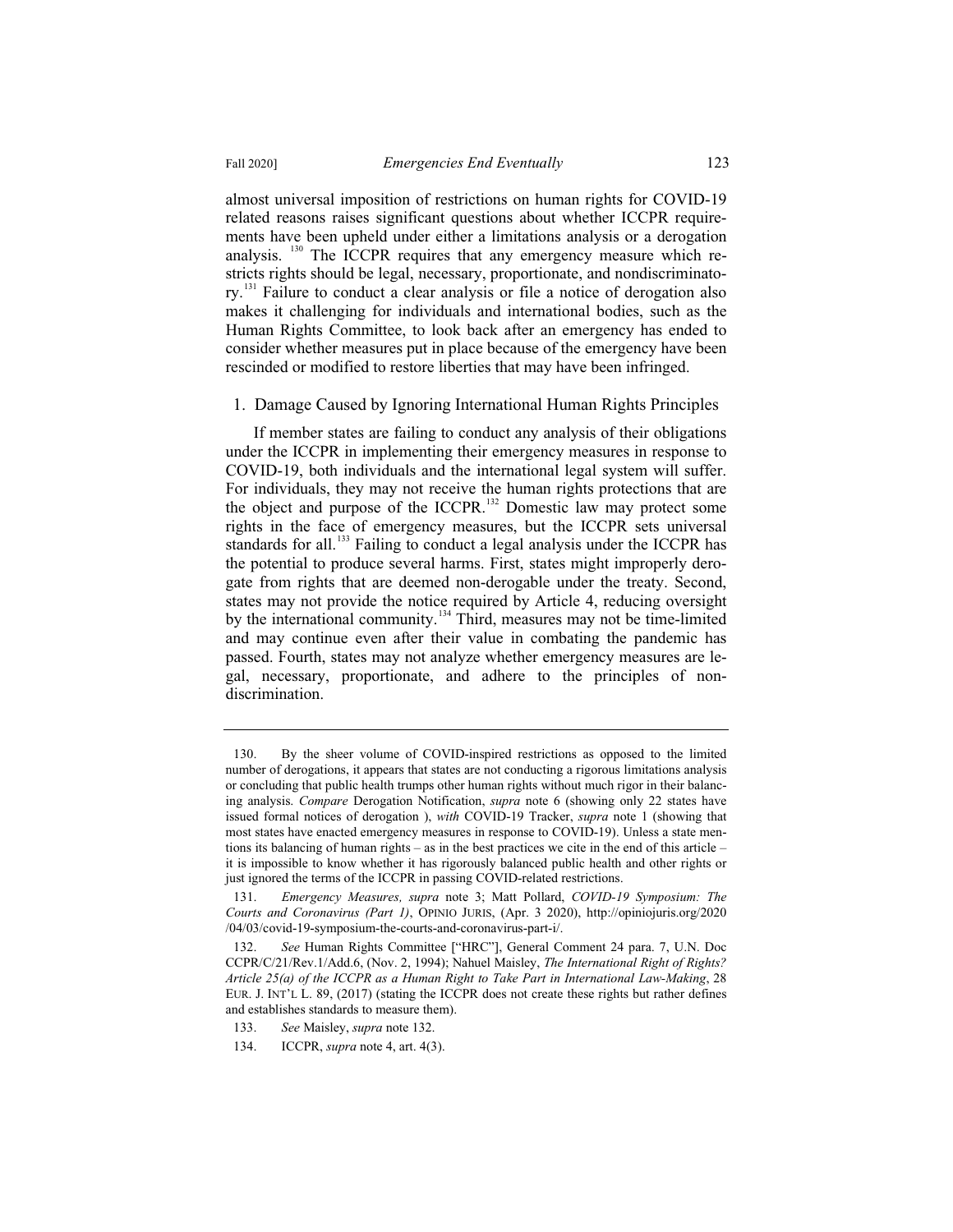almost universal imposition of restrictions on human rights for COVID-19 related reasons raises significant questions about whether ICCPR requirements have been upheld under either a limitations analysis or a derogation analysis.[130] The ICCPR requires that any emergency measure which restricts rights should be legal, necessary, proportionate, and nondiscriminatory.[131] Failure to conduct a clear analysis or file a notice of derogation also makes it challenging for individuals and international bodies, such as the Human Rights Committee, to look back after an emergency has ended to consider whether measures put in place because of the emergency have been rescinded or modified to restore liberties that may have been infringed.

### 1. Damage Caused by Ignoring International Human Rights Principles

If member states are failing to conduct any analysis of their obligations under the ICCPR in implementing their emergency measures in response to COVID-19, both individuals and the international legal system will suffer. For individuals, they may not receive the human rights protections that are the object and purpose of the ICCPR.[132] Domestic law may protect some rights in the face of emergency measures, but the ICCPR sets universal standards for all.[133] Failing to conduct a legal analysis under the ICCPR has the potential to produce several harms. First, states might improperly derogate from rights that are deemed non-derogable under the treaty. Second, states may not provide the notice required by Article 4, reducing oversight by the international community.[134] Third, measures may not be time-limited and may continue even after their value in combating the pandemic has passed. Fourth, states may not analyze whether emergency measures are legal, necessary, proportionate, and adhere to the principles of non-discrimination.

---

130. By the sheer volume of COVID-inspired restrictions as opposed to the limited number of derogations, it appears that states are not conducting a rigorous limitations analysis or concluding that public health trumps other human rights without much rigor in their balancing analysis. *Compare* Derogation Notification, *supra* note 6 (showing only 22 states have issued formal notices of derogation ), *with* COVID-19 Tracker, *supra* note 1 (showing that most states have enacted emergency measures in response to COVID-19). Unless a state mentions its balancing of human rights – as in the best practices we cite in the end of this article – it is impossible to know whether it has rigorously balanced public health and other rights or just ignored the terms of the ICCPR in passing COVID-related restrictions.

131. *Emergency Measures, supra* note 3; Matt Pollard, *COVID-19 Symposium: The Courts and Coronavirus (Part 1)*, OPINIO JURIS, (Apr. 3 2020), http://opiniojuris.org/2020/04/03/covid-19-symposium-the-courts-and-coronavirus-part-i/.

132. *See* Human Rights Committee ["HRC"], General Comment 24 para. 7, U.N. Doc CCPR/C/21/Rev.1/Add.6, (Nov. 2, 1994); Nahuel Maisley, *The International Right of Rights? Article 25(a) of the ICCPR as a Human Right to Take Part in International Law-Making*, 28 EUR. J. INT'L L. 89, (2017) (stating the ICCPR does not create these rights but rather defines and establishes standards to measure them).

133. *See* Maisley, *supra* note 132.

134. ICCPR, *supra* note 4, art. 4(3).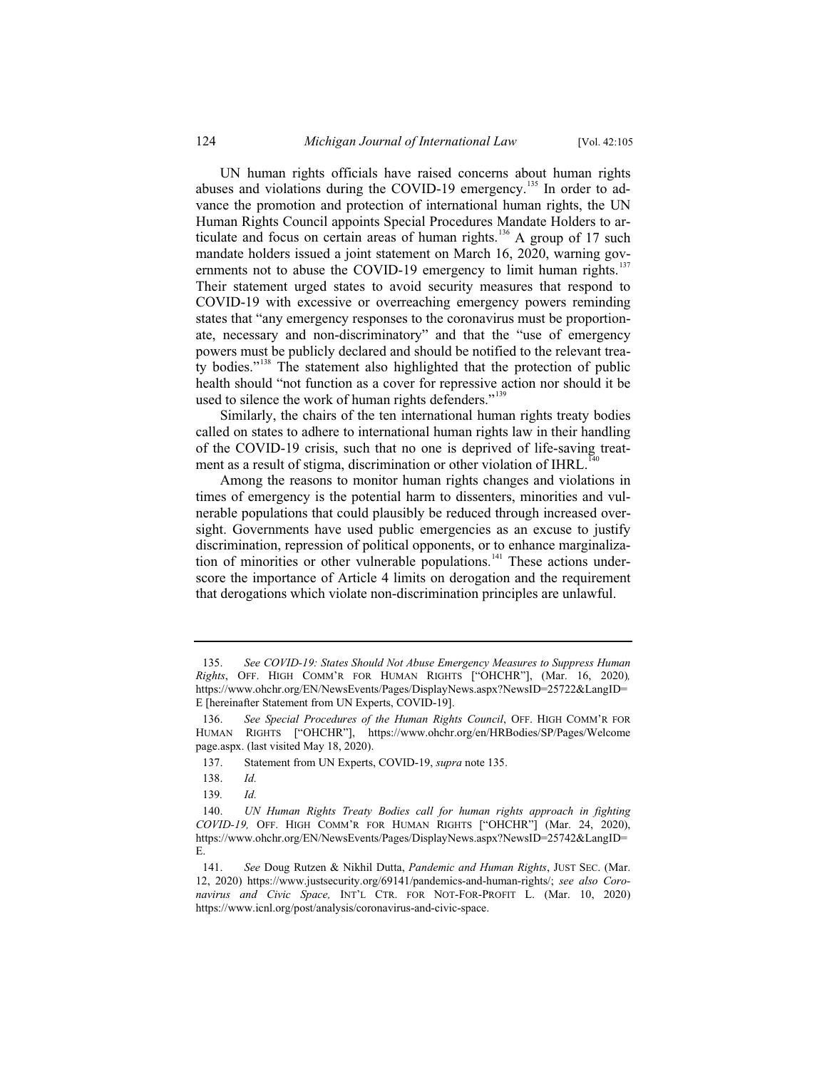UN human rights officials have raised concerns about human rights abuses and violations during the COVID-19 emergency.[135] In order to advance the promotion and protection of international human rights, the UN Human Rights Council appoints Special Procedures Mandate Holders to articulate and focus on certain areas of human rights.[136] A group of 17 such mandate holders issued a joint statement on March 16, 2020, warning governments not to abuse the COVID-19 emergency to limit human rights.[137] Their statement urged states to avoid security measures that respond to COVID-19 with excessive or overreaching emergency powers reminding states that "any emergency responses to the coronavirus must be proportionate, necessary and non-discriminatory" and that the "use of emergency powers must be publicly declared and should be notified to the relevant treaty bodies."[138] The statement also highlighted that the protection of public health should "not function as a cover for repressive action nor should it be used to silence the work of human rights defenders."[139]

Similarly, the chairs of the ten international human rights treaty bodies called on states to adhere to international human rights law in their handling of the COVID-19 crisis, such that no one is deprived of life-saving treatment as a result of stigma, discrimination or other violation of IHRL.[140]

Among the reasons to monitor human rights changes and violations in times of emergency is the potential harm to dissenters, minorities and vulnerable populations that could plausibly be reduced through increased oversight. Governments have used public emergencies as an excuse to justify discrimination, repression of political opponents, or to enhance marginalization of minorities or other vulnerable populations.[141] These actions underscore the importance of Article 4 limits on derogation and the requirement that derogations which violate non-discrimination principles are unlawful.

---

135. *See COVID-19: States Should Not Abuse Emergency Measures to Suppress Human Rights*, OFF. HIGH COMM'R FOR HUMAN RIGHTS ["OHCHR"], (Mar. 16, 2020), https://www.ohchr.org/EN/NewsEvents/Pages/DisplayNews.aspx?NewsID=25722&LangID=E [hereinafter Statement from UN Experts, COVID-19].

136. *See Special Procedures of the Human Rights Council*, OFF. HIGH COMM'R FOR HUMAN RIGHTS ["OHCHR"], https://www.ohchr.org/en/HRBodies/SP/Pages/Welcomepage.aspx. (last visited May 18, 2020).

137. Statement from UN Experts, COVID-19, *supra* note 135.

138. *Id.*

139. *Id.*

140. *UN Human Rights Treaty Bodies call for human rights approach in fighting COVID-19,* OFF. HIGH COMM'R FOR HUMAN RIGHTS ["OHCHR"] (Mar. 24, 2020), https://www.ohchr.org/EN/NewsEvents/Pages/DisplayNews.aspx?NewsID=25742&LangID=E.

141. *See* Doug Rutzen & Nikhil Dutta, *Pandemic and Human Rights*, JUST SEC. (Mar. 12, 2020) https://www.justsecurity.org/69141/pandemics-and-human-rights/; *see also Coronavirus and Civic Space,* INT'L CTR. FOR NOT-FOR-PROFIT L. (Mar. 10, 2020) https://www.icnl.org/post/analysis/coronavirus-and-civic-space.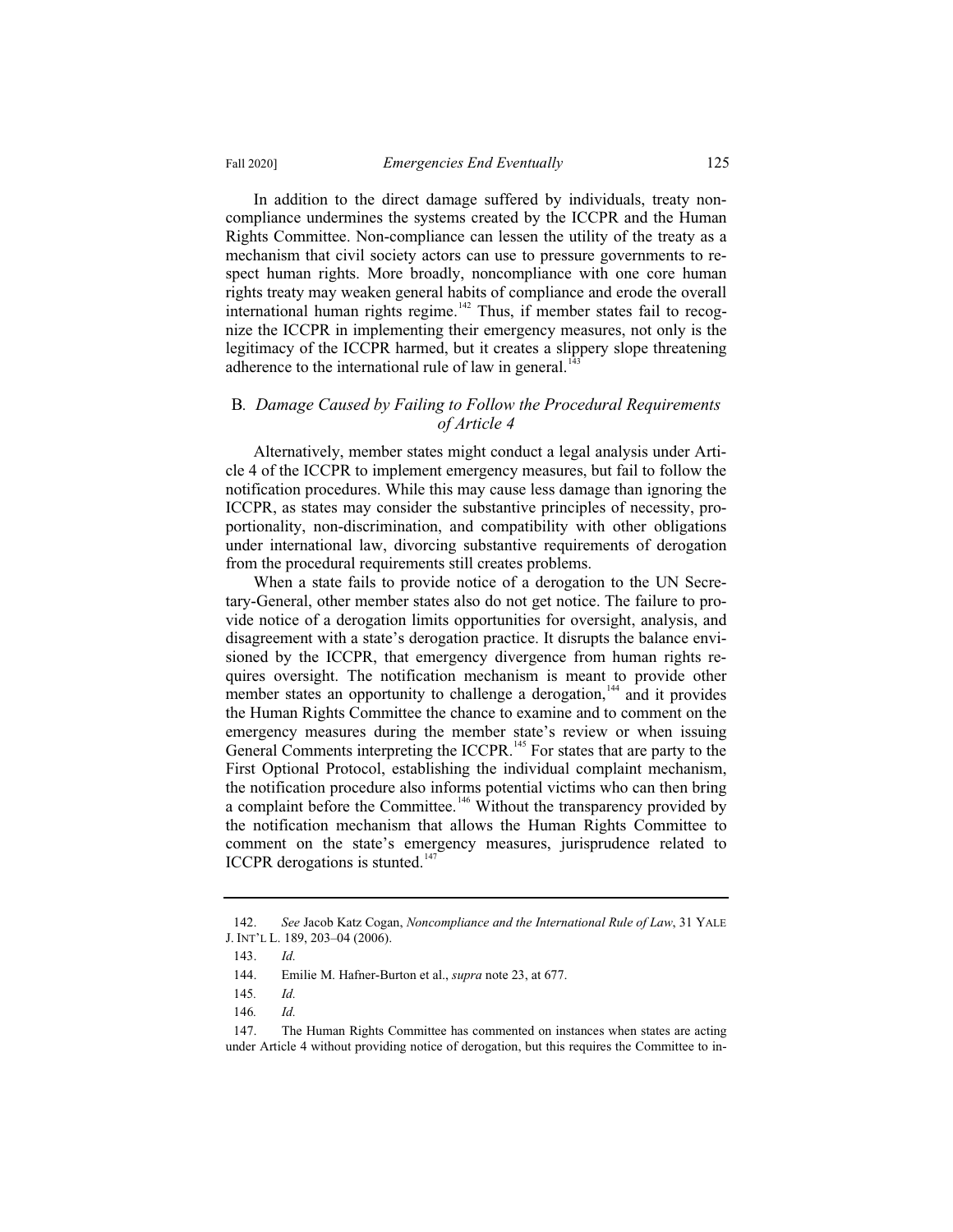In addition to the direct damage suffered by individuals, treaty noncompliance undermines the systems created by the ICCPR and the Human Rights Committee. Non-compliance can lessen the utility of the treaty as a mechanism that civil society actors can use to pressure governments to respect human rights. More broadly, noncompliance with one core human rights treaty may weaken general habits of compliance and erode the overall international human rights regime.[142] Thus, if member states fail to recognize the ICCPR in implementing their emergency measures, not only is the legitimacy of the ICCPR harmed, but it creates a slippery slope threatening adherence to the international rule of law in general.[143]

### B. *Damage Caused by Failing to Follow the Procedural Requirements of Article 4*

Alternatively, member states might conduct a legal analysis under Article 4 of the ICCPR to implement emergency measures, but fail to follow the notification procedures. While this may cause less damage than ignoring the ICCPR, as states may consider the substantive principles of necessity, proportionality, non-discrimination, and compatibility with other obligations under international law, divorcing substantive requirements of derogation from the procedural requirements still creates problems.

When a state fails to provide notice of a derogation to the UN Secretary-General, other member states also do not get notice. The failure to provide notice of a derogation limits opportunities for oversight, analysis, and disagreement with a state's derogation practice. It disrupts the balance envisioned by the ICCPR, that emergency divergence from human rights requires oversight. The notification mechanism is meant to provide other member states an opportunity to challenge a derogation,[144] and it provides the Human Rights Committee the chance to examine and to comment on the emergency measures during the member state's review or when issuing General Comments interpreting the ICCPR.[145] For states that are party to the First Optional Protocol, establishing the individual complaint mechanism, the notification procedure also informs potential victims who can then bring a complaint before the Committee.[146] Without the transparency provided by the notification mechanism that allows the Human Rights Committee to comment on the state's emergency measures, jurisprudence related to ICCPR derogations is stunted.[147]

---

142. *See* Jacob Katz Cogan, *Noncompliance and the International Rule of Law*, 31 YALE J. INT'L L. 189, 203–04 (2006).

143. *Id.*

144. Emilie M. Hafner-Burton et al., *supra* note 23, at 677.

145. *Id.*

146. *Id.*

147. The Human Rights Committee has commented on instances when states are acting under Article 4 without providing notice of derogation, but this requires the Committee to in-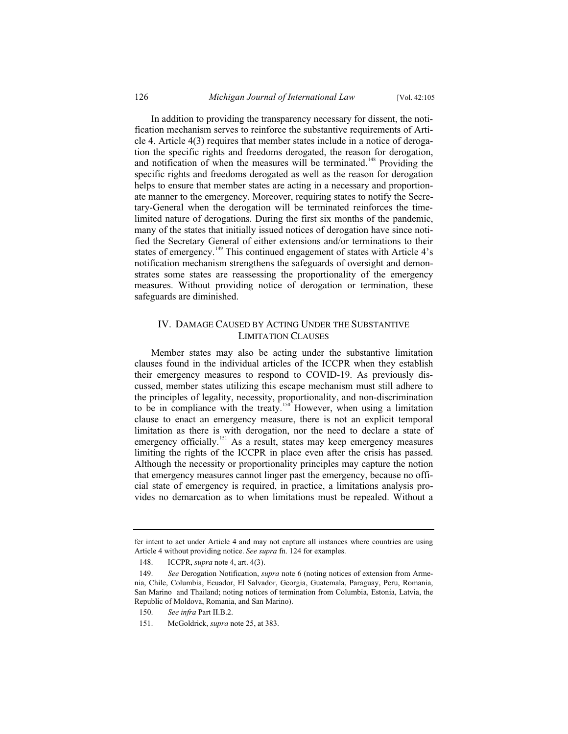In addition to providing the transparency necessary for dissent, the notification mechanism serves to reinforce the substantive requirements of Article 4. Article 4(3) requires that member states include in a notice of derogation the specific rights and freedoms derogated, the reason for derogation, and notification of when the measures will be terminated.[148] Providing the specific rights and freedoms derogated as well as the reason for derogation helps to ensure that member states are acting in a necessary and proportionate manner to the emergency. Moreover, requiring states to notify the Secretary-General when the derogation will be terminated reinforces the time-limited nature of derogations. During the first six months of the pandemic, many of the states that initially issued notices of derogation have since notified the Secretary General of either extensions and/or terminations to their states of emergency.[149] This continued engagement of states with Article 4's notification mechanism strengthens the safeguards of oversight and demonstrates some states are reassessing the proportionality of the emergency measures. Without providing notice of derogation or termination, these safeguards are diminished.

## IV. Damage Caused by Acting Under the Substantive Limitation Clauses

Member states may also be acting under the substantive limitation clauses found in the individual articles of the ICCPR when they establish their emergency measures to respond to COVID-19. As previously discussed, member states utilizing this escape mechanism must still adhere to the principles of legality, necessity, proportionality, and non-discrimination to be in compliance with the treaty.[150] However, when using a limitation clause to enact an emergency measure, there is not an explicit temporal limitation as there is with derogation, nor the need to declare a state of emergency officially.[151] As a result, states may keep emergency measures limiting the rights of the ICCPR in place even after the crisis has passed. Although the necessity or proportionality principles may capture the notion that emergency measures cannot linger past the emergency, because no official state of emergency is required, in practice, a limitations analysis provides no demarcation as to when limitations must be repealed. Without a

---

fer intent to act under Article 4 and may not capture all instances where countries are using Article 4 without providing notice. *See supra* fn. 124 for examples.

148. ICCPR, *supra* note 4, art. 4(3).

149. *See* Derogation Notification, *supra* note 6 (noting notices of extension from Armenia, Chile, Columbia, Ecuador, El Salvador, Georgia, Guatemala, Paraguay, Peru, Romania, San Marino and Thailand; noting notices of termination from Columbia, Estonia, Latvia, the Republic of Moldova, Romania, and San Marino).

150. *See infra* Part II.B.2.

151. McGoldrick, *supra* note 25, at 383.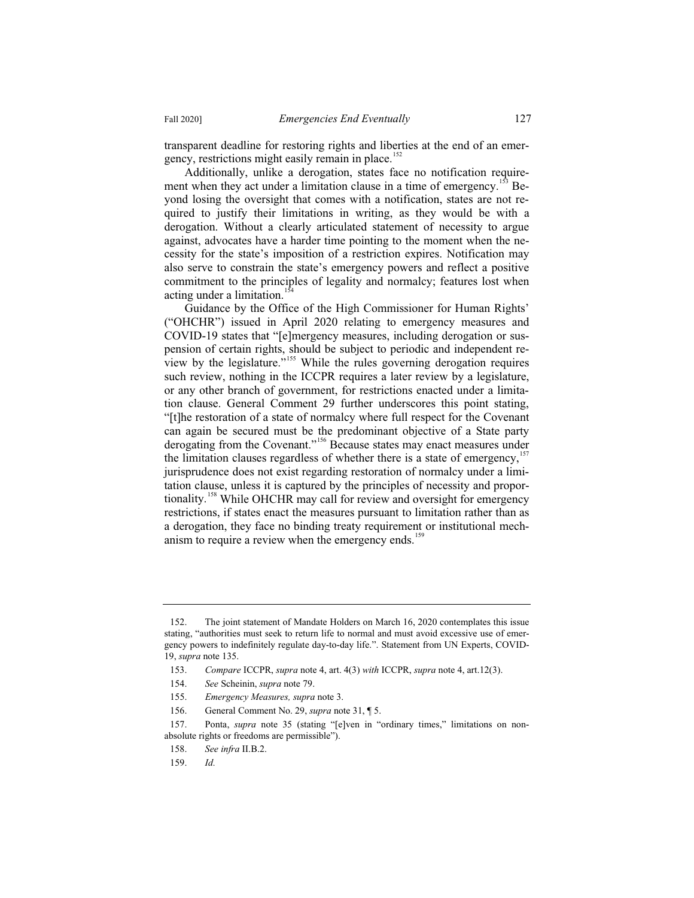transparent deadline for restoring rights and liberties at the end of an emergency, restrictions might easily remain in place.[152]

Additionally, unlike a derogation, states face no notification requirement when they act under a limitation clause in a time of emergency.[153] Beyond losing the oversight that comes with a notification, states are not required to justify their limitations in writing, as they would be with a derogation. Without a clearly articulated statement of necessity to argue against, advocates have a harder time pointing to the moment when the necessity for the state's imposition of a restriction expires. Notification may also serve to constrain the state's emergency powers and reflect a positive commitment to the principles of legality and normalcy; features lost when acting under a limitation.[154]

Guidance by the Office of the High Commissioner for Human Rights' ("OHCHR") issued in April 2020 relating to emergency measures and COVID-19 states that "[e]mergency measures, including derogation or suspension of certain rights, should be subject to periodic and independent review by the legislature."[155] While the rules governing derogation requires such review, nothing in the ICCPR requires a later review by a legislature, or any other branch of government, for restrictions enacted under a limitation clause. General Comment 29 further underscores this point stating, "[t]he restoration of a state of normalcy where full respect for the Covenant can again be secured must be the predominant objective of a State party derogating from the Covenant."[156] Because states may enact measures under the limitation clauses regardless of whether there is a state of emergency,[157] jurisprudence does not exist regarding restoration of normalcy under a limitation clause, unless it is captured by the principles of necessity and proportionality.[158] While OHCHR may call for review and oversight for emergency restrictions, if states enact the measures pursuant to limitation rather than as a derogation, they face no binding treaty requirement or institutional mechanism to require a review when the emergency ends.[159]

---

152. The joint statement of Mandate Holders on March 16, 2020 contemplates this issue stating, "authorities must seek to return life to normal and must avoid excessive use of emergency powers to indefinitely regulate day-to-day life.". Statement from UN Experts, COVID-19, *supra* note 135.

153. *Compare* ICCPR, *supra* note 4, art. 4(3) *with* ICCPR, *supra* note 4, art.12(3).

154. *See* Scheinin, *supra* note 79.

155. *Emergency Measures, supra* note 3.

156. General Comment No. 29, *supra* note 31, ¶ 5.

157. Ponta, *supra* note 35 (stating "[e]ven in "ordinary times," limitations on non-absolute rights or freedoms are permissible").

158. *See infra* II.B.2.

159. *Id.*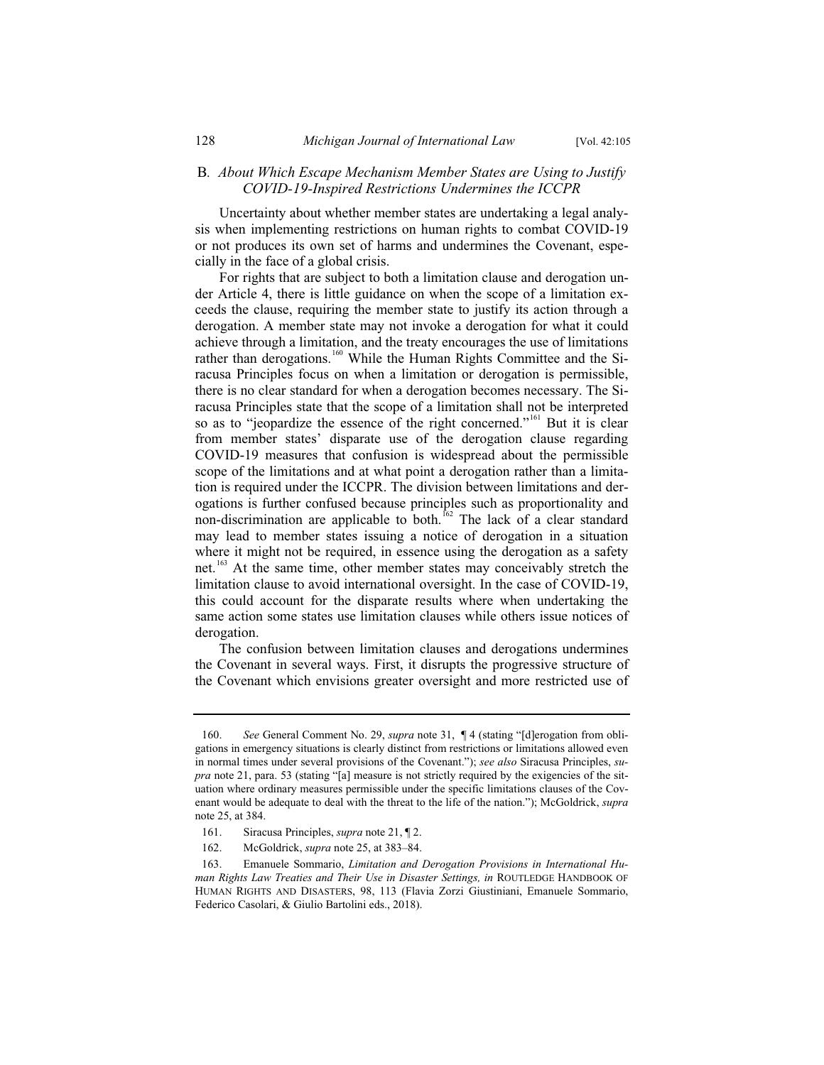### B. *About Which Escape Mechanism Member States are Using to Justify COVID-19-Inspired Restrictions Undermines the ICCPR*

Uncertainty about whether member states are undertaking a legal analysis when implementing restrictions on human rights to combat COVID-19 or not produces its own set of harms and undermines the Covenant, especially in the face of a global crisis.

For rights that are subject to both a limitation clause and derogation under Article 4, there is little guidance on when the scope of a limitation exceeds the clause, requiring the member state to justify its action through a derogation. A member state may not invoke a derogation for what it could achieve through a limitation, and the treaty encourages the use of limitations rather than derogations.[160] While the Human Rights Committee and the Siracusa Principles focus on when a limitation or derogation is permissible, there is no clear standard for when a derogation becomes necessary. The Siracusa Principles state that the scope of a limitation shall not be interpreted so as to "jeopardize the essence of the right concerned."[161] But it is clear from member states' disparate use of the derogation clause regarding COVID-19 measures that confusion is widespread about the permissible scope of the limitations and at what point a derogation rather than a limitation is required under the ICCPR. The division between limitations and derogations is further confused because principles such as proportionality and non-discrimination are applicable to both.[162] The lack of a clear standard may lead to member states issuing a notice of derogation in a situation where it might not be required, in essence using the derogation as a safety net.[163] At the same time, other member states may conceivably stretch the limitation clause to avoid international oversight. In the case of COVID-19, this could account for the disparate results where when undertaking the same action some states use limitation clauses while others issue notices of derogation.

The confusion between limitation clauses and derogations undermines the Covenant in several ways. First, it disrupts the progressive structure of the Covenant which envisions greater oversight and more restricted use of

---

160. *See* General Comment No. 29, *supra* note 31, ¶ 4 (stating "[d]erogation from obligations in emergency situations is clearly distinct from restrictions or limitations allowed even in normal times under several provisions of the Covenant."); *see also* Siracusa Principles, *supra* note 21, para. 53 (stating "[a] measure is not strictly required by the exigencies of the situation where ordinary measures permissible under the specific limitations clauses of the Covenant would be adequate to deal with the threat to the life of the nation."); McGoldrick, *supra* note 25, at 384.

161. Siracusa Principles, *supra* note 21, ¶ 2.

162. McGoldrick, *supra* note 25, at 383–84.

163. Emanuele Sommario, *Limitation and Derogation Provisions in International Human Rights Law Treaties and Their Use in Disaster Settings, in* ROUTLEDGE HANDBOOK OF HUMAN RIGHTS AND DISASTERS, 98, 113 (Flavia Zorzi Giustiniani, Emanuele Sommario, Federico Casolari, & Giulio Bartolini eds., 2018).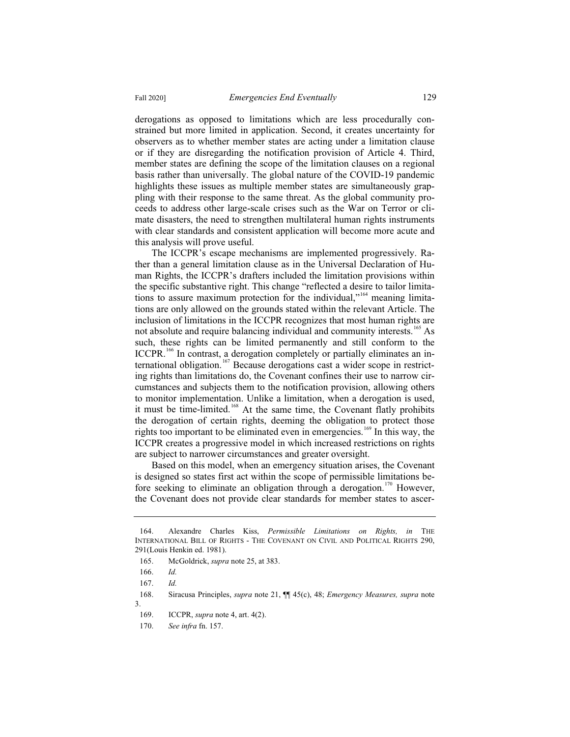derogations as opposed to limitations which are less procedurally constrained but more limited in application. Second, it creates uncertainty for observers as to whether member states are acting under a limitation clause or if they are disregarding the notification provision of Article 4. Third, member states are defining the scope of the limitation clauses on a regional basis rather than universally. The global nature of the COVID-19 pandemic highlights these issues as multiple member states are simultaneously grappling with their response to the same threat. As the global community proceeds to address other large-scale crises such as the War on Terror or climate disasters, the need to strengthen multilateral human rights instruments with clear standards and consistent application will become more acute and this analysis will prove useful.

The ICCPR's escape mechanisms are implemented progressively. Rather than a general limitation clause as in the Universal Declaration of Human Rights, the ICCPR's drafters included the limitation provisions within the specific substantive right. This change "reflected a desire to tailor limitations to assure maximum protection for the individual,"[164] meaning limitations are only allowed on the grounds stated within the relevant Article. The inclusion of limitations in the ICCPR recognizes that most human rights are not absolute and require balancing individual and community interests.[165] As such, these rights can be limited permanently and still conform to the ICCPR.[166] In contrast, a derogation completely or partially eliminates an international obligation.[167] Because derogations cast a wider scope in restricting rights than limitations do, the Covenant confines their use to narrow circumstances and subjects them to the notification provision, allowing others to monitor implementation. Unlike a limitation, when a derogation is used, it must be time-limited.[168] At the same time, the Covenant flatly prohibits the derogation of certain rights, deeming the obligation to protect those rights too important to be eliminated even in emergencies.[169] In this way, the ICCPR creates a progressive model in which increased restrictions on rights are subject to narrower circumstances and greater oversight.

Based on this model, when an emergency situation arises, the Covenant is designed so states first act within the scope of permissible limitations before seeking to eliminate an obligation through a derogation.[170] However, the Covenant does not provide clear standards for member states to ascer-

---

164. Alexandre Charles Kiss, *Permissible Limitations on Rights, in* THE INTERNATIONAL BILL OF RIGHTS - THE COVENANT ON CIVIL AND POLITICAL RIGHTS 290, 291(Louis Henkin ed. 1981).

165. McGoldrick, *supra* note 25, at 383.

166. *Id.*

167. *Id.*

168. Siracusa Principles, *supra* note 21, ¶¶ 45(c), 48; *Emergency Measures, supra* note 3.

169. ICCPR, *supra* note 4, art. 4(2).

170. *See infra* fn. 157.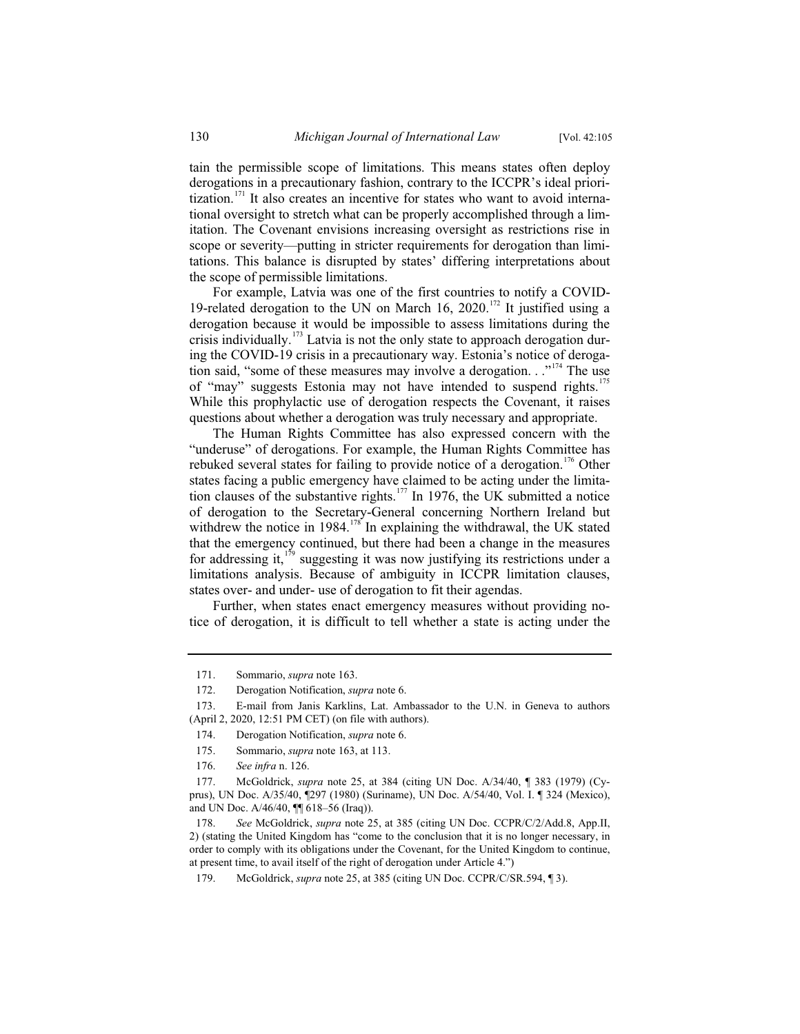tain the permissible scope of limitations. This means states often deploy derogations in a precautionary fashion, contrary to the ICCPR's ideal prioritization.[171] It also creates an incentive for states who want to avoid international oversight to stretch what can be properly accomplished through a limitation. The Covenant envisions increasing oversight as restrictions rise in scope or severity—putting in stricter requirements for derogation than limitations. This balance is disrupted by states' differing interpretations about the scope of permissible limitations.

For example, Latvia was one of the first countries to notify a COVID-19-related derogation to the UN on March 16, 2020.[172] It justified using a derogation because it would be impossible to assess limitations during the crisis individually.[173] Latvia is not the only state to approach derogation during the COVID-19 crisis in a precautionary way. Estonia's notice of derogation said, "some of these measures may involve a derogation. . ."[174] The use of "may" suggests Estonia may not have intended to suspend rights.[175] While this prophylactic use of derogation respects the Covenant, it raises questions about whether a derogation was truly necessary and appropriate.

The Human Rights Committee has also expressed concern with the "underuse" of derogations. For example, the Human Rights Committee has rebuked several states for failing to provide notice of a derogation.[176] Other states facing a public emergency have claimed to be acting under the limitation clauses of the substantive rights.[177] In 1976, the UK submitted a notice of derogation to the Secretary-General concerning Northern Ireland but withdrew the notice in 1984.[178] In explaining the withdrawal, the UK stated that the emergency continued, but there had been a change in the measures for addressing it,[179] suggesting it was now justifying its restrictions under a limitations analysis. Because of ambiguity in ICCPR limitation clauses, states over- and under- use of derogation to fit their agendas.

Further, when states enact emergency measures without providing notice of derogation, it is difficult to tell whether a state is acting under the

---

171. Sommario, *supra* note 163.

172. Derogation Notification, *supra* note 6.

173. E-mail from Janis Karklins, Lat. Ambassador to the U.N. in Geneva to authors (April 2, 2020, 12:51 PM CET) (on file with authors).

174. Derogation Notification, *supra* note 6.

175. Sommario, *supra* note 163, at 113.

176. *See infra* n. 126.

177. McGoldrick, *supra* note 25, at 384 (citing UN Doc. A/34/40, ¶ 383 (1979) (Cyprus), UN Doc. A/35/40, ¶297 (1980) (Suriname), UN Doc. A/54/40, Vol. I. ¶ 324 (Mexico), and UN Doc. A/46/40, ¶¶ 618–56 (Iraq)).

178. *See* McGoldrick, *supra* note 25, at 385 (citing UN Doc. CCPR/C/2/Add.8, App.II, 2) (stating the United Kingdom has "come to the conclusion that it is no longer necessary, in order to comply with its obligations under the Covenant, for the United Kingdom to continue, at present time, to avail itself of the right of derogation under Article 4.")

179. McGoldrick, *supra* note 25, at 385 (citing UN Doc. CCPR/C/SR.594, ¶ 3).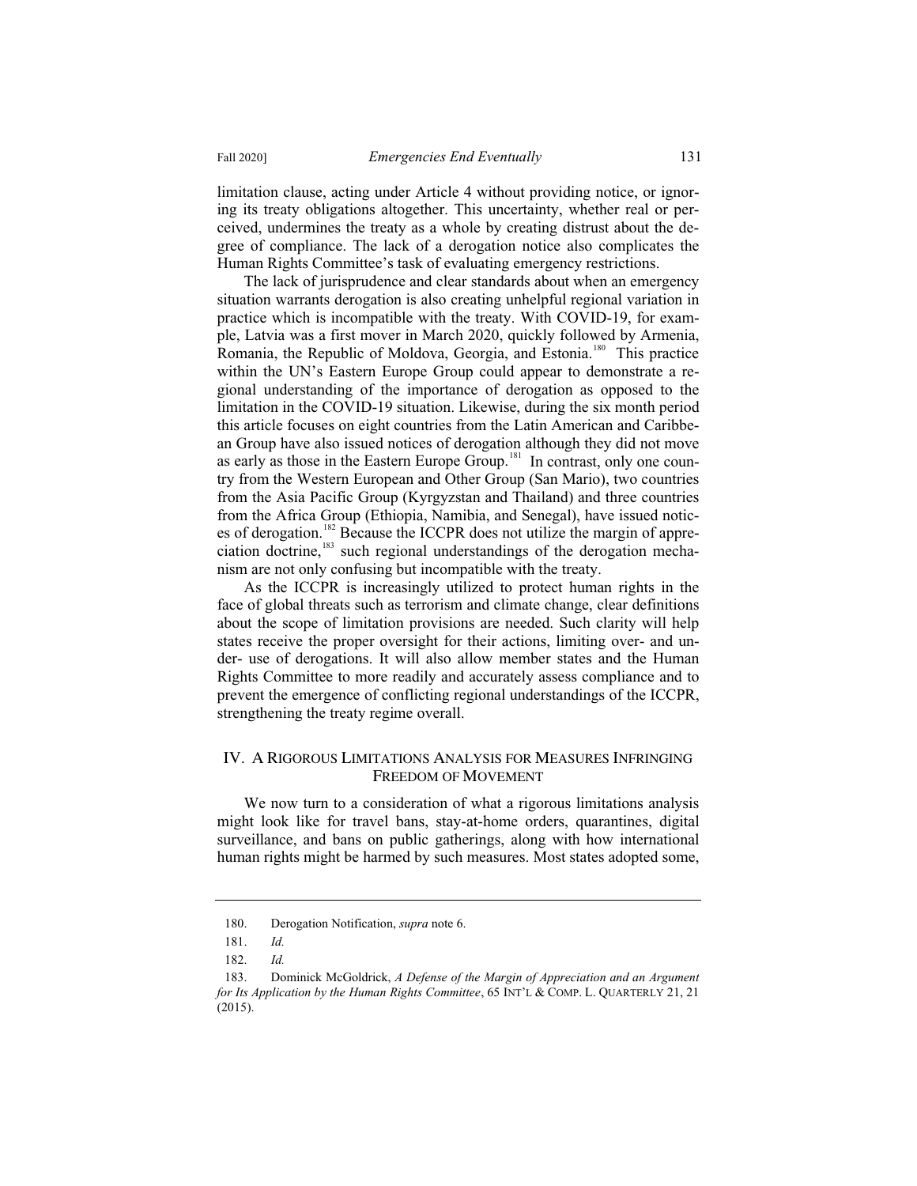limitation clause, acting under Article 4 without providing notice, or ignoring its treaty obligations altogether. This uncertainty, whether real or perceived, undermines the treaty as a whole by creating distrust about the degree of compliance. The lack of a derogation notice also complicates the Human Rights Committee's task of evaluating emergency restrictions.

The lack of jurisprudence and clear standards about when an emergency situation warrants derogation is also creating unhelpful regional variation in practice which is incompatible with the treaty. With COVID-19, for example, Latvia was a first mover in March 2020, quickly followed by Armenia, Romania, the Republic of Moldova, Georgia, and Estonia.[180] This practice within the UN's Eastern Europe Group could appear to demonstrate a regional understanding of the importance of derogation as opposed to the limitation in the COVID-19 situation. Likewise, during the six month period this article focuses on eight countries from the Latin American and Caribbean Group have also issued notices of derogation although they did not move as early as those in the Eastern Europe Group.[181] In contrast, only one country from the Western European and Other Group (San Mario), two countries from the Asia Pacific Group (Kyrgyzstan and Thailand) and three countries from the Africa Group (Ethiopia, Namibia, and Senegal), have issued notices of derogation.[182] Because the ICCPR does not utilize the margin of appreciation doctrine,[183] such regional understandings of the derogation mechanism are not only confusing but incompatible with the treaty.

As the ICCPR is increasingly utilized to protect human rights in the face of global threats such as terrorism and climate change, clear definitions about the scope of limitation provisions are needed. Such clarity will help states receive the proper oversight for their actions, limiting over- and under- use of derogations. It will also allow member states and the Human Rights Committee to more readily and accurately assess compliance and to prevent the emergence of conflicting regional understandings of the ICCPR, strengthening the treaty regime overall.

## IV. A Rigorous Limitations Analysis for Measures Infringing Freedom of Movement

We now turn to a consideration of what a rigorous limitations analysis might look like for travel bans, stay-at-home orders, quarantines, digital surveillance, and bans on public gatherings, along with how international human rights might be harmed by such measures. Most states adopted some,

---

180. Derogation Notification, *supra* note 6.

181. *Id.*

182. *Id.*

183. Dominick McGoldrick, *A Defense of the Margin of Appreciation and an Argument for Its Application by the Human Rights Committee*, 65 INT'L & COMP. L. QUARTERLY 21, 21 (2015).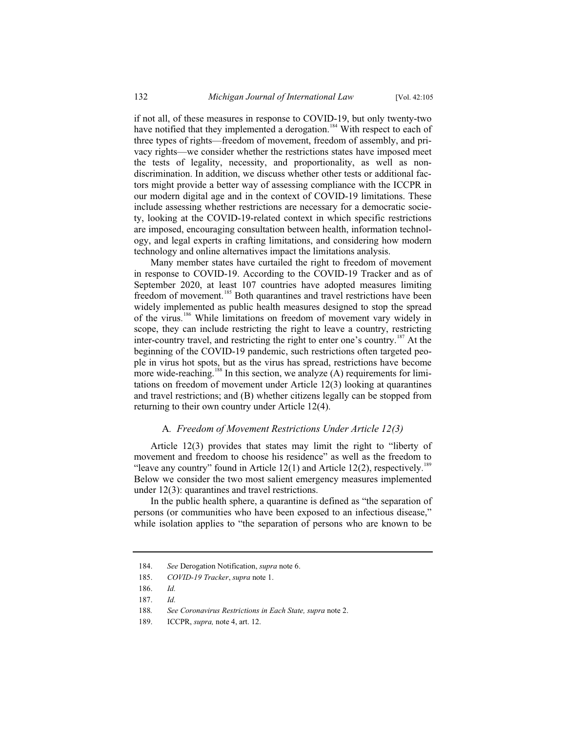if not all, of these measures in response to COVID-19, but only twenty-two have notified that they implemented a derogation.[184] With respect to each of three types of rights—freedom of movement, freedom of assembly, and privacy rights—we consider whether the restrictions states have imposed meet the tests of legality, necessity, and proportionality, as well as non-discrimination. In addition, we discuss whether other tests or additional factors might provide a better way of assessing compliance with the ICCPR in our modern digital age and in the context of COVID-19 limitations. These include assessing whether restrictions are necessary for a democratic society, looking at the COVID-19-related context in which specific restrictions are imposed, encouraging consultation between health, information technology, and legal experts in crafting limitations, and considering how modern technology and online alternatives impact the limitations analysis.

Many member states have curtailed the right to freedom of movement in response to COVID-19. According to the COVID-19 Tracker and as of September 2020, at least 107 countries have adopted measures limiting freedom of movement.[185] Both quarantines and travel restrictions have been widely implemented as public health measures designed to stop the spread of the virus.[186] While limitations on freedom of movement vary widely in scope, they can include restricting the right to leave a country, restricting inter-country travel, and restricting the right to enter one's country.[187] At the beginning of the COVID-19 pandemic, such restrictions often targeted people in virus hot spots, but as the virus has spread, restrictions have become more wide-reaching.[188] In this section, we analyze (A) requirements for limitations on freedom of movement under Article 12(3) looking at quarantines and travel restrictions; and (B) whether citizens legally can be stopped from returning to their own country under Article 12(4).

### A. *Freedom of Movement Restrictions Under Article 12(3)*

Article 12(3) provides that states may limit the right to "liberty of movement and freedom to choose his residence" as well as the freedom to "leave any country" found in Article 12(1) and Article 12(2), respectively.[189] Below we consider the two most salient emergency measures implemented under 12(3): quarantines and travel restrictions.

In the public health sphere, a quarantine is defined as "the separation of persons (or communities who have been exposed to an infectious disease," while isolation applies to "the separation of persons who are known to be

---

184. *See* Derogation Notification, *supra* note 6.

185. *COVID-19 Tracker*, *supra* note 1.

186. *Id.*

187. *Id.*

188. *See Coronavirus Restrictions in Each State, supra* note 2.

189. ICCPR, *supra,* note 4, art. 12.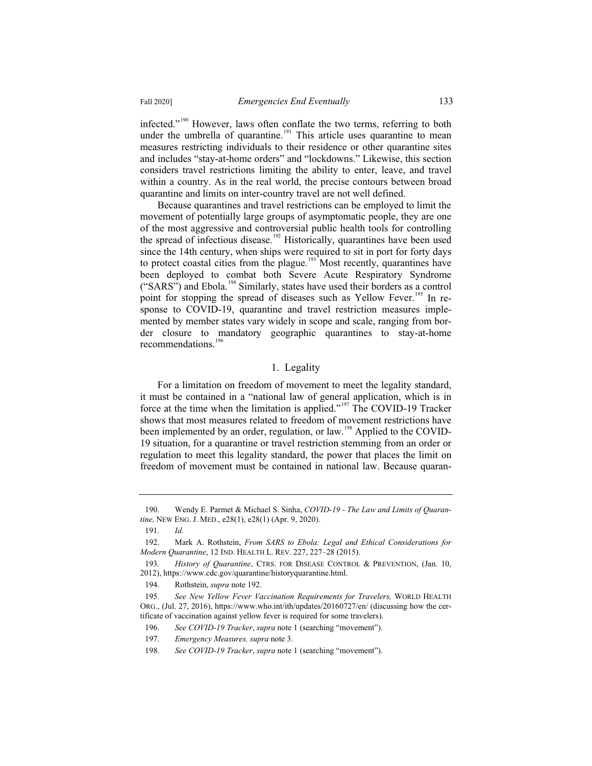infected."[190] However, laws often conflate the two terms, referring to both under the umbrella of quarantine.[191] This article uses quarantine to mean measures restricting individuals to their residence or other quarantine sites and includes "stay-at-home orders" and "lockdowns." Likewise, this section considers travel restrictions limiting the ability to enter, leave, and travel within a country. As in the real world, the precise contours between broad quarantine and limits on inter-country travel are not well defined.

Because quarantines and travel restrictions can be employed to limit the movement of potentially large groups of asymptomatic people, they are one of the most aggressive and controversial public health tools for controlling the spread of infectious disease.[192] Historically, quarantines have been used since the 14th century, when ships were required to sit in port for forty days to protect coastal cities from the plague.[193] Most recently, quarantines have been deployed to combat both Severe Acute Respiratory Syndrome ("SARS") and Ebola.[194] Similarly, states have used their borders as a control point for stopping the spread of diseases such as Yellow Fever.[195] In response to COVID-19, quarantine and travel restriction measures implemented by member states vary widely in scope and scale, ranging from border closure to mandatory geographic quarantines to stay-at-home recommendations.[196]

### 1. Legality

For a limitation on freedom of movement to meet the legality standard, it must be contained in a "national law of general application, which is in force at the time when the limitation is applied."[197] The COVID-19 Tracker shows that most measures related to freedom of movement restrictions have been implemented by an order, regulation, or law.[198] Applied to the COVID-19 situation, for a quarantine or travel restriction stemming from an order or regulation to meet this legality standard, the power that places the limit on freedom of movement must be contained in national law. Because quaran-

---

190. Wendy E. Parmet & Michael S. Sinha, *COVID-19 - The Law and Limits of Quarantine,* NEW ENG. J. MED., e28(1), e28(1) (Apr. 9, 2020).

191. *Id.*

192. Mark A. Rothstein, *From SARS to Ebola: Legal and Ethical Considerations for Modern Quarantine*, 12 IND. HEALTH L. REV. 227, 227–28 (2015).

193. *History of Quarantine*, CTRS. FOR DISEASE CONTROL & PREVENTION, (Jan. 10, 2012), https://www.cdc.gov/quarantine/historyquarantine.html.

194. Rothstein, *supra* note 192.

195. *See New Yellow Fever Vaccination Requirements for Travelers,* WORLD HEALTH ORG., (Jul. 27, 2016), https://www.who.int/ith/updates/20160727/en/ (discussing how the certificate of vaccination against yellow fever is required for some travelers).

196. *See COVID-19 Tracker*, *supra* note 1 (searching "movement").

197. *Emergency Measures, supra* note 3.

198. *See COVID-19 Tracker*, *supra* note 1 (searching "movement").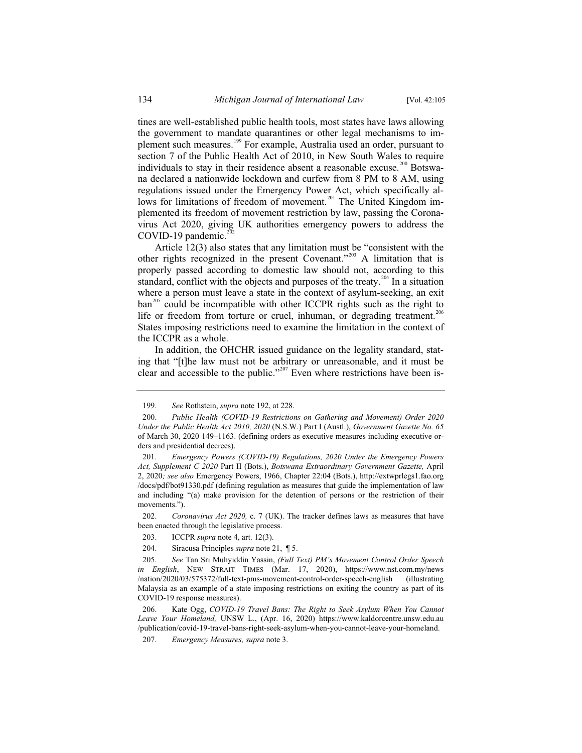tines are well-established public health tools, most states have laws allowing the government to mandate quarantines or other legal mechanisms to implement such measures.[199] For example, Australia used an order, pursuant to section 7 of the Public Health Act of 2010, in New South Wales to require individuals to stay in their residence absent a reasonable excuse.[200] Botswana declared a nationwide lockdown and curfew from 8 PM to 8 AM, using regulations issued under the Emergency Power Act, which specifically allows for limitations of freedom of movement.[201] The United Kingdom implemented its freedom of movement restriction by law, passing the Coronavirus Act 2020, giving UK authorities emergency powers to address the COVID-19 pandemic.[202]

Article 12(3) also states that any limitation must be "consistent with the other rights recognized in the present Covenant."[203] A limitation that is properly passed according to domestic law should not, according to this standard, conflict with the objects and purposes of the treaty.[204] In a situation where a person must leave a state in the context of asylum-seeking, an exit ban[205] could be incompatible with other ICCPR rights such as the right to life or freedom from torture or cruel, inhuman, or degrading treatment.[206] States imposing restrictions need to examine the limitation in the context of the ICCPR as a whole.

In addition, the OHCHR issued guidance on the legality standard, stating that "[t]he law must not be arbitrary or unreasonable, and it must be clear and accessible to the public."[207] Even where restrictions have been is-

---

199. *See* Rothstein, *supra* note 192, at 228.

200. *Public Health (COVID-19 Restrictions on Gathering and Movement) Order 2020 Under the Public Health Act 2010, 2020* (N.S.W.) Part I (Austl.), *Government Gazette No. 65* of March 30, 2020 149–1163. (defining orders as executive measures including executive orders and presidential decrees).

201. *Emergency Powers (COVID-19) Regulations, 2020 Under the Emergency Powers Act, Supplement C 2020* Part II (Bots.), *Botswana Extraordinary Government Gazette,* April 2, 2020*; see also* Emergency Powers, 1966, Chapter 22:04 (Bots.), http://extwprlegs1.fao.org/docs/pdf/bot91330.pdf (defining regulation as measures that guide the implementation of law and including "(a) make provision for the detention of persons or the restriction of their movements.").

202. *Coronavirus Act 2020,* c. 7 (UK). The tracker defines laws as measures that have been enacted through the legislative process.

203. ICCPR *supra* note 4, art. 12(3).

204. Siracusa Principles *supra* note 21, ¶ 5.

205. *See* Tan Sri Muhyiddin Yassin, *(Full Text) PM's Movement Control Order Speech in English*, NEW STRAIT TIMES (Mar. 17, 2020), https://www.nst.com.my/news/nation/2020/03/575372/full-text-pms-movement-control-order-speech-english (illustrating Malaysia as an example of a state imposing restrictions on exiting the country as part of its COVID-19 response measures).

206. Kate Ogg, *COVID-19 Travel Bans: The Right to Seek Asylum When You Cannot Leave Your Homeland,* UNSW L., (Apr. 16, 2020) https://www.kaldorcentre.unsw.edu.au/publication/covid-19-travel-bans-right-seek-asylum-when-you-cannot-leave-your-homeland.

207. *Emergency Measures, supra* note 3.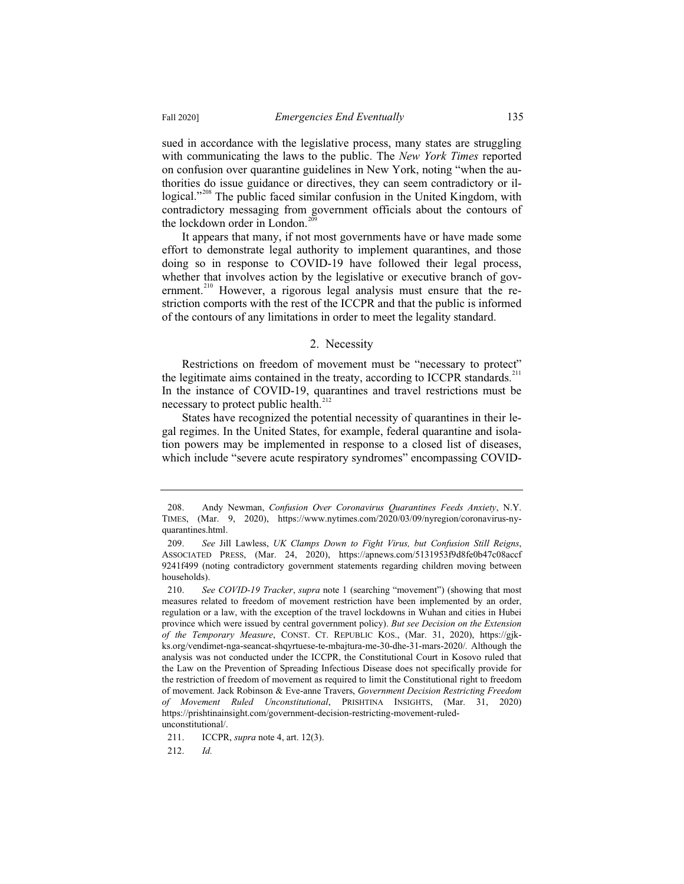sued in accordance with the legislative process, many states are struggling with communicating the laws to the public. The *New York Times* reported on confusion over quarantine guidelines in New York, noting "when the authorities do issue guidance or directives, they can seem contradictory or illogical."[208] The public faced similar confusion in the United Kingdom, with contradictory messaging from government officials about the contours of the lockdown order in London.[209]

It appears that many, if not most governments have or have made some effort to demonstrate legal authority to implement quarantines, and those doing so in response to COVID-19 have followed their legal process, whether that involves action by the legislative or executive branch of government.[210] However, a rigorous legal analysis must ensure that the restriction comports with the rest of the ICCPR and that the public is informed of the contours of any limitations in order to meet the legality standard.

### 2. Necessity

Restrictions on freedom of movement must be "necessary to protect" the legitimate aims contained in the treaty, according to ICCPR standards.[211] In the instance of COVID-19, quarantines and travel restrictions must be necessary to protect public health.[212]

States have recognized the potential necessity of quarantines in their legal regimes. In the United States, for example, federal quarantine and isolation powers may be implemented in response to a closed list of diseases, which include "severe acute respiratory syndromes" encompassing COVID-

---

208. Andy Newman, *Confusion Over Coronavirus Quarantines Feeds Anxiety*, N.Y. TIMES, (Mar. 9, 2020), https://www.nytimes.com/2020/03/09/nyregion/coronavirus-ny-quarantines.html.

209. *See* Jill Lawless, *UK Clamps Down to Fight Virus, but Confusion Still Reigns*, ASSOCIATED PRESS, (Mar. 24, 2020), https://apnews.com/5131953f9d8fe0b47c08accf9241f499 (noting contradictory government statements regarding children moving between households).

210. *See COVID-19 Tracker*, *supra* note 1 (searching "movement") (showing that most measures related to freedom of movement restriction have been implemented by an order, regulation or a law, with the exception of the travel lockdowns in Wuhan and cities in Hubei province which were issued by central government policy). *But see Decision on the Extension of the Temporary Measure*, CONST. CT. REPUBLIC KOS., (Mar. 31, 2020), https://gjk-ks.org/vendimet-nga-seancat-shqyrtuese-te-mbajtura-me-30-dhe-31-mars-2020/. Although the analysis was not conducted under the ICCPR, the Constitutional Court in Kosovo ruled that the Law on the Prevention of Spreading Infectious Disease does not specifically provide for the restriction of freedom of movement as required to limit the Constitutional right to freedom of movement. Jack Robinson & Eve-anne Travers, *Government Decision Restricting Freedom of Movement Ruled Unconstitutional*, PRISHTINA INSIGHTS, (Mar. 31, 2020) https://prishtinainsight.com/government-decision-restricting-movement-ruled-unconstitutional/.

211. ICCPR, *supra* note 4, art. 12(3).

212. *Id.*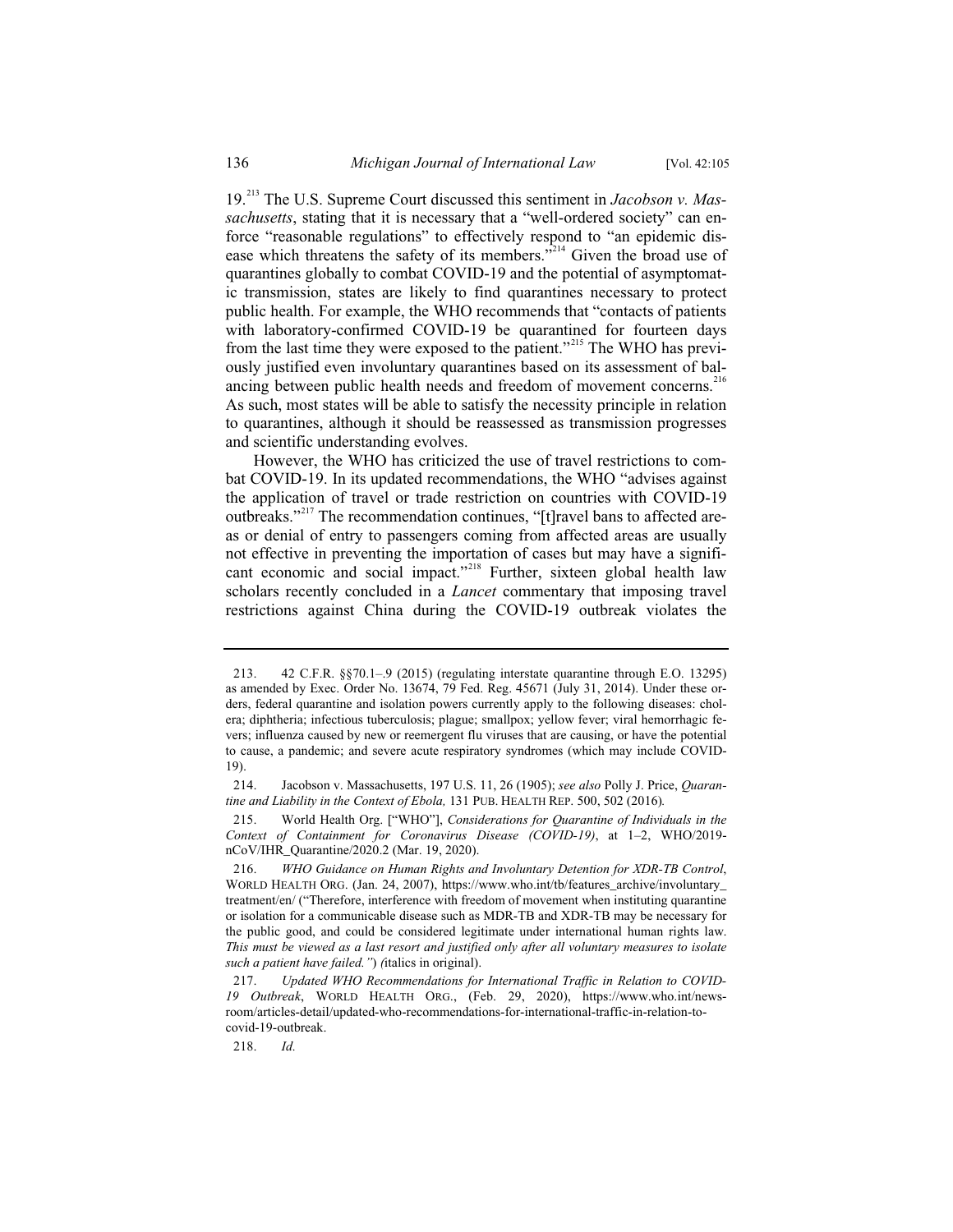19.[213] The U.S. Supreme Court discussed this sentiment in *Jacobson v. Massachusetts*, stating that it is necessary that a "well-ordered society" can enforce "reasonable regulations" to effectively respond to "an epidemic disease which threatens the safety of its members."[214] Given the broad use of quarantines globally to combat COVID-19 and the potential of asymptomatic transmission, states are likely to find quarantines necessary to protect public health. For example, the WHO recommends that "contacts of patients with laboratory-confirmed COVID-19 be quarantined for fourteen days from the last time they were exposed to the patient."[215] The WHO has previously justified even involuntary quarantines based on its assessment of balancing between public health needs and freedom of movement concerns.[216] As such, most states will be able to satisfy the necessity principle in relation to quarantines, although it should be reassessed as transmission progresses and scientific understanding evolves.

However, the WHO has criticized the use of travel restrictions to combat COVID-19. In its updated recommendations, the WHO "advises against the application of travel or trade restriction on countries with COVID-19 outbreaks."[217] The recommendation continues, "[t]ravel bans to affected areas or denial of entry to passengers coming from affected areas are usually not effective in preventing the importation of cases but may have a significant economic and social impact."[218] Further, sixteen global health law scholars recently concluded in a *Lancet* commentary that imposing travel restrictions against China during the COVID-19 outbreak violates the

---

213. 42 C.F.R. §§70.1–.9 (2015) (regulating interstate quarantine through E.O. 13295) as amended by Exec. Order No. 13674, 79 Fed. Reg. 45671 (July 31, 2014). Under these orders, federal quarantine and isolation powers currently apply to the following diseases: cholera; diphtheria; infectious tuberculosis; plague; smallpox; yellow fever; viral hemorrhagic fevers; influenza caused by new or reemergent flu viruses that are causing, or have the potential to cause, a pandemic; and severe acute respiratory syndromes (which may include COVID-19).

214. Jacobson v. Massachusetts, 197 U.S. 11, 26 (1905); *see also* Polly J. Price, *Quarantine and Liability in the Context of Ebola,* 131 PUB. HEALTH REP. 500, 502 (2016).

215. World Health Org. ["WHO"], *Considerations for Quarantine of Individuals in the Context of Containment for Coronavirus Disease (COVID-19)*, at 1–2, WHO/2019-nCoV/IHR_Quarantine/2020.2 (Mar. 19, 2020).

216. *WHO Guidance on Human Rights and Involuntary Detention for XDR-TB Control*, WORLD HEALTH ORG. (Jan. 24, 2007), https://www.who.int/tb/features_archive/involuntary_treatment/en/ ("Therefore, interference with freedom of movement when instituting quarantine or isolation for a communicable disease such as MDR-TB and XDR-TB may be necessary for the public good, and could be considered legitimate under international human rights law. *This must be viewed as a last resort and justified only after all voluntary measures to isolate such a patient have failed."*) (italics in original).

217. *Updated WHO Recommendations for International Traffic in Relation to COVID-19 Outbreak*, WORLD HEALTH ORG., (Feb. 29, 2020), https://www.who.int/news-room/articles-detail/updated-who-recommendations-for-international-traffic-in-relation-to-covid-19-outbreak.

218. *Id.*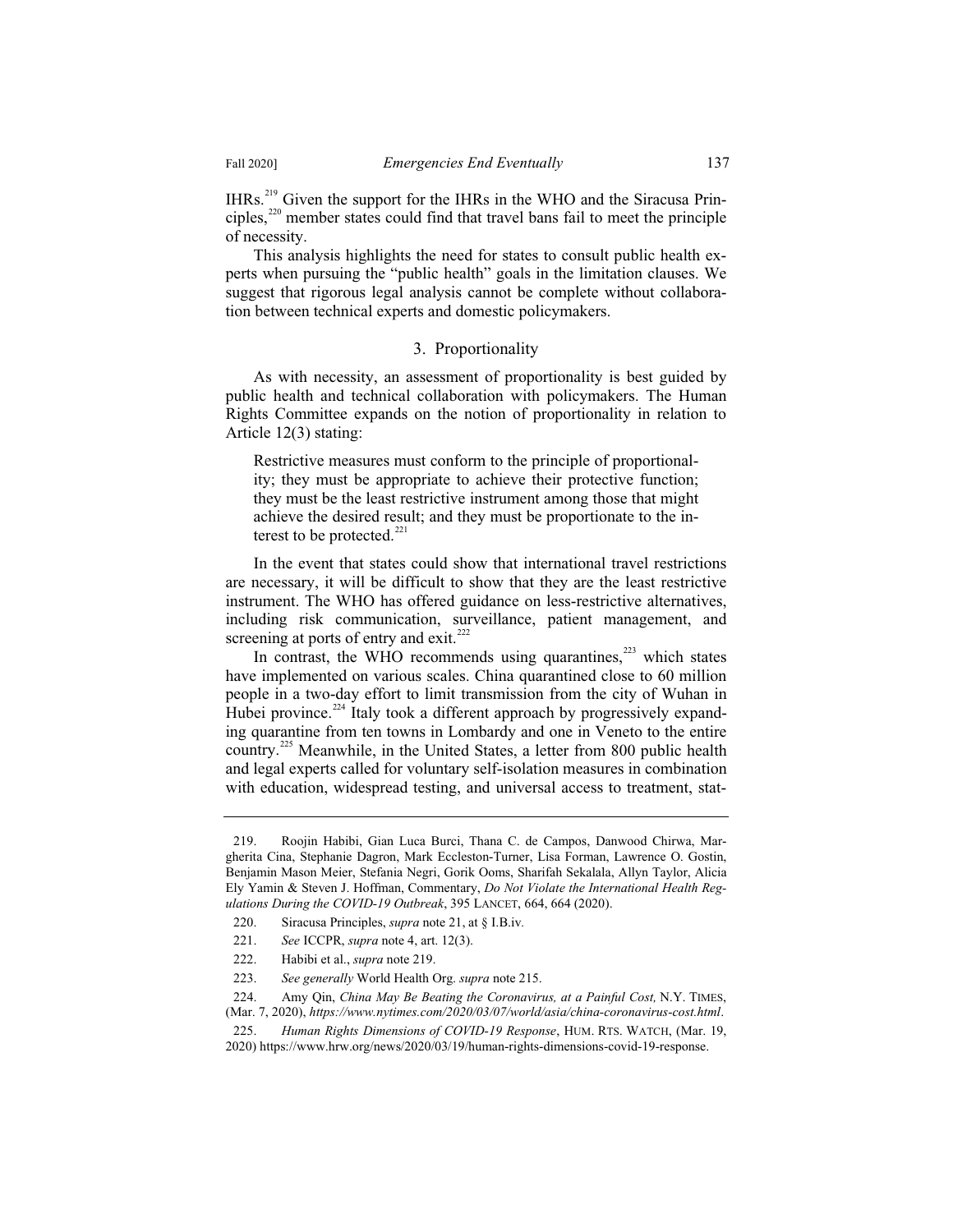IHRs.[219] Given the support for the IHRs in the WHO and the Siracusa Principles,[220] member states could find that travel bans fail to meet the principle of necessity.

This analysis highlights the need for states to consult public health experts when pursuing the "public health" goals in the limitation clauses. We suggest that rigorous legal analysis cannot be complete without collaboration between technical experts and domestic policymakers.

### 3. Proportionality

As with necessity, an assessment of proportionality is best guided by public health and technical collaboration with policymakers. The Human Rights Committee expands on the notion of proportionality in relation to Article 12(3) stating:

> Restrictive measures must conform to the principle of proportionality; they must be appropriate to achieve their protective function; they must be the least restrictive instrument among those that might achieve the desired result; and they must be proportionate to the interest to be protected.[221]

In the event that states could show that international travel restrictions are necessary, it will be difficult to show that they are the least restrictive instrument. The WHO has offered guidance on less-restrictive alternatives, including risk communication, surveillance, patient management, and screening at ports of entry and exit.[222]

In contrast, the WHO recommends using quarantines,[223] which states have implemented on various scales. China quarantined close to 60 million people in a two-day effort to limit transmission from the city of Wuhan in Hubei province.[224] Italy took a different approach by progressively expanding quarantine from ten towns in Lombardy and one in Veneto to the entire country.[225] Meanwhile, in the United States, a letter from 800 public health and legal experts called for voluntary self-isolation measures in combination with education, widespread testing, and universal access to treatment, stat-

---

219. Roojin Habibi, Gian Luca Burci, Thana C. de Campos, Danwood Chirwa, Margherita Cina, Stephanie Dagron, Mark Eccleston-Turner, Lisa Forman, Lawrence O. Gostin, Benjamin Mason Meier, Stefania Negri, Gorik Ooms, Sharifah Sekalala, Allyn Taylor, Alicia Ely Yamin & Steven J. Hoffman, Commentary, *Do Not Violate the International Health Regulations During the COVID-19 Outbreak*, 395 LANCET, 664, 664 (2020).

220. Siracusa Principles, *supra* note 21, at § I.B.iv.

221. *See* ICCPR, *supra* note 4, art. 12(3).

222. Habibi et al., *supra* note 219.

223. *See generally* World Health Org. *supra* note 215.

224. Amy Qin, *China May Be Beating the Coronavirus, at a Painful Cost,* N.Y. TIMES, (Mar. 7, 2020), *https://www.nytimes.com/2020/03/07/world/asia/china-coronavirus-cost.html*.

225. *Human Rights Dimensions of COVID-19 Response*, HUM. RTS. WATCH, (Mar. 19, 2020) https://www.hrw.org/news/2020/03/19/human-rights-dimensions-covid-19-response.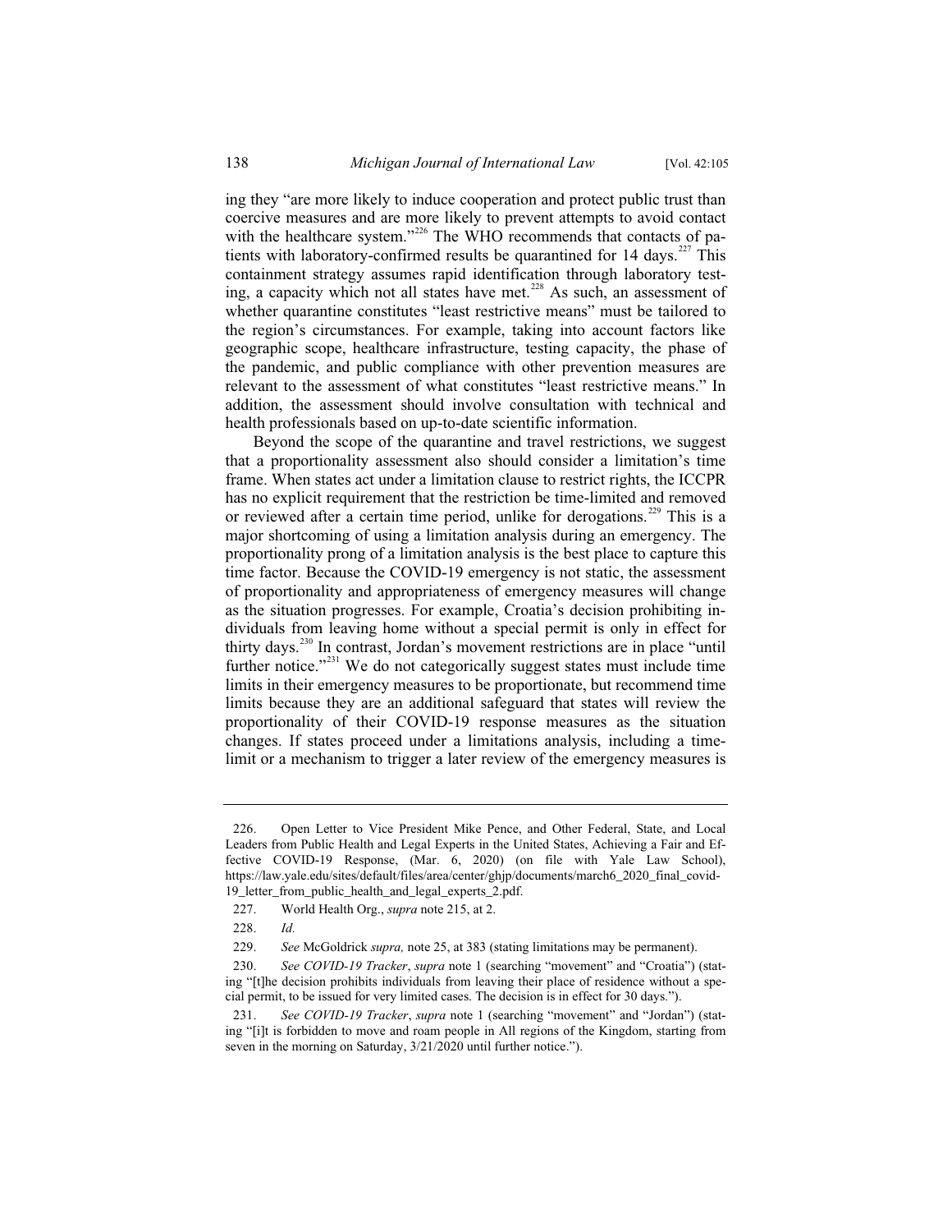ing they "are more likely to induce cooperation and protect public trust than coercive measures and are more likely to prevent attempts to avoid contact with the healthcare system."[226] The WHO recommends that contacts of patients with laboratory-confirmed results be quarantined for 14 days.[227] This containment strategy assumes rapid identification through laboratory testing, a capacity which not all states have met.[228] As such, an assessment of whether quarantine constitutes "least restrictive means" must be tailored to the region's circumstances. For example, taking into account factors like geographic scope, healthcare infrastructure, testing capacity, the phase of the pandemic, and public compliance with other prevention measures are relevant to the assessment of what constitutes "least restrictive means." In addition, the assessment should involve consultation with technical and health professionals based on up-to-date scientific information.

Beyond the scope of the quarantine and travel restrictions, we suggest that a proportionality assessment also should consider a limitation's time frame. When states act under a limitation clause to restrict rights, the ICCPR has no explicit requirement that the restriction be time-limited and removed or reviewed after a certain time period, unlike for derogations.[229] This is a major shortcoming of using a limitation analysis during an emergency. The proportionality prong of a limitation analysis is the best place to capture this time factor. Because the COVID-19 emergency is not static, the assessment of proportionality and appropriateness of emergency measures will change as the situation progresses. For example, Croatia's decision prohibiting individuals from leaving home without a special permit is only in effect for thirty days.[230] In contrast, Jordan's movement restrictions are in place "until further notice."[231] We do not categorically suggest states must include time limits in their emergency measures to be proportionate, but recommend time limits because they are an additional safeguard that states will review the proportionality of their COVID-19 response measures as the situation changes. If states proceed under a limitations analysis, including a time-limit or a mechanism to trigger a later review of the emergency measures is

---

226. Open Letter to Vice President Mike Pence, and Other Federal, State, and Local Leaders from Public Health and Legal Experts in the United States, Achieving a Fair and Effective COVID-19 Response, (Mar. 6, 2020) (on file with Yale Law School), https://law.yale.edu/sites/default/files/area/center/ghjp/documents/march6_2020_final_covid-19_letter_from_public_health_and_legal_experts_2.pdf.

227. World Health Org., *supra* note 215, at 2.

228. *Id.*

229. *See* McGoldrick *supra,* note 25, at 383 (stating limitations may be permanent).

230. *See COVID-19 Tracker*, *supra* note 1 (searching "movement" and "Croatia") (stating "[t]he decision prohibits individuals from leaving their place of residence without a special permit, to be issued for very limited cases. The decision is in effect for 30 days.").

231. *See COVID-19 Tracker*, *supra* note 1 (searching "movement" and "Jordan") (stating "[i]t is forbidden to move and roam people in All regions of the Kingdom, starting from seven in the morning on Saturday, 3/21/2020 until further notice.").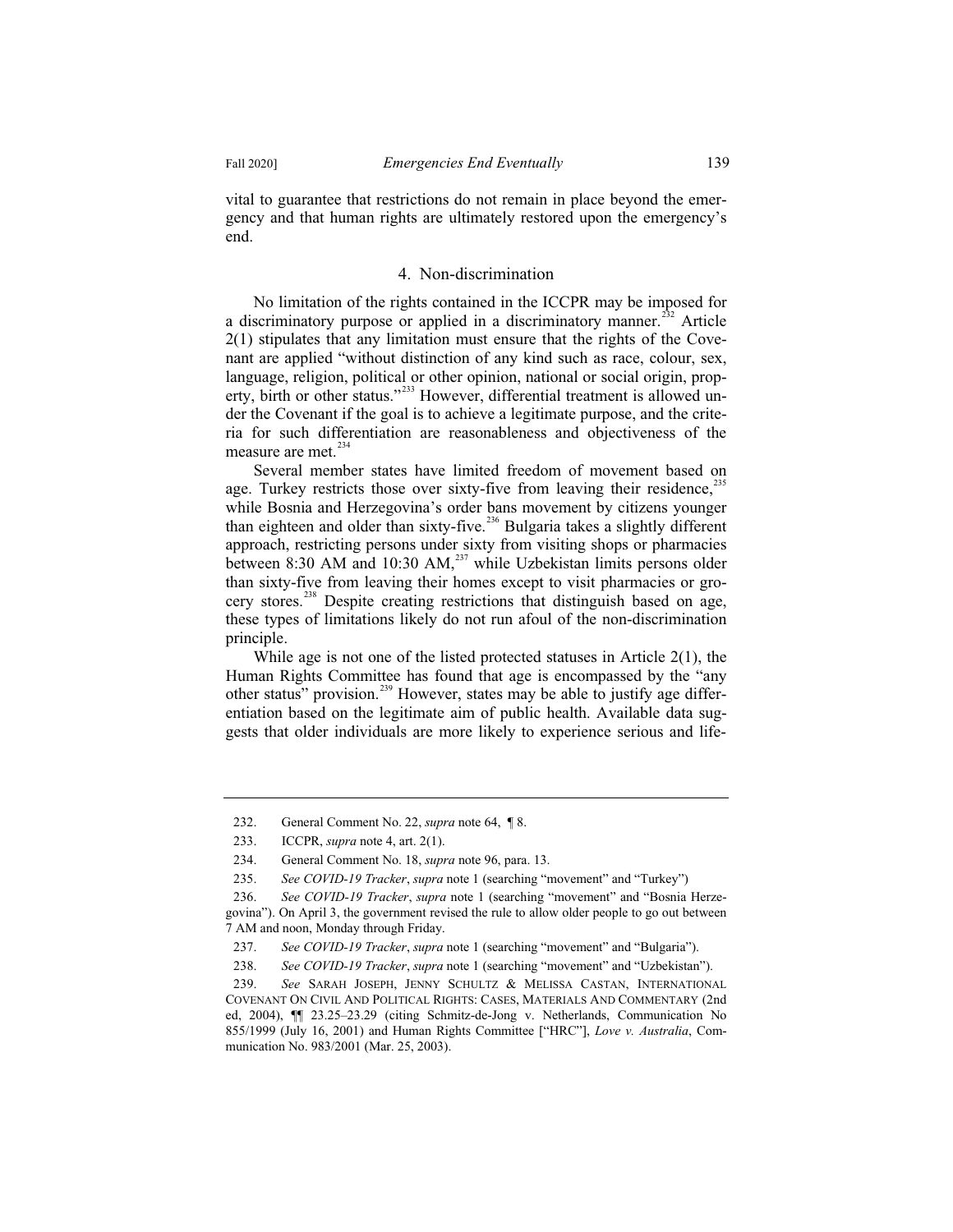vital to guarantee that restrictions do not remain in place beyond the emergency and that human rights are ultimately restored upon the emergency's end.

### 4. Non-discrimination

No limitation of the rights contained in the ICCPR may be imposed for a discriminatory purpose or applied in a discriminatory manner.[232] Article 2(1) stipulates that any limitation must ensure that the rights of the Covenant are applied "without distinction of any kind such as race, colour, sex, language, religion, political or other opinion, national or social origin, property, birth or other status."[233] However, differential treatment is allowed under the Covenant if the goal is to achieve a legitimate purpose, and the criteria for such differentiation are reasonableness and objectiveness of the measure are met.[234]

Several member states have limited freedom of movement based on age. Turkey restricts those over sixty-five from leaving their residence,[235] while Bosnia and Herzegovina's order bans movement by citizens younger than eighteen and older than sixty-five.[236] Bulgaria takes a slightly different approach, restricting persons under sixty from visiting shops or pharmacies between 8:30 AM and 10:30 AM,[237] while Uzbekistan limits persons older than sixty-five from leaving their homes except to visit pharmacies or grocery stores.[238] Despite creating restrictions that distinguish based on age, these types of limitations likely do not run afoul of the non-discrimination principle.

While age is not one of the listed protected statuses in Article 2(1), the Human Rights Committee has found that age is encompassed by the "any other status" provision.[239] However, states may be able to justify age differentiation based on the legitimate aim of public health. Available data suggests that older individuals are more likely to experience serious and life-

---

232. General Comment No. 22, *supra* note 64, ¶ 8.

233. ICCPR, *supra* note 4, art. 2(1).

234. General Comment No. 18, *supra* note 96, para. 13.

235. *See COVID-19 Tracker*, *supra* note 1 (searching "movement" and "Turkey")

236. *See COVID-19 Tracker*, *supra* note 1 (searching "movement" and "Bosnia Herzegovina"). On April 3, the government revised the rule to allow older people to go out between 7 AM and noon, Monday through Friday.

237. *See COVID-19 Tracker*, *supra* note 1 (searching "movement" and "Bulgaria").

238. *See COVID-19 Tracker*, *supra* note 1 (searching "movement" and "Uzbekistan").

239. *See* SARAH JOSEPH, JENNY SCHULTZ & MELISSA CASTAN, INTERNATIONAL COVENANT ON CIVIL AND POLITICAL RIGHTS: CASES, MATERIALS AND COMMENTARY (2nd ed, 2004), ¶¶ 23.25–23.29 (citing Schmitz-de-Jong v. Netherlands, Communication No 855/1999 (July 16, 2001) and Human Rights Committee ["HRC"], *Love v. Australia*, Communication No. 983/2001 (Mar. 25, 2003).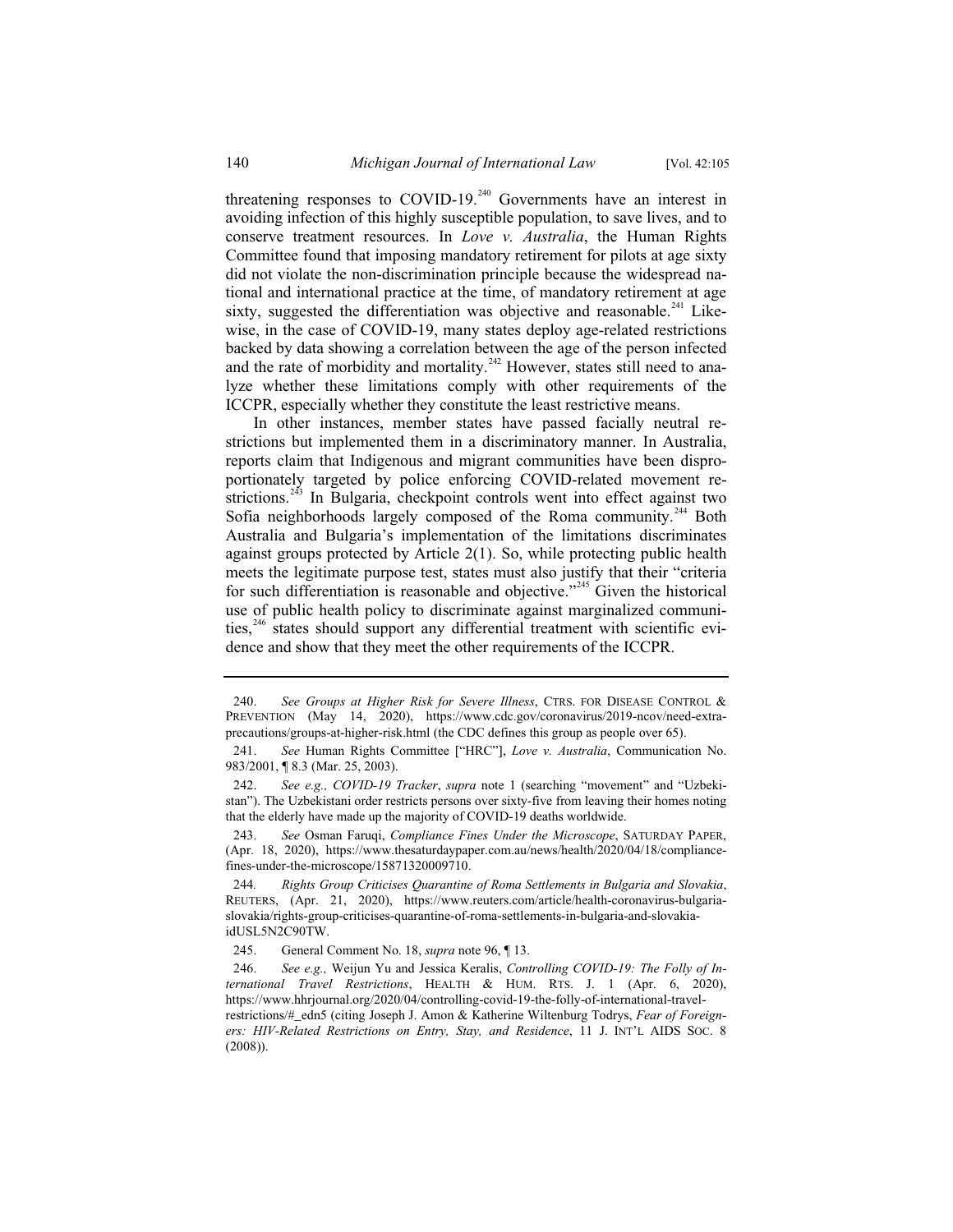threatening responses to COVID-19.[240] Governments have an interest in avoiding infection of this highly susceptible population, to save lives, and to conserve treatment resources. In *Love v. Australia*, the Human Rights Committee found that imposing mandatory retirement for pilots at age sixty did not violate the non-discrimination principle because the widespread national and international practice at the time, of mandatory retirement at age sixty, suggested the differentiation was objective and reasonable.[241] Likewise, in the case of COVID-19, many states deploy age-related restrictions backed by data showing a correlation between the age of the person infected and the rate of morbidity and mortality.[242] However, states still need to analyze whether these limitations comply with other requirements of the ICCPR, especially whether they constitute the least restrictive means.

In other instances, member states have passed facially neutral restrictions but implemented them in a discriminatory manner. In Australia, reports claim that Indigenous and migrant communities have been disproportionately targeted by police enforcing COVID-related movement restrictions.[243] In Bulgaria, checkpoint controls went into effect against two Sofia neighborhoods largely composed of the Roma community.[244] Both Australia and Bulgaria's implementation of the limitations discriminates against groups protected by Article 2(1). So, while protecting public health meets the legitimate purpose test, states must also justify that their "criteria for such differentiation is reasonable and objective."[245] Given the historical use of public health policy to discriminate against marginalized communities,[246] states should support any differential treatment with scientific evidence and show that they meet the other requirements of the ICCPR.

---

240. *See Groups at Higher Risk for Severe Illness*, CTRS. FOR DISEASE CONTROL & PREVENTION (May 14, 2020), https://www.cdc.gov/coronavirus/2019-ncov/need-extra-precautions/groups-at-higher-risk.html (the CDC defines this group as people over 65).

241. *See* Human Rights Committee ["HRC"], *Love v. Australia*, Communication No. 983/2001, ¶ 8.3 (Mar. 25, 2003).

242. *See e.g., COVID-19 Tracker*, *supra* note 1 (searching "movement" and "Uzbekistan"). The Uzbekistani order restricts persons over sixty-five from leaving their homes noting that the elderly have made up the majority of COVID-19 deaths worldwide.

243. *See* Osman Faruqi, *Compliance Fines Under the Microscope*, SATURDAY PAPER, (Apr. 18, 2020), https://www.thesaturdaypaper.com.au/news/health/2020/04/18/compliance-fines-under-the-microscope/15871320009710.

244. *Rights Group Criticises Quarantine of Roma Settlements in Bulgaria and Slovakia*, REUTERS, (Apr. 21, 2020), https://www.reuters.com/article/health-coronavirus-bulgaria-slovakia/rights-group-criticises-quarantine-of-roma-settlements-in-bulgaria-and-slovakia-idUSL5N2C90TW.

245. General Comment No. 18, *supra* note 96, ¶ 13.

246. *See e.g.,* Weijun Yu and Jessica Keralis, *Controlling COVID-19: The Folly of International Travel Restrictions*, HEALTH & HUM. RTS. J. 1 (Apr. 6, 2020), https://www.hhrjournal.org/2020/04/controlling-covid-19-the-folly-of-international-travel-restrictions/#_edn5 (citing Joseph J. Amon & Katherine Wiltenburg Todrys, *Fear of Foreigners: HIV-Related Restrictions on Entry, Stay, and Residence*, 11 J. INT'L AIDS SOC. 8 (2008)).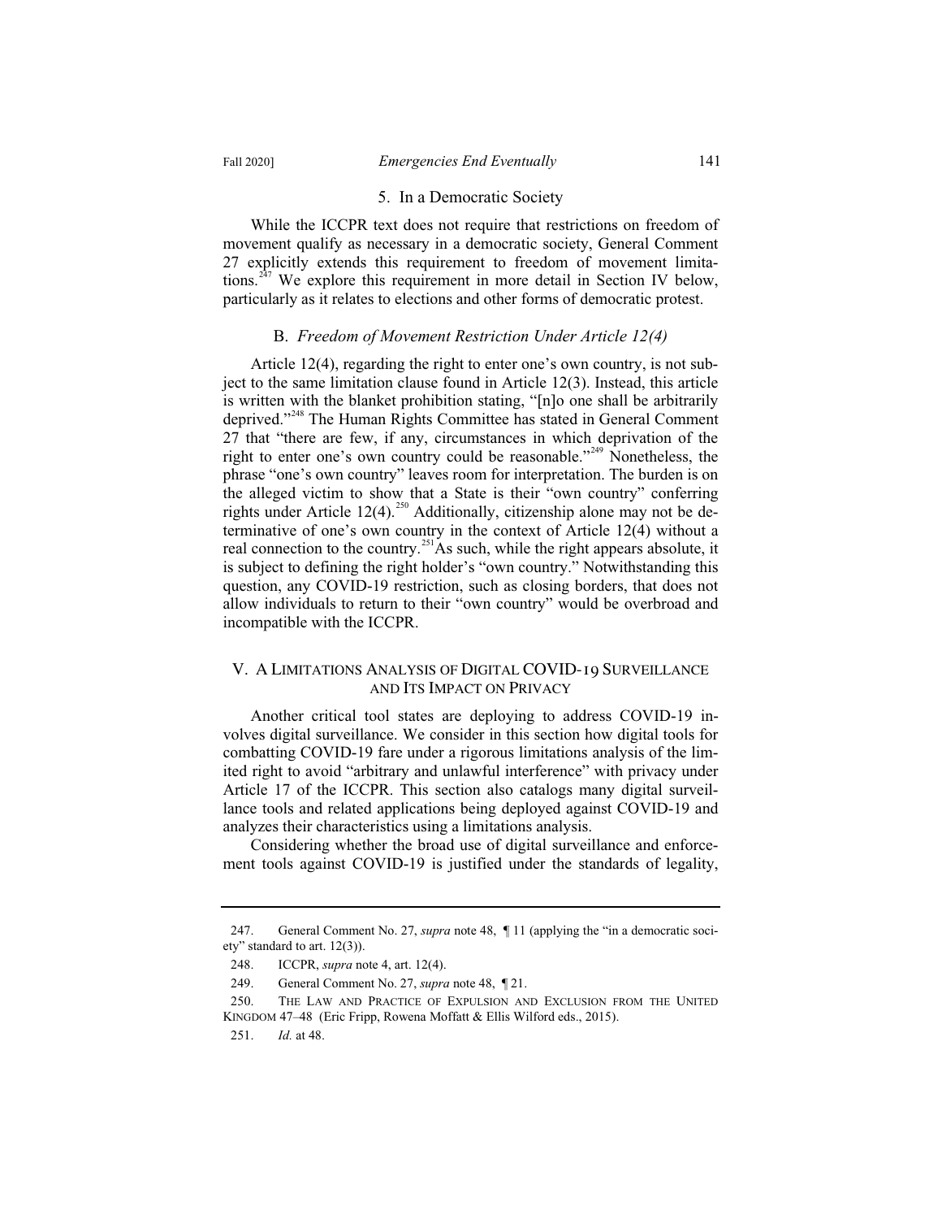#### 5. In a Democratic Society

While the ICCPR text does not require that restrictions on freedom of movement qualify as necessary in a democratic society, General Comment 27 explicitly extends this requirement to freedom of movement limitations.[247] We explore this requirement in more detail in Section IV below, particularly as it relates to elections and other forms of democratic protest.

### B. *Freedom of Movement Restriction Under Article 12(4)*

Article 12(4), regarding the right to enter one's own country, is not subject to the same limitation clause found in Article 12(3). Instead, this article is written with the blanket prohibition stating, "[n]o one shall be arbitrarily deprived."[248] The Human Rights Committee has stated in General Comment 27 that "there are few, if any, circumstances in which deprivation of the right to enter one's own country could be reasonable."[249] Nonetheless, the phrase "one's own country" leaves room for interpretation. The burden is on the alleged victim to show that a State is their "own country" conferring rights under Article 12(4).[250] Additionally, citizenship alone may not be determinative of one's own country in the context of Article 12(4) without a real connection to the country.[251] As such, while the right appears absolute, it is subject to defining the right holder's "own country." Notwithstanding this question, any COVID-19 restriction, such as closing borders, that does not allow individuals to return to their "own country" would be overbroad and incompatible with the ICCPR.

## V. A LIMITATIONS ANALYSIS OF DIGITAL COVID-19 SURVEILLANCE AND ITS IMPACT ON PRIVACY

Another critical tool states are deploying to address COVID-19 involves digital surveillance. We consider in this section how digital tools for combatting COVID-19 fare under a rigorous limitations analysis of the limited right to avoid "arbitrary and unlawful interference" with privacy under Article 17 of the ICCPR. This section also catalogs many digital surveillance tools and related applications being deployed against COVID-19 and analyzes their characteristics using a limitations analysis.

Considering whether the broad use of digital surveillance and enforcement tools against COVID-19 is justified under the standards of legality,

---

247. General Comment No. 27, *supra* note 48, ¶ 11 (applying the "in a democratic society" standard to art. 12(3)).

248. ICCPR, *supra* note 4, art. 12(4).

249. General Comment No. 27, *supra* note 48, ¶ 21.

250. THE LAW AND PRACTICE OF EXPULSION AND EXCLUSION FROM THE UNITED KINGDOM 47–48 (Eric Fripp, Rowena Moffatt & Ellis Wilford eds., 2015).

251. *Id.* at 48.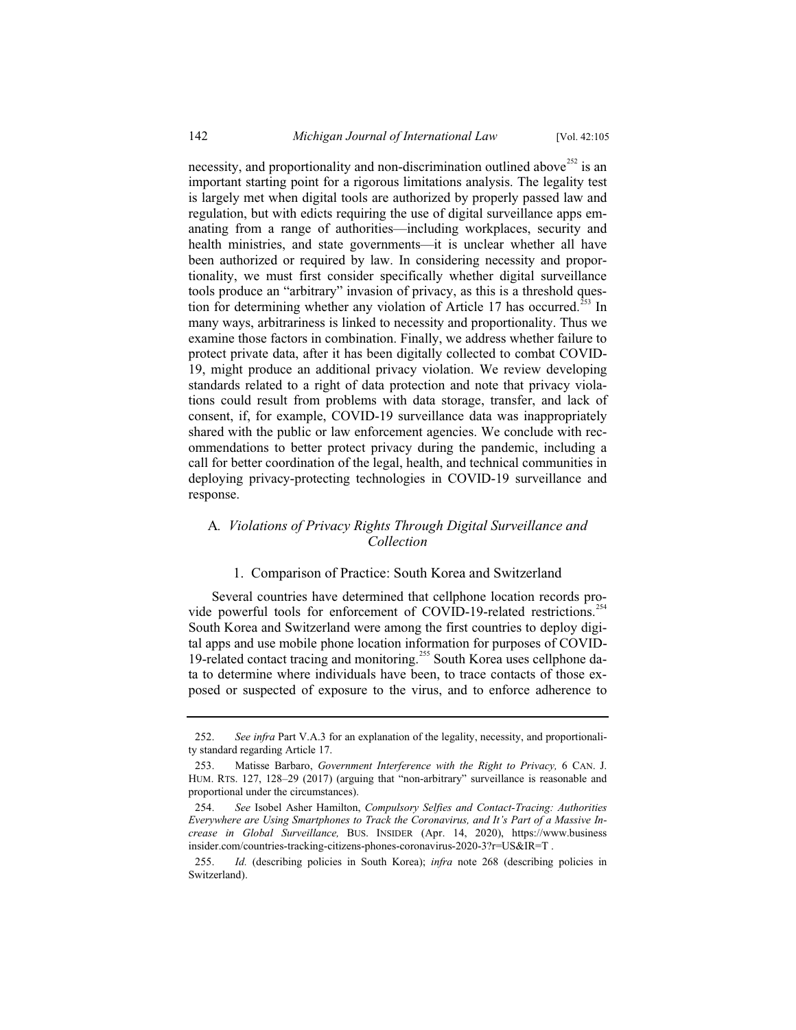necessity, and proportionality and non-discrimination outlined above[252] is an important starting point for a rigorous limitations analysis. The legality test is largely met when digital tools are authorized by properly passed law and regulation, but with edicts requiring the use of digital surveillance apps emanating from a range of authorities—including workplaces, security and health ministries, and state governments—it is unclear whether all have been authorized or required by law. In considering necessity and proportionality, we must first consider specifically whether digital surveillance tools produce an "arbitrary" invasion of privacy, as this is a threshold question for determining whether any violation of Article 17 has occurred.[253] In many ways, arbitrariness is linked to necessity and proportionality. Thus we examine those factors in combination. Finally, we address whether failure to protect private data, after it has been digitally collected to combat COVID-19, might produce an additional privacy violation. We review developing standards related to a right of data protection and note that privacy violations could result from problems with data storage, transfer, and lack of consent, if, for example, COVID-19 surveillance data was inappropriately shared with the public or law enforcement agencies. We conclude with recommendations to better protect privacy during the pandemic, including a call for better coordination of the legal, health, and technical communities in deploying privacy-protecting technologies in COVID-19 surveillance and response.

## A. *Violations of Privacy Rights Through Digital Surveillance and Collection*

### 1. Comparison of Practice: South Korea and Switzerland

Several countries have determined that cellphone location records provide powerful tools for enforcement of COVID-19-related restrictions.[254] South Korea and Switzerland were among the first countries to deploy digital apps and use mobile phone location information for purposes of COVID-19-related contact tracing and monitoring.[255] South Korea uses cellphone data to determine where individuals have been, to trace contacts of those exposed or suspected of exposure to the virus, and to enforce adherence to

---

252. *See infra* Part V.A.3 for an explanation of the legality, necessity, and proportionality standard regarding Article 17.

253. Matisse Barbaro, *Government Interference with the Right to Privacy,* 6 CAN. J. HUM. RTS. 127, 128–29 (2017) (arguing that "non-arbitrary" surveillance is reasonable and proportional under the circumstances).

254. *See* Isobel Asher Hamilton, *Compulsory Selfies and Contact-Tracing: Authorities Everywhere are Using Smartphones to Track the Coronavirus, and It's Part of a Massive Increase in Global Surveillance,* BUS. INSIDER (Apr. 14, 2020), https://www.businessinsider.com/countries-tracking-citizens-phones-coronavirus-2020-3?r=US&IR=T .

255. *Id.* (describing policies in South Korea); *infra* note 268 (describing policies in Switzerland).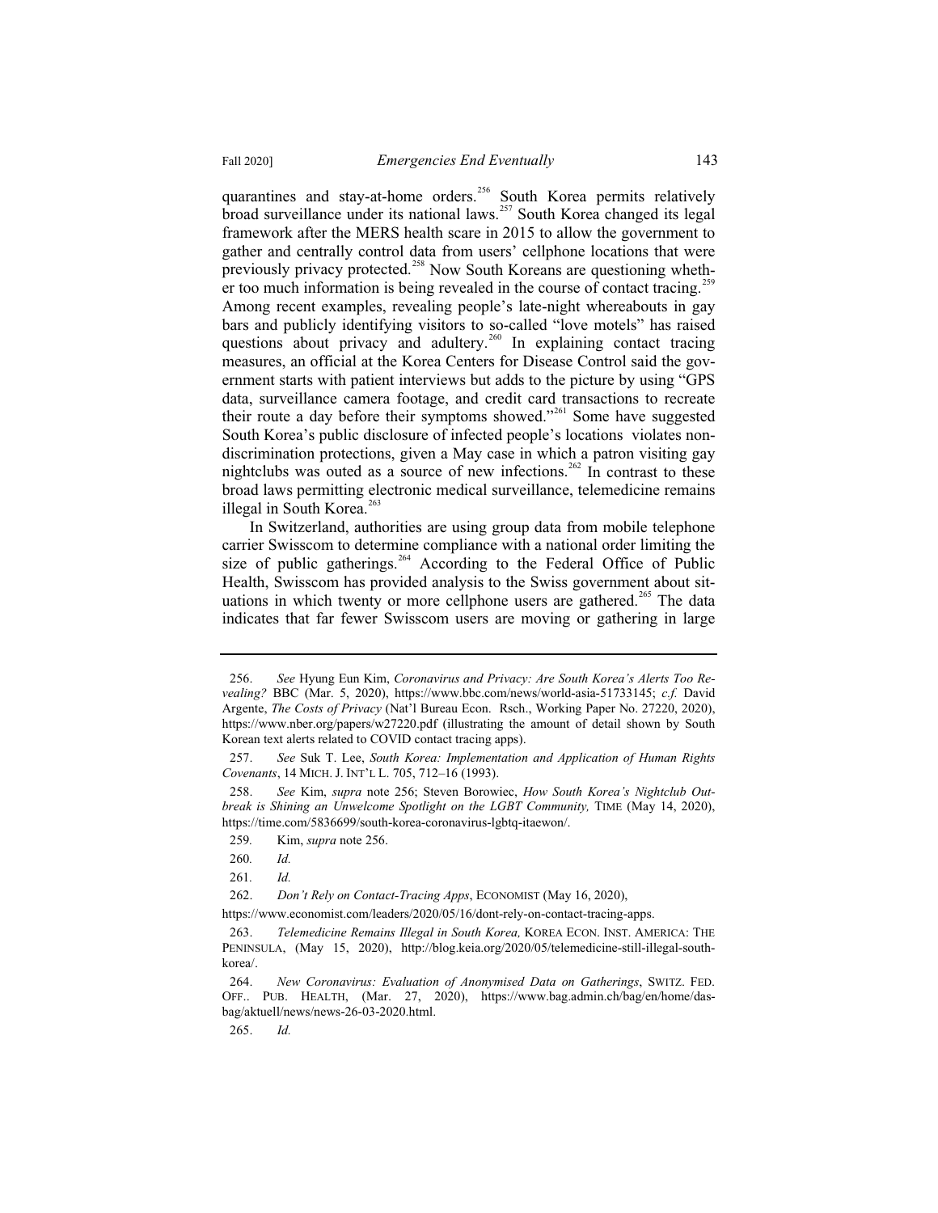quarantines and stay-at-home orders.[256] South Korea permits relatively broad surveillance under its national laws.[257] South Korea changed its legal framework after the MERS health scare in 2015 to allow the government to gather and centrally control data from users' cellphone locations that were previously privacy protected.[258] Now South Koreans are questioning whether too much information is being revealed in the course of contact tracing.[259] Among recent examples, revealing people's late-night whereabouts in gay bars and publicly identifying visitors to so-called "love motels" has raised questions about privacy and adultery.[260] In explaining contact tracing measures, an official at the Korea Centers for Disease Control said the government starts with patient interviews but adds to the picture by using "GPS data, surveillance camera footage, and credit card transactions to recreate their route a day before their symptoms showed."[261] Some have suggested South Korea's public disclosure of infected people's locations violates nondiscrimination protections, given a May case in which a patron visiting gay nightclubs was outed as a source of new infections.[262] In contrast to these broad laws permitting electronic medical surveillance, telemedicine remains illegal in South Korea.[263]

In Switzerland, authorities are using group data from mobile telephone carrier Swisscom to determine compliance with a national order limiting the size of public gatherings.[264] According to the Federal Office of Public Health, Swisscom has provided analysis to the Swiss government about situations in which twenty or more cellphone users are gathered.[265] The data indicates that far fewer Swisscom users are moving or gathering in large

---

256. *See* Hyung Eun Kim, *Coronavirus and Privacy: Are South Korea's Alerts Too Revealing?* BBC (Mar. 5, 2020), https://www.bbc.com/news/world-asia-51733145; *c.f.* David Argente, *The Costs of Privacy* (Nat'l Bureau Econ. Rsch., Working Paper No. 27220, 2020), https://www.nber.org/papers/w27220.pdf (illustrating the amount of detail shown by South Korean text alerts related to COVID contact tracing apps).

257. *See* Suk T. Lee, *South Korea: Implementation and Application of Human Rights Covenants*, 14 MICH. J. INT'L L. 705, 712–16 (1993).

258. *See* Kim, *supra* note 256; Steven Borowiec, *How South Korea's Nightclub Outbreak is Shining an Unwelcome Spotlight on the LGBT Community,* TIME (May 14, 2020), https://time.com/5836699/south-korea-coronavirus-lgbtq-itaewon/.

259. Kim, *supra* note 256.

260. *Id.*

261. *Id.*

262. *Don't Rely on Contact-Tracing Apps*, ECONOMIST (May 16, 2020), https://www.economist.com/leaders/2020/05/16/dont-rely-on-contact-tracing-apps.

263. *Telemedicine Remains Illegal in South Korea,* KOREA ECON. INST. AMERICA: THE PENINSULA, (May 15, 2020), http://blog.keia.org/2020/05/telemedicine-still-illegal-south-korea/.

264. *New Coronavirus: Evaluation of Anonymised Data on Gatherings*, SWITZ. FED. OFF.. PUB. HEALTH, (Mar. 27, 2020), https://www.bag.admin.ch/bag/en/home/das-bag/aktuell/news/news-26-03-2020.html.

265. *Id.*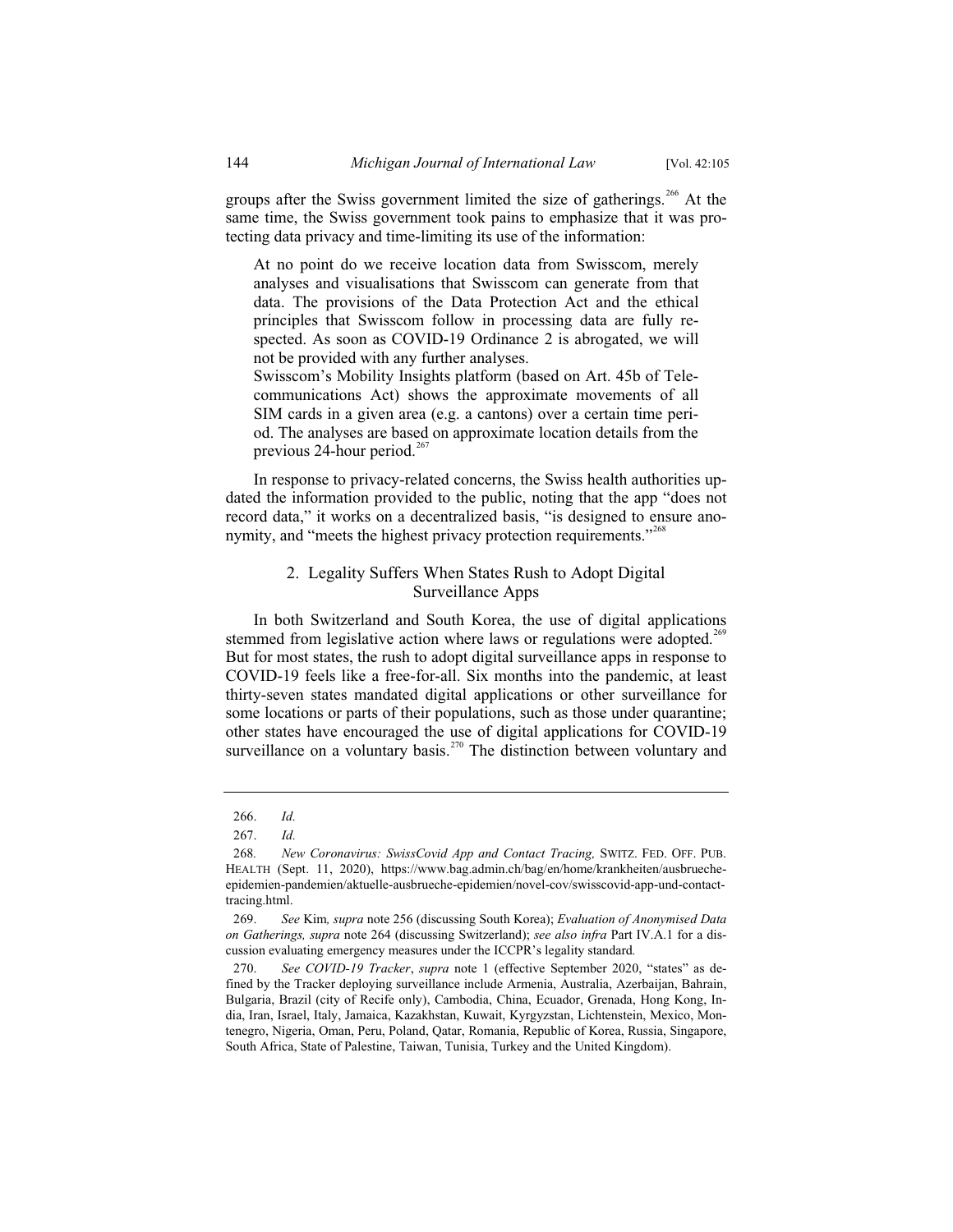groups after the Swiss government limited the size of gatherings.[266] At the same time, the Swiss government took pains to emphasize that it was protecting data privacy and time-limiting its use of the information:

> At no point do we receive location data from Swisscom, merely analyses and visualisations that Swisscom can generate from that data. The provisions of the Data Protection Act and the ethical principles that Swisscom follow in processing data are fully respected. As soon as COVID-19 Ordinance 2 is abrogated, we will not be provided with any further analyses.
>
> Swisscom's Mobility Insights platform (based on Art. 45b of Telecommunications Act) shows the approximate movements of all SIM cards in a given area (e.g. a cantons) over a certain time period. The analyses are based on approximate location details from the previous 24-hour period.[267]

In response to privacy-related concerns, the Swiss health authorities updated the information provided to the public, noting that the app "does not record data," it works on a decentralized basis, "is designed to ensure anonymity, and "meets the highest privacy protection requirements."[268]

### 2. Legality Suffers When States Rush to Adopt Digital Surveillance Apps

In both Switzerland and South Korea, the use of digital applications stemmed from legislative action where laws or regulations were adopted.[269] But for most states, the rush to adopt digital surveillance apps in response to COVID-19 feels like a free-for-all. Six months into the pandemic, at least thirty-seven states mandated digital applications or other surveillance for some locations or parts of their populations, such as those under quarantine; other states have encouraged the use of digital applications for COVID-19 surveillance on a voluntary basis.[270] The distinction between voluntary and

---

266. *Id.*

267. *Id.*

268. *New Coronavirus: SwissCovid App and Contact Tracing,* SWITZ. FED. OFF. PUB. HEALTH (Sept. 11, 2020), https://www.bag.admin.ch/bag/en/home/krankheiten/ausbrueche-epidemien-pandemien/aktuelle-ausbrueche-epidemien/novel-cov/swisscovid-app-und-contact-tracing.html.

269. *See* Kim*, supra* note 256 (discussing South Korea); *Evaluation of Anonymised Data on Gatherings, supra* note 264 (discussing Switzerland); *see also infra* Part IV.A.1 for a discussion evaluating emergency measures under the ICCPR's legality standard.

270. *See COVID-19 Tracker*, *supra* note 1 (effective September 2020, "states" as defined by the Tracker deploying surveillance include Armenia, Australia, Azerbaijan, Bahrain, Bulgaria, Brazil (city of Recife only), Cambodia, China, Ecuador, Grenada, Hong Kong, India, Iran, Israel, Italy, Jamaica, Kazakhstan, Kuwait, Kyrgyzstan, Lichtenstein, Mexico, Montenegro, Nigeria, Oman, Peru, Poland, Qatar, Romania, Republic of Korea, Russia, Singapore, South Africa, State of Palestine, Taiwan, Tunisia, Turkey and the United Kingdom).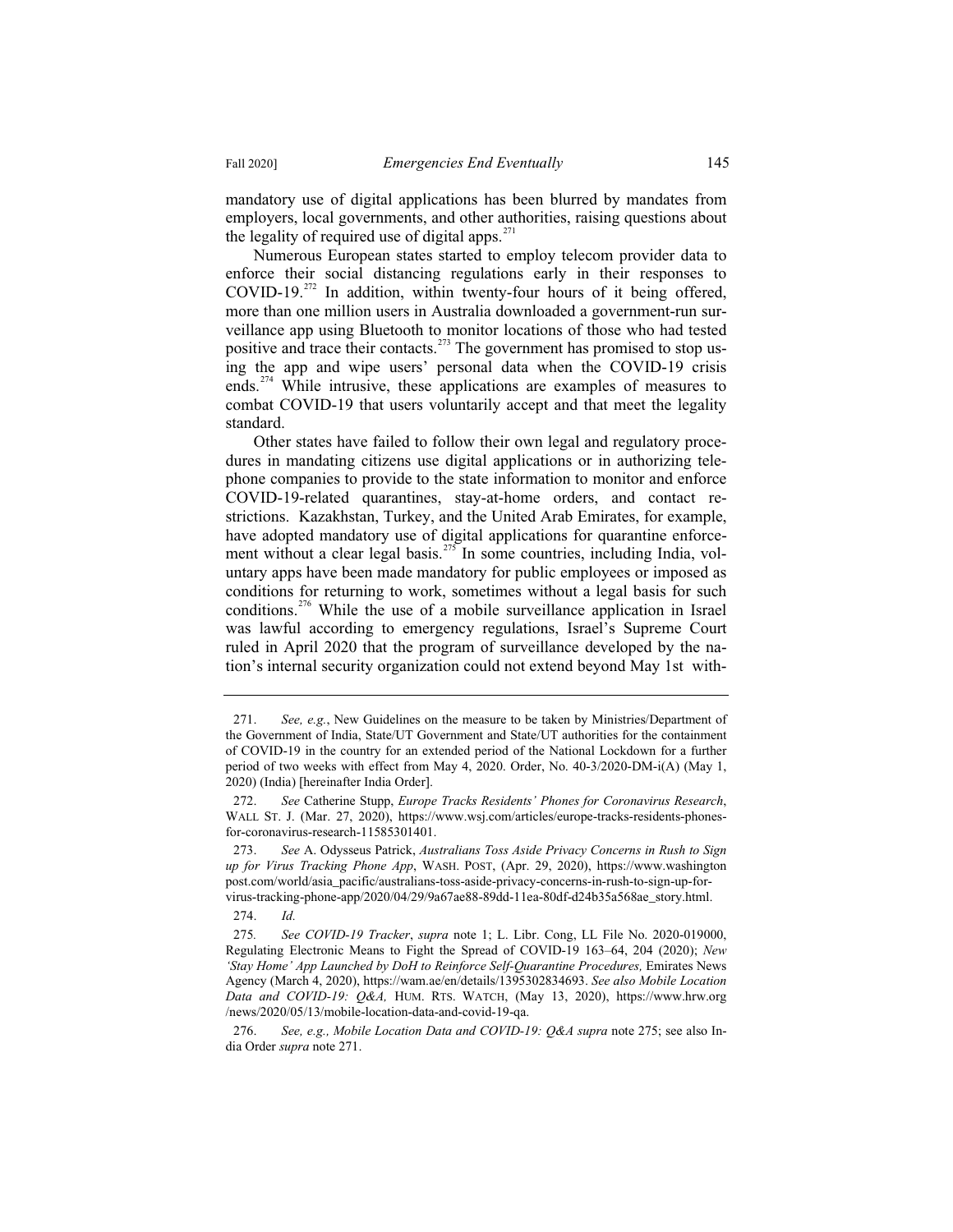mandatory use of digital applications has been blurred by mandates from employers, local governments, and other authorities, raising questions about the legality of required use of digital apps.[271]

Numerous European states started to employ telecom provider data to enforce their social distancing regulations early in their responses to COVID-19.[272] In addition, within twenty-four hours of it being offered, more than one million users in Australia downloaded a government-run surveillance app using Bluetooth to monitor locations of those who had tested positive and trace their contacts.[273] The government has promised to stop using the app and wipe users' personal data when the COVID-19 crisis ends.[274] While intrusive, these applications are examples of measures to combat COVID-19 that users voluntarily accept and that meet the legality standard.

Other states have failed to follow their own legal and regulatory procedures in mandating citizens use digital applications or in authorizing telephone companies to provide to the state information to monitor and enforce COVID-19-related quarantines, stay-at-home orders, and contact restrictions. Kazakhstan, Turkey, and the United Arab Emirates, for example, have adopted mandatory use of digital applications for quarantine enforcement without a clear legal basis.[275] In some countries, including India, voluntary apps have been made mandatory for public employees or imposed as conditions for returning to work, sometimes without a legal basis for such conditions.[276] While the use of a mobile surveillance application in Israel was lawful according to emergency regulations, Israel's Supreme Court ruled in April 2020 that the program of surveillance developed by the nation's internal security organization could not extend beyond May 1st with-

---

271. *See, e.g.*, New Guidelines on the measure to be taken by Ministries/Department of the Government of India, State/UT Government and State/UT authorities for the containment of COVID-19 in the country for an extended period of the National Lockdown for a further period of two weeks with effect from May 4, 2020. Order, No. 40-3/2020-DM-i(A) (May 1, 2020) (India) [hereinafter India Order].

272. *See* Catherine Stupp, *Europe Tracks Residents' Phones for Coronavirus Research*, WALL ST. J. (Mar. 27, 2020), https://www.wsj.com/articles/europe-tracks-residents-phones-for-coronavirus-research-11585301401.

273. *See* A. Odysseus Patrick, *Australians Toss Aside Privacy Concerns in Rush to Sign up for Virus Tracking Phone App*, WASH. POST, (Apr. 29, 2020), https://www.washingtonpost.com/world/asia_pacific/australians-toss-aside-privacy-concerns-in-rush-to-sign-up-for-virus-tracking-phone-app/2020/04/29/9a67ae88-89dd-11ea-80df-d24b35a568ae_story.html.

274. *Id.*

275. *See COVID-19 Tracker*, *supra* note 1; L. Libr. Cong, LL File No. 2020-019000, Regulating Electronic Means to Fight the Spread of COVID-19 163–64, 204 (2020); *New 'Stay Home' App Launched by DoH to Reinforce Self-Quarantine Procedures,* Emirates News Agency (March 4, 2020), https://wam.ae/en/details/1395302834693. *See also Mobile Location Data and COVID-19: Q&A,* HUM. RTS. WATCH, (May 13, 2020), https://www.hrw.org/news/2020/05/13/mobile-location-data-and-covid-19-qa.

276. *See, e.g., Mobile Location Data and COVID-19: Q&A supra* note 275; see also India Order *supra* note 271.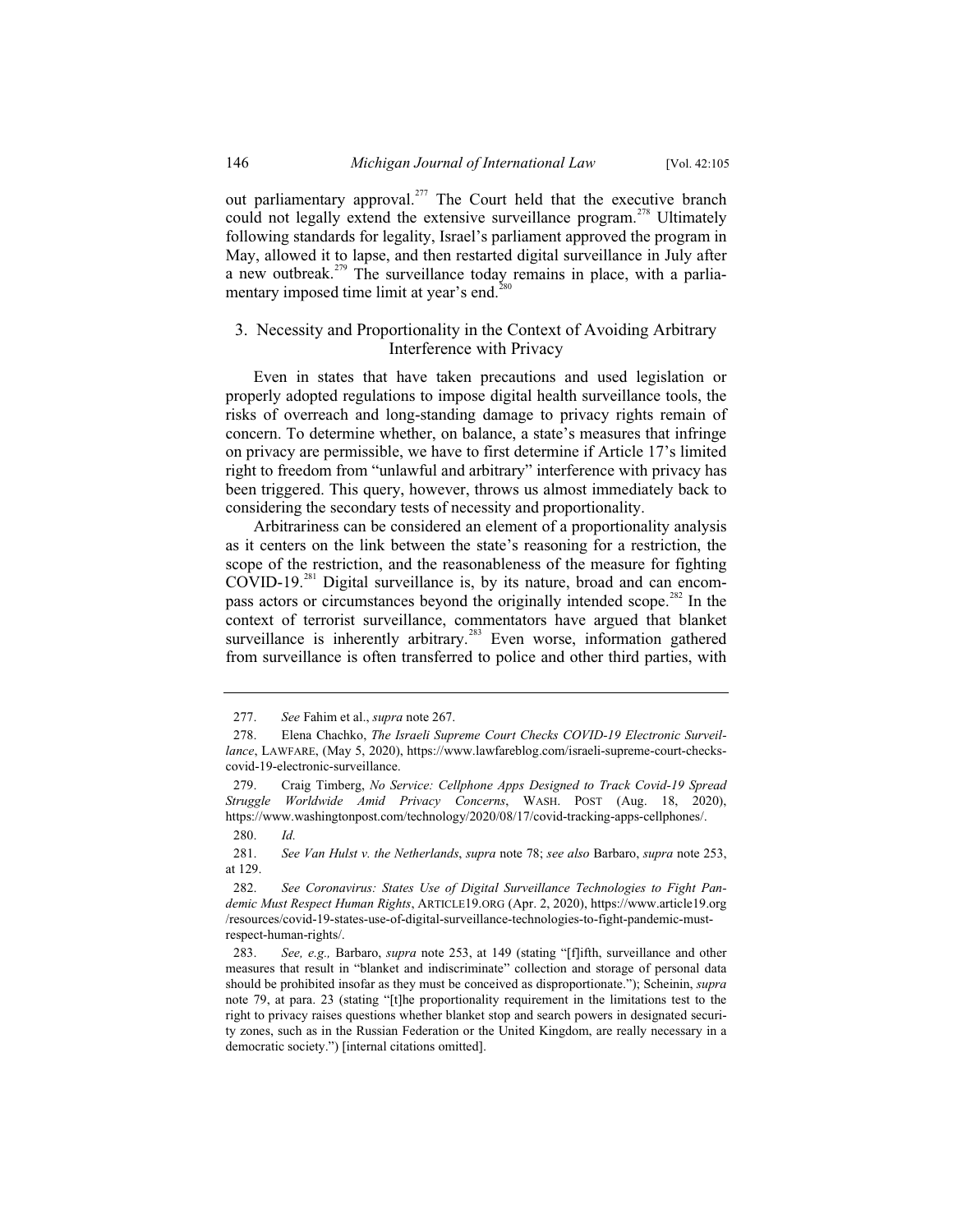out parliamentary approval.[277] The Court held that the executive branch could not legally extend the extensive surveillance program.[278] Ultimately following standards for legality, Israel's parliament approved the program in May, allowed it to lapse, and then restarted digital surveillance in July after a new outbreak.[279] The surveillance today remains in place, with a parliamentary imposed time limit at year's end.[280]

### 3. Necessity and Proportionality in the Context of Avoiding Arbitrary Interference with Privacy

Even in states that have taken precautions and used legislation or properly adopted regulations to impose digital health surveillance tools, the risks of overreach and long-standing damage to privacy rights remain of concern. To determine whether, on balance, a state's measures that infringe on privacy are permissible, we have to first determine if Article 17's limited right to freedom from "unlawful and arbitrary" interference with privacy has been triggered. This query, however, throws us almost immediately back to considering the secondary tests of necessity and proportionality.

Arbitrariness can be considered an element of a proportionality analysis as it centers on the link between the state's reasoning for a restriction, the scope of the restriction, and the reasonableness of the measure for fighting COVID-19.[281] Digital surveillance is, by its nature, broad and can encompass actors or circumstances beyond the originally intended scope.[282] In the context of terrorist surveillance, commentators have argued that blanket surveillance is inherently arbitrary.[283] Even worse, information gathered from surveillance is often transferred to police and other third parties, with

---

277. *See* Fahim et al., *supra* note 267.

278. Elena Chachko, *The Israeli Supreme Court Checks COVID-19 Electronic Surveillance*, LAWFARE, (May 5, 2020), https://www.lawfareblog.com/israeli-supreme-court-checks-covid-19-electronic-surveillance.

279. Craig Timberg, *No Service: Cellphone Apps Designed to Track Covid-19 Spread Struggle Worldwide Amid Privacy Concerns*, WASH. POST (Aug. 18, 2020), https://www.washingtonpost.com/technology/2020/08/17/covid-tracking-apps-cellphones/.

280. *Id.*

281. *See Van Hulst v. the Netherlands*, *supra* note 78; *see also* Barbaro, *supra* note 253, at 129.

282. *See Coronavirus: States Use of Digital Surveillance Technologies to Fight Pandemic Must Respect Human Rights*, ARTICLE19.ORG (Apr. 2, 2020), https://www.article19.org/resources/covid-19-states-use-of-digital-surveillance-technologies-to-fight-pandemic-must-respect-human-rights/.

283. *See, e.g.,* Barbaro, *supra* note 253, at 149 (stating "[f]ifth, surveillance and other measures that result in "blanket and indiscriminate" collection and storage of personal data should be prohibited insofar as they must be conceived as disproportionate."); Scheinin, *supra* note 79, at para. 23 (stating "[t]he proportionality requirement in the limitations test to the right to privacy raises questions whether blanket stop and search powers in designated security zones, such as in the Russian Federation or the United Kingdom, are really necessary in a democratic society.") [internal citations omitted].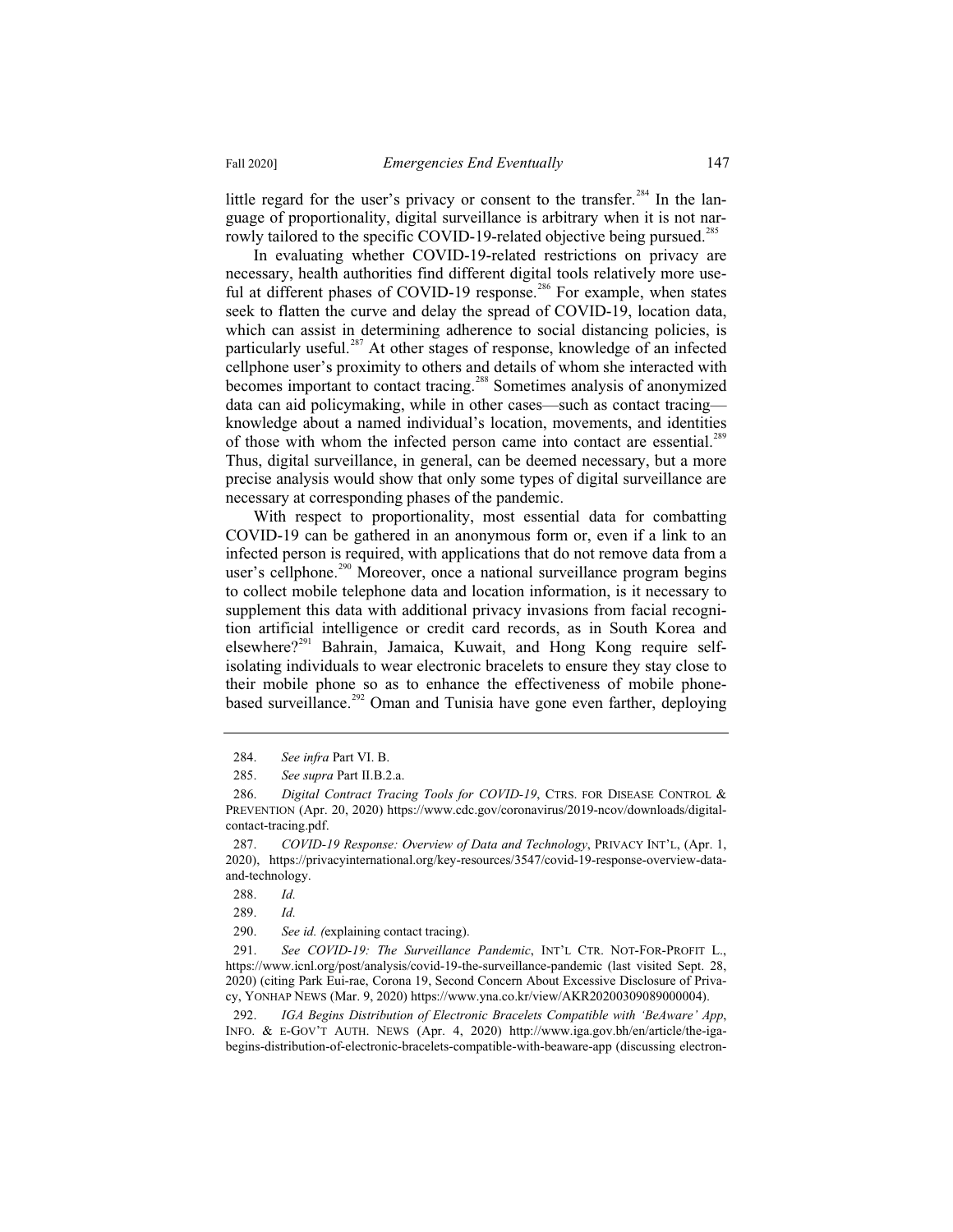little regard for the user's privacy or consent to the transfer.[284] In the language of proportionality, digital surveillance is arbitrary when it is not narrowly tailored to the specific COVID-19-related objective being pursued.[285]

In evaluating whether COVID-19-related restrictions on privacy are necessary, health authorities find different digital tools relatively more useful at different phases of COVID-19 response.[286] For example, when states seek to flatten the curve and delay the spread of COVID-19, location data, which can assist in determining adherence to social distancing policies, is particularly useful.[287] At other stages of response, knowledge of an infected cellphone user's proximity to others and details of whom she interacted with becomes important to contact tracing.[288] Sometimes analysis of anonymized data can aid policymaking, while in other cases—such as contact tracing—knowledge about a named individual's location, movements, and identities of those with whom the infected person came into contact are essential.[289] Thus, digital surveillance, in general, can be deemed necessary, but a more precise analysis would show that only some types of digital surveillance are necessary at corresponding phases of the pandemic.

With respect to proportionality, most essential data for combatting COVID-19 can be gathered in an anonymous form or, even if a link to an infected person is required, with applications that do not remove data from a user's cellphone.[290] Moreover, once a national surveillance program begins to collect mobile telephone data and location information, is it necessary to supplement this data with additional privacy invasions from facial recognition artificial intelligence or credit card records, as in South Korea and elsewhere?[291] Bahrain, Jamaica, Kuwait, and Hong Kong require self-isolating individuals to wear electronic bracelets to ensure they stay close to their mobile phone so as to enhance the effectiveness of mobile phone-based surveillance.[292] Oman and Tunisia have gone even farther, deploying

---

284. *See infra* Part VI. B.

285. *See supra* Part II.B.2.a.

286. *Digital Contract Tracing Tools for COVID-19*, CTRS. FOR DISEASE CONTROL & PREVENTION (Apr. 20, 2020) https://www.cdc.gov/coronavirus/2019-ncov/downloads/digital-contact-tracing.pdf.

287. *COVID-19 Response: Overview of Data and Technology*, PRIVACY INT'L, (Apr. 1, 2020), https://privacyinternational.org/key-resources/3547/covid-19-response-overview-data-and-technology.

288. *Id.*

289. *Id.*

290. *See id. (*explaining contact tracing).

291. *See COVID-19: The Surveillance Pandemic*, INT'L CTR. NOT-FOR-PROFIT L., https://www.icnl.org/post/analysis/covid-19-the-surveillance-pandemic (last visited Sept. 28, 2020) (citing Park Eui-rae, Corona 19, Second Concern About Excessive Disclosure of Privacy, YONHAP NEWS (Mar. 9, 2020) https://www.yna.co.kr/view/AKR20200309089000004).

292. *IGA Begins Distribution of Electronic Bracelets Compatible with 'BeAware' App*, INFO. & E-GOV'T AUTH. NEWS (Apr. 4, 2020) http://www.iga.gov.bh/en/article/the-iga-begins-distribution-of-electronic-bracelets-compatible-with-beaware-app (discussing electron-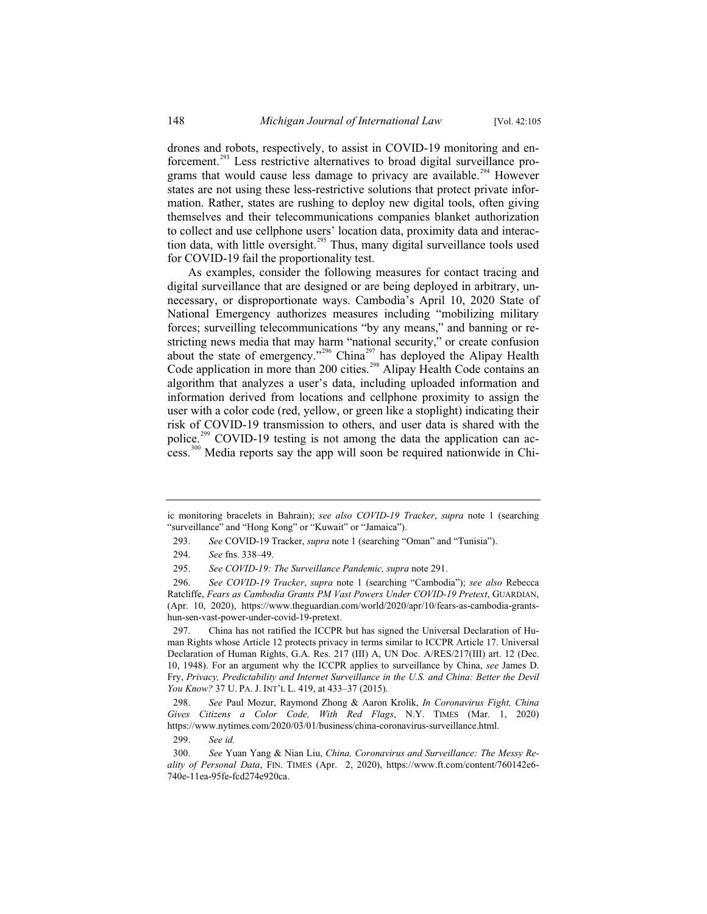drones and robots, respectively, to assist in COVID-19 monitoring and enforcement.[293] Less restrictive alternatives to broad digital surveillance programs that would cause less damage to privacy are available.[294] However states are not using these less-restrictive solutions that protect private information. Rather, states are rushing to deploy new digital tools, often giving themselves and their telecommunications companies blanket authorization to collect and use cellphone users' location data, proximity data and interaction data, with little oversight.[295] Thus, many digital surveillance tools used for COVID-19 fail the proportionality test.

As examples, consider the following measures for contact tracing and digital surveillance that are designed or are being deployed in arbitrary, unnecessary, or disproportionate ways. Cambodia's April 10, 2020 State of National Emergency authorizes measures including "mobilizing military forces; surveilling telecommunications "by any means," and banning or restricting news media that may harm "national security," or create confusion about the state of emergency."[296] China[297] has deployed the Alipay Health Code application in more than 200 cities.[298] Alipay Health Code contains an algorithm that analyzes a user's data, including uploaded information and information derived from locations and cellphone proximity to assign the user with a color code (red, yellow, or green like a stoplight) indicating their risk of COVID-19 transmission to others, and user data is shared with the police.[299] COVID-19 testing is not among the data the application can access.[300] Media reports say the app will soon be required nationwide in Chi-

---

ic monitoring bracelets in Bahrain); *see also COVID-19 Tracker*, *supra* note 1 (searching "surveillance" and "Hong Kong" or "Kuwait" or "Jamaica").

293. *See* COVID-19 Tracker, *supra* note 1 (searching "Oman" and "Tunisia").

294. *See* fns. 338–49.

295. *See COVID-19: The Surveillance Pandemic, supra* note 291.

296. *See COVID-19 Tracker*, *supra* note 1 (searching "Cambodia"); *see also* Rebecca Ratcliffe, *Fears as Cambodia Grants PM Vast Powers Under COVID-19 Pretext*, GUARDIAN, (Apr. 10, 2020), https://www.theguardian.com/world/2020/apr/10/fears-as-cambodia-grants-hun-sen-vast-power-under-covid-19-pretext.

297. China has not ratified the ICCPR but has signed the Universal Declaration of Human Rights whose Article 12 protects privacy in terms similar to ICCPR Article 17. Universal Declaration of Human Rights, G.A. Res. 217 (III) A, UN Doc. A/RES/217(III) art. 12 (Dec. 10, 1948). For an argument why the ICCPR applies to surveillance by China, *see* James D. Fry, *Privacy, Predictability and Internet Surveillance in the U.S. and China: Better the Devil You Know?* 37 U. PA. J. INT'L L. 419, at 433–37 (2015).

298. *See* Paul Mozur, Raymond Zhong & Aaron Krolik, *In Coronavirus Fight, China Gives Citizens a Color Code, With Red Flags*, N.Y. TIMES (Mar. 1, 2020) https://www.nytimes.com/2020/03/01/business/china-coronavirus-surveillance.html.

299. *See id.*

300. *See* Yuan Yang & Nian Liu, *China, Coronavirus and Surveillance: The Messy Reality of Personal Data*, FIN. TIMES (Apr. 2, 2020), https://www.ft.com/content/760142e6-740e-11ea-95fe-fcd274e920ca.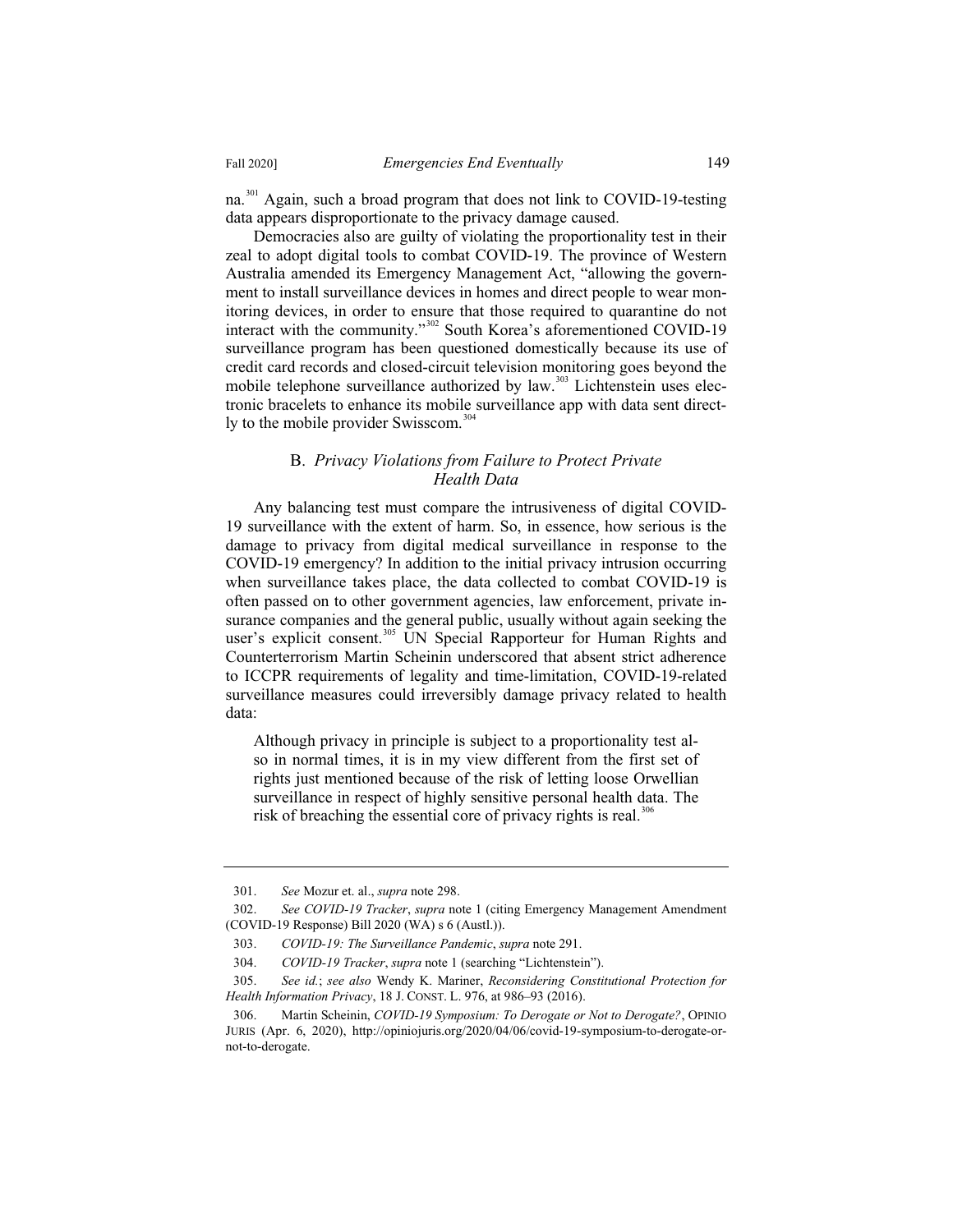na.[301] Again, such a broad program that does not link to COVID-19-testing data appears disproportionate to the privacy damage caused.

Democracies also are guilty of violating the proportionality test in their zeal to adopt digital tools to combat COVID-19. The province of Western Australia amended its Emergency Management Act, "allowing the government to install surveillance devices in homes and direct people to wear monitoring devices, in order to ensure that those required to quarantine do not interact with the community."[302] South Korea's aforementioned COVID-19 surveillance program has been questioned domestically because its use of credit card records and closed-circuit television monitoring goes beyond the mobile telephone surveillance authorized by law.[303] Lichtenstein uses electronic bracelets to enhance its mobile surveillance app with data sent directly to the mobile provider Swisscom.[304]

### B. *Privacy Violations from Failure to Protect Private Health Data*

Any balancing test must compare the intrusiveness of digital COVID-19 surveillance with the extent of harm. So, in essence, how serious is the damage to privacy from digital medical surveillance in response to the COVID-19 emergency? In addition to the initial privacy intrusion occurring when surveillance takes place, the data collected to combat COVID-19 is often passed on to other government agencies, law enforcement, private insurance companies and the general public, usually without again seeking the user's explicit consent.[305] UN Special Rapporteur for Human Rights and Counterterrorism Martin Scheinin underscored that absent strict adherence to ICCPR requirements of legality and time-limitation, COVID-19-related surveillance measures could irreversibly damage privacy related to health data:

> Although privacy in principle is subject to a proportionality test also in normal times, it is in my view different from the first set of rights just mentioned because of the risk of letting loose Orwellian surveillance in respect of highly sensitive personal health data. The risk of breaching the essential core of privacy rights is real.[306]

---

301. *See* Mozur et. al., *supra* note 298.

302. *See COVID-19 Tracker*, *supra* note 1 (citing Emergency Management Amendment (COVID-19 Response) Bill 2020 (WA) s 6 (Austl.)).

303. *COVID-19: The Surveillance Pandemic*, *supra* note 291.

304. *COVID-19 Tracker*, *supra* note 1 (searching "Lichtenstein").

305. *See id.*; *see also* Wendy K. Mariner, *Reconsidering Constitutional Protection for Health Information Privacy*, 18 J. CONST. L. 976, at 986–93 (2016).

306. Martin Scheinin, *COVID-19 Symposium: To Derogate or Not to Derogate?*, OPINIO JURIS (Apr. 6, 2020), http://opiniojuris.org/2020/04/06/covid-19-symposium-to-derogate-or-not-to-derogate.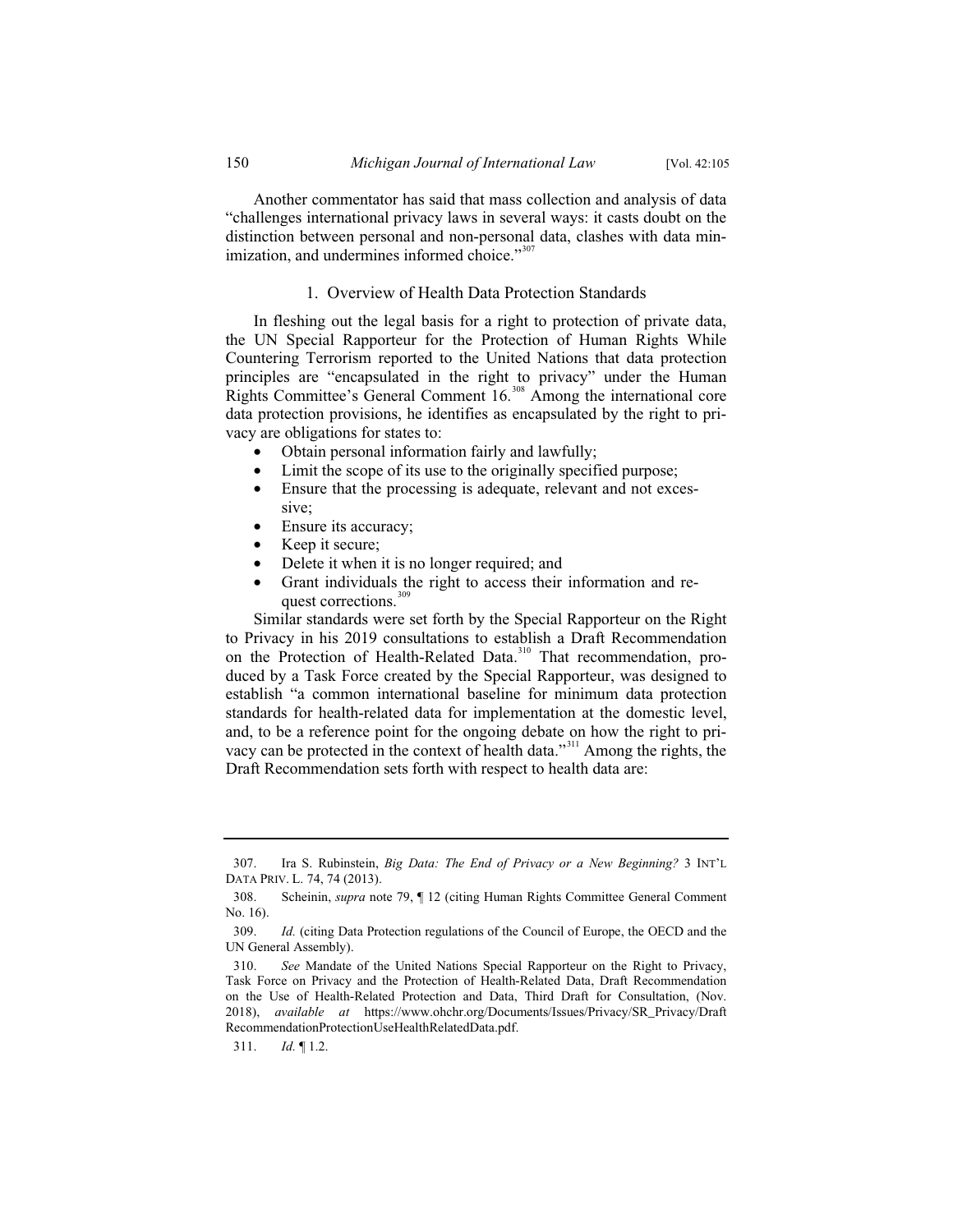Another commentator has said that mass collection and analysis of data "challenges international privacy laws in several ways: it casts doubt on the distinction between personal and non-personal data, clashes with data minimization, and undermines informed choice."[307]

### 1. Overview of Health Data Protection Standards

In fleshing out the legal basis for a right to protection of private data, the UN Special Rapporteur for the Protection of Human Rights While Countering Terrorism reported to the United Nations that data protection principles are "encapsulated in the right to privacy" under the Human Rights Committee's General Comment 16.[308] Among the international core data protection provisions, he identifies as encapsulated by the right to privacy are obligations for states to:

- Obtain personal information fairly and lawfully;
- Limit the scope of its use to the originally specified purpose;
- Ensure that the processing is adequate, relevant and not excessive;
- Ensure its accuracy;
- Keep it secure;
- Delete it when it is no longer required; and
- Grant individuals the right to access their information and request corrections.[309]

Similar standards were set forth by the Special Rapporteur on the Right to Privacy in his 2019 consultations to establish a Draft Recommendation on the Protection of Health-Related Data.[310] That recommendation, produced by a Task Force created by the Special Rapporteur, was designed to establish "a common international baseline for minimum data protection standards for health-related data for implementation at the domestic level, and, to be a reference point for the ongoing debate on how the right to privacy can be protected in the context of health data."[311] Among the rights, the Draft Recommendation sets forth with respect to health data are:

---

307. Ira S. Rubinstein, *Big Data: The End of Privacy or a New Beginning?* 3 Int'l Data Priv. L. 74, 74 (2013).

308. Scheinin, *supra* note 79, ¶ 12 (citing Human Rights Committee General Comment No. 16).

309. *Id.* (citing Data Protection regulations of the Council of Europe, the OECD and the UN General Assembly).

310. *See* Mandate of the United Nations Special Rapporteur on the Right to Privacy, Task Force on Privacy and the Protection of Health-Related Data, Draft Recommendation on the Use of Health-Related Protection and Data, Third Draft for Consultation, (Nov. 2018), *available at* https://www.ohchr.org/Documents/Issues/Privacy/SR_Privacy/DraftRecommendationProtectionUseHealthRelatedData.pdf.

311. *Id.* ¶ 1.2.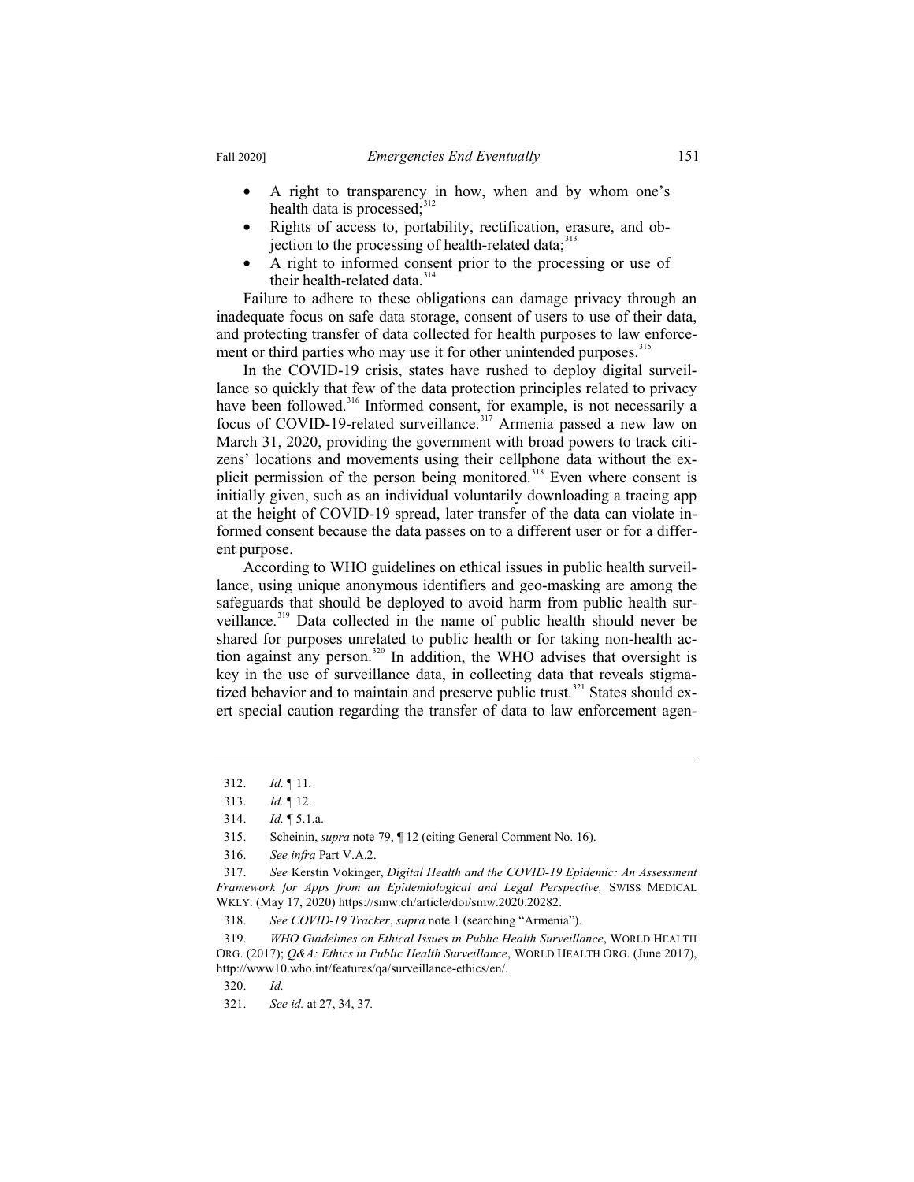- A right to transparency in how, when and by whom one's health data is processed;[312]
- Rights of access to, portability, rectification, erasure, and objection to the processing of health-related data;[313]
- A right to informed consent prior to the processing or use of their health-related data.[314]

Failure to adhere to these obligations can damage privacy through an inadequate focus on safe data storage, consent of users to use of their data, and protecting transfer of data collected for health purposes to law enforcement or third parties who may use it for other unintended purposes.[315]

In the COVID-19 crisis, states have rushed to deploy digital surveillance so quickly that few of the data protection principles related to privacy have been followed.[316] Informed consent, for example, is not necessarily a focus of COVID-19-related surveillance.[317] Armenia passed a new law on March 31, 2020, providing the government with broad powers to track citizens' locations and movements using their cellphone data without the explicit permission of the person being monitored.[318] Even where consent is initially given, such as an individual voluntarily downloading a tracing app at the height of COVID-19 spread, later transfer of the data can violate informed consent because the data passes on to a different user or for a different purpose.

According to WHO guidelines on ethical issues in public health surveillance, using unique anonymous identifiers and geo-masking are among the safeguards that should be deployed to avoid harm from public health surveillance.[319] Data collected in the name of public health should never be shared for purposes unrelated to public health or for taking non-health action against any person.[320] In addition, the WHO advises that oversight is key in the use of surveillance data, in collecting data that reveals stigmatized behavior and to maintain and preserve public trust.[321] States should exert special caution regarding the transfer of data to law enforcement agen-

---

312. *Id.* ¶ 11.

313. *Id.* ¶ 12.

314. *Id.* ¶ 5.1.a.

315. Scheinin, *supra* note 79, ¶ 12 (citing General Comment No. 16).

316. *See infra* Part V.A.2.

317. *See* Kerstin Vokinger, *Digital Health and the COVID-19 Epidemic: An Assessment Framework for Apps from an Epidemiological and Legal Perspective,* SWISS MEDICAL WKLY. (May 17, 2020) https://smw.ch/article/doi/smw.2020.20282.

318. *See COVID-19 Tracker*, *supra* note 1 (searching "Armenia").

319. *WHO Guidelines on Ethical Issues in Public Health Surveillance*, WORLD HEALTH ORG. (2017); *Q&A: Ethics in Public Health Surveillance*, WORLD HEALTH ORG. (June 2017), http://www10.who.int/features/qa/surveillance-ethics/en/.

320. *Id.*

321. *See id.* at 27, 34, 37.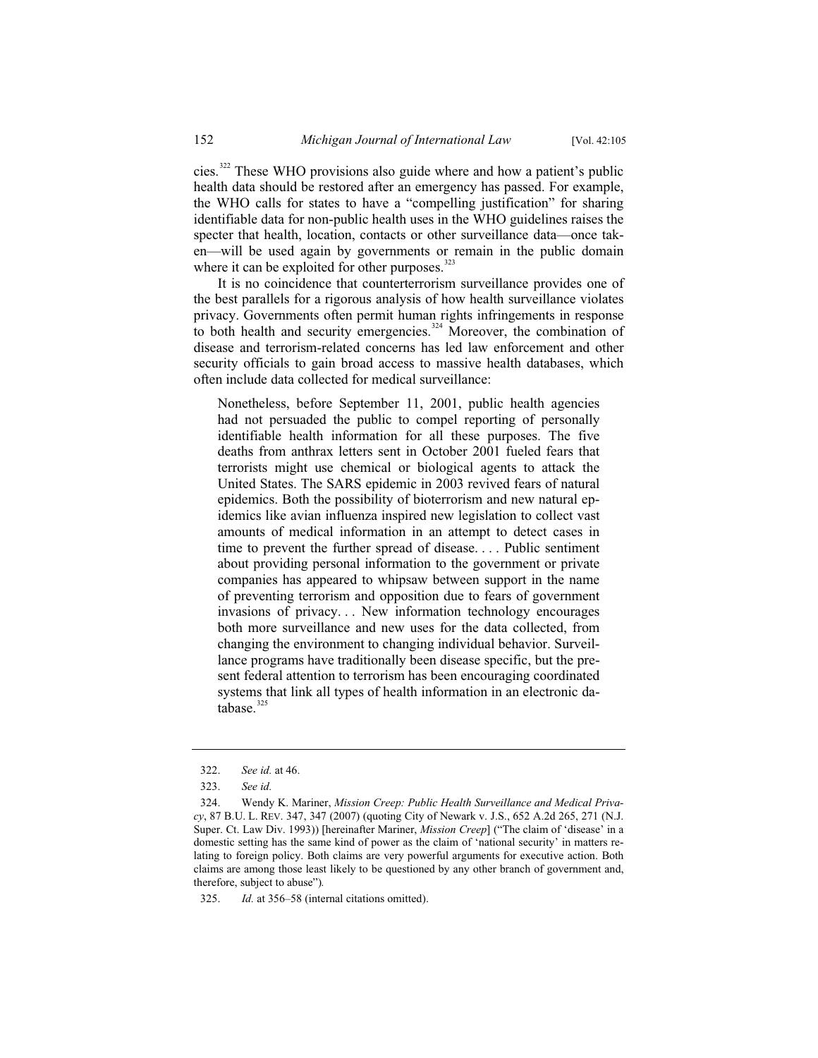cies.[322] These WHO provisions also guide where and how a patient's public health data should be restored after an emergency has passed. For example, the WHO calls for states to have a "compelling justification" for sharing identifiable data for non-public health uses in the WHO guidelines raises the specter that health, location, contacts or other surveillance data—once taken—will be used again by governments or remain in the public domain where it can be exploited for other purposes.[323]

It is no coincidence that counterterrorism surveillance provides one of the best parallels for a rigorous analysis of how health surveillance violates privacy. Governments often permit human rights infringements in response to both health and security emergencies.[324] Moreover, the combination of disease and terrorism-related concerns has led law enforcement and other security officials to gain broad access to massive health databases, which often include data collected for medical surveillance:

> Nonetheless, before September 11, 2001, public health agencies had not persuaded the public to compel reporting of personally identifiable health information for all these purposes. The five deaths from anthrax letters sent in October 2001 fueled fears that terrorists might use chemical or biological agents to attack the United States. The SARS epidemic in 2003 revived fears of natural epidemics. Both the possibility of bioterrorism and new natural epidemics like avian influenza inspired new legislation to collect vast amounts of medical information in an attempt to detect cases in time to prevent the further spread of disease. . . . Public sentiment about providing personal information to the government or private companies has appeared to whipsaw between support in the name of preventing terrorism and opposition due to fears of government invasions of privacy. . . New information technology encourages both more surveillance and new uses for the data collected, from changing the environment to changing individual behavior. Surveillance programs have traditionally been disease specific, but the present federal attention to terrorism has been encouraging coordinated systems that link all types of health information in an electronic database.[325]

---

322. *See id.* at 46.

323. *See id.*

324. Wendy K. Mariner, *Mission Creep: Public Health Surveillance and Medical Privacy*, 87 B.U. L. REV. 347, 347 (2007) (quoting City of Newark v. J.S., 652 A.2d 265, 271 (N.J. Super. Ct. Law Div. 1993)) [hereinafter Mariner, *Mission Creep*] ("The claim of 'disease' in a domestic setting has the same kind of power as the claim of 'national security' in matters relating to foreign policy. Both claims are very powerful arguments for executive action. Both claims are among those least likely to be questioned by any other branch of government and, therefore, subject to abuse").

325. *Id.* at 356–58 (internal citations omitted).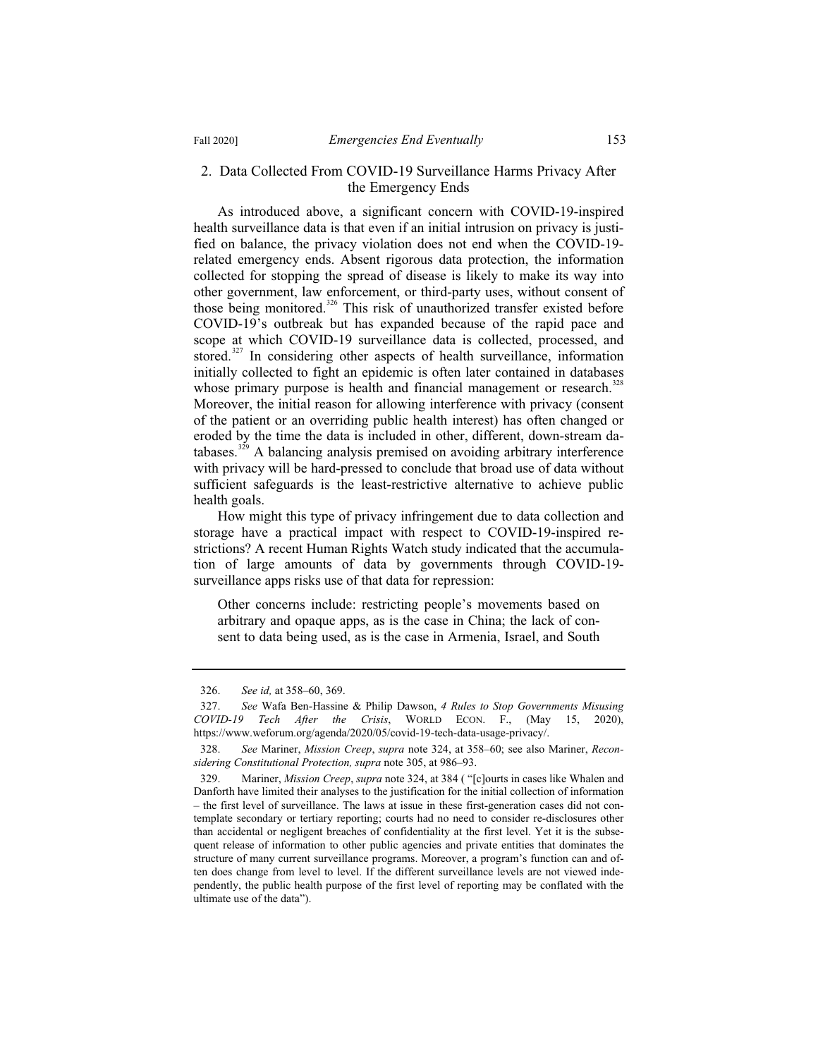### 2. Data Collected From COVID-19 Surveillance Harms Privacy After the Emergency Ends

As introduced above, a significant concern with COVID-19-inspired health surveillance data is that even if an initial intrusion on privacy is justified on balance, the privacy violation does not end when the COVID-19-related emergency ends. Absent rigorous data protection, the information collected for stopping the spread of disease is likely to make its way into other government, law enforcement, or third-party uses, without consent of those being monitored.[326] This risk of unauthorized transfer existed before COVID-19's outbreak but has expanded because of the rapid pace and scope at which COVID-19 surveillance data is collected, processed, and stored.[327] In considering other aspects of health surveillance, information initially collected to fight an epidemic is often later contained in databases whose primary purpose is health and financial management or research.[328] Moreover, the initial reason for allowing interference with privacy (consent of the patient or an overriding public health interest) has often changed or eroded by the time the data is included in other, different, down-stream databases.[329] A balancing analysis premised on avoiding arbitrary interference with privacy will be hard-pressed to conclude that broad use of data without sufficient safeguards is the least-restrictive alternative to achieve public health goals.

How might this type of privacy infringement due to data collection and storage have a practical impact with respect to COVID-19-inspired restrictions? A recent Human Rights Watch study indicated that the accumulation of large amounts of data by governments through COVID-19-surveillance apps risks use of that data for repression:

> Other concerns include: restricting people's movements based on arbitrary and opaque apps, as is the case in China; the lack of consent to data being used, as is the case in Armenia, Israel, and South

---

326. *See id,* at 358–60, 369.

327. *See* Wafa Ben-Hassine & Philip Dawson, *4 Rules to Stop Governments Misusing COVID-19 Tech After the Crisis*, WORLD ECON. F., (May 15, 2020), https://www.weforum.org/agenda/2020/05/covid-19-tech-data-usage-privacy/.

328. *See* Mariner, *Mission Creep*, *supra* note 324, at 358–60; see also Mariner, *Reconsidering Constitutional Protection, supra* note 305, at 986–93.

329. Mariner, *Mission Creep*, *supra* note 324, at 384 ( "[c]ourts in cases like Whalen and Danforth have limited their analyses to the justification for the initial collection of information – the first level of surveillance. The laws at issue in these first-generation cases did not contemplate secondary or tertiary reporting; courts had no need to consider re-disclosures other than accidental or negligent breaches of confidentiality at the first level. Yet it is the subsequent release of information to other public agencies and private entities that dominates the structure of many current surveillance programs. Moreover, a program's function can and often does change from level to level. If the different surveillance levels are not viewed independently, the public health purpose of the first level of reporting may be conflated with the ultimate use of the data").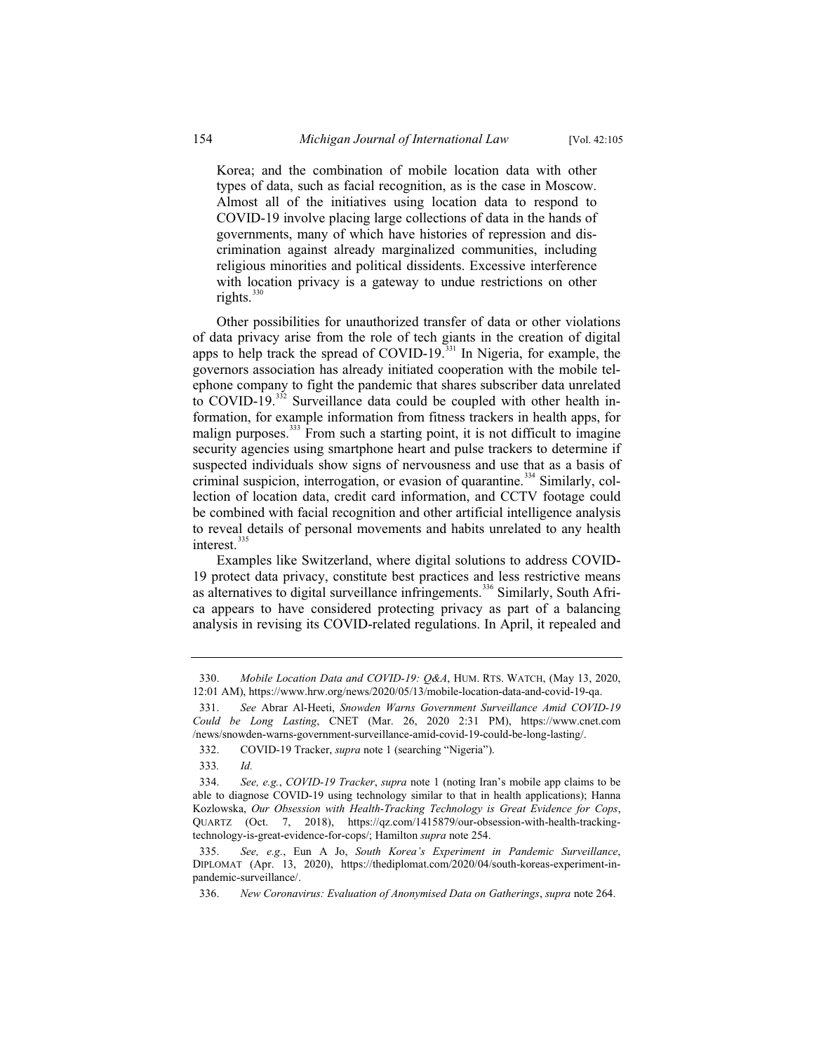> Korea; and the combination of mobile location data with other types of data, such as facial recognition, as is the case in Moscow. Almost all of the initiatives using location data to respond to COVID-19 involve placing large collections of data in the hands of governments, many of which have histories of repression and discrimination against already marginalized communities, including religious minorities and political dissidents. Excessive interference with location privacy is a gateway to undue restrictions on other rights.[330]

Other possibilities for unauthorized transfer of data or other violations of data privacy arise from the role of tech giants in the creation of digital apps to help track the spread of COVID-19.[331] In Nigeria, for example, the governors association has already initiated cooperation with the mobile telephone company to fight the pandemic that shares subscriber data unrelated to COVID-19.[332] Surveillance data could be coupled with other health information, for example information from fitness trackers in health apps, for malign purposes.[333] From such a starting point, it is not difficult to imagine security agencies using smartphone heart and pulse trackers to determine if suspected individuals show signs of nervousness and use that as a basis of criminal suspicion, interrogation, or evasion of quarantine.[334] Similarly, collection of location data, credit card information, and CCTV footage could be combined with facial recognition and other artificial intelligence analysis to reveal details of personal movements and habits unrelated to any health interest.[335]

Examples like Switzerland, where digital solutions to address COVID-19 protect data privacy, constitute best practices and less restrictive means as alternatives to digital surveillance infringements.[336] Similarly, South Africa appears to have considered protecting privacy as part of a balancing analysis in revising its COVID-related regulations. In April, it repealed and

---

330. *Mobile Location Data and COVID-19: Q&A*, HUM. RTS. WATCH, (May 13, 2020, 12:01 AM), https://www.hrw.org/news/2020/05/13/mobile-location-data-and-covid-19-qa.

331. *See* Abrar Al-Heeti, *Snowden Warns Government Surveillance Amid COVID-19 Could be Long Lasting*, CNET (Mar. 26, 2020 2:31 PM), https://www.cnet.com/news/snowden-warns-government-surveillance-amid-covid-19-could-be-long-lasting/.

332. COVID-19 Tracker, *supra* note 1 (searching "Nigeria").

333. *Id.*

334. *See, e.g.*, *COVID-19 Tracker*, *supra* note 1 (noting Iran's mobile app claims to be able to diagnose COVID-19 using technology similar to that in health applications); Hanna Kozlowska, *Our Obsession with Health-Tracking Technology is Great Evidence for Cops*, QUARTZ (Oct. 7, 2018), https://qz.com/1415879/our-obsession-with-health-tracking-technology-is-great-evidence-for-cops/; Hamilton *supra* note 254.

335. *See, e.g.*, Eun A Jo, *South Korea's Experiment in Pandemic Surveillance*, DIPLOMAT (Apr. 13, 2020), https://thediplomat.com/2020/04/south-koreas-experiment-in-pandemic-surveillance/.

336. *New Coronavirus: Evaluation of Anonymised Data on Gatherings*, *supra* note 264.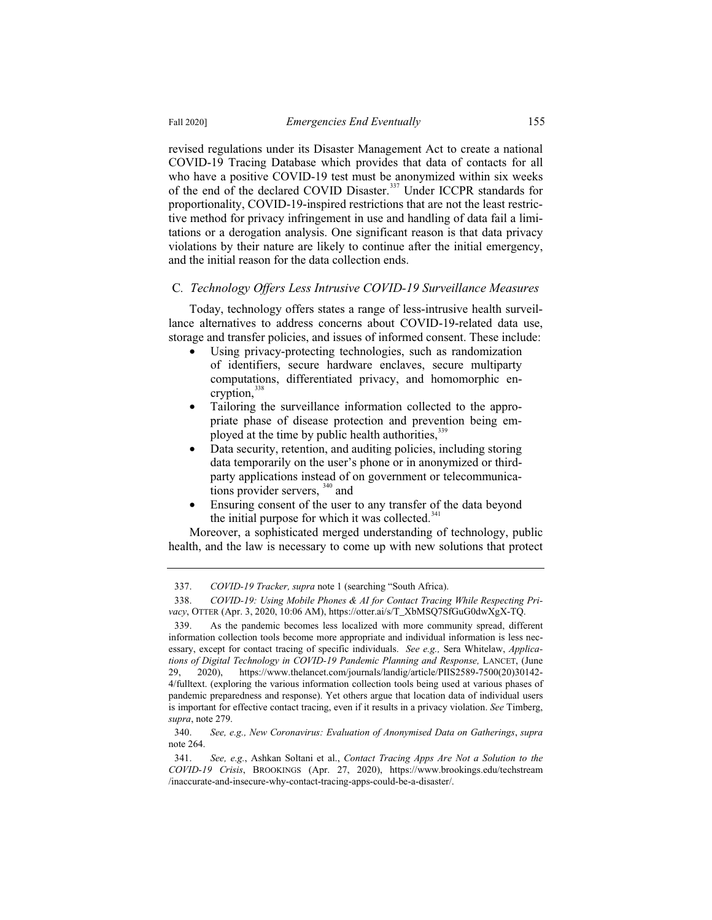revised regulations under its Disaster Management Act to create a national COVID-19 Tracing Database which provides that data of contacts for all who have a positive COVID-19 test must be anonymized within six weeks of the end of the declared COVID Disaster.[337] Under ICCPR standards for proportionality, COVID-19-inspired restrictions that are not the least restrictive method for privacy infringement in use and handling of data fail a limitations or a derogation analysis. One significant reason is that data privacy violations by their nature are likely to continue after the initial emergency, and the initial reason for the data collection ends.

### C. *Technology Offers Less Intrusive COVID-19 Surveillance Measures*

Today, technology offers states a range of less-intrusive health surveillance alternatives to address concerns about COVID-19-related data use, storage and transfer policies, and issues of informed consent. These include:

- Using privacy-protecting technologies, such as randomization of identifiers, secure hardware enclaves, secure multiparty computations, differentiated privacy, and homomorphic encryption,[338]
- Tailoring the surveillance information collected to the appropriate phase of disease protection and prevention being employed at the time by public health authorities,[339]
- Data security, retention, and auditing policies, including storing data temporarily on the user's phone or in anonymized or third-party applications instead of on government or telecommunications provider servers, [340] and
- Ensuring consent of the user to any transfer of the data beyond the initial purpose for which it was collected.[341]

Moreover, a sophisticated merged understanding of technology, public health, and the law is necessary to come up with new solutions that protect

---

337. *COVID-19 Tracker, supra* note 1 (searching "South Africa).

338. *COVID-19: Using Mobile Phones & AI for Contact Tracing While Respecting Privacy*, OTTER (Apr. 3, 2020, 10:06 AM), https://otter.ai/s/T_XbMSQ7SfGuG0dwXgX-TQ.

339. As the pandemic becomes less localized with more community spread, different information collection tools become more appropriate and individual information is less necessary, except for contact tracing of specific individuals. *See e.g.,* Sera Whitelaw, *Applications of Digital Technology in COVID-19 Pandemic Planning and Response,* LANCET, (June 29, 2020), https://www.thelancet.com/journals/landig/article/PIIS2589-7500(20)30142-4/fulltext. (exploring the various information collection tools being used at various phases of pandemic preparedness and response). Yet others argue that location data of individual users is important for effective contact tracing, even if it results in a privacy violation. *See* Timberg, *supra*, note 279.

340. *See, e.g., New Coronavirus: Evaluation of Anonymised Data on Gatherings*, *supra* note 264.

341. *See, e.g.*, Ashkan Soltani et al., *Contact Tracing Apps Are Not a Solution to the COVID-19 Crisis*, BROOKINGS (Apr. 27, 2020), https://www.brookings.edu/techstream/inaccurate-and-insecure-why-contact-tracing-apps-could-be-a-disaster/.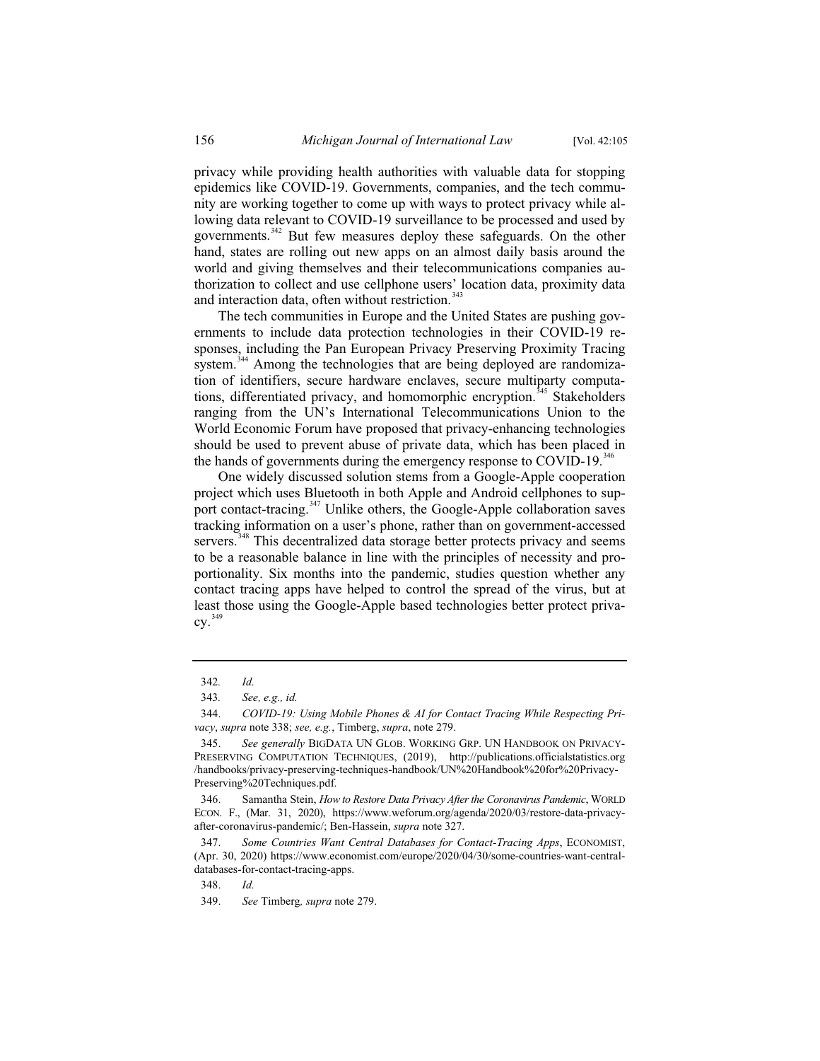privacy while providing health authorities with valuable data for stopping epidemics like COVID-19. Governments, companies, and the tech community are working together to come up with ways to protect privacy while allowing data relevant to COVID-19 surveillance to be processed and used by governments.[342] But few measures deploy these safeguards. On the other hand, states are rolling out new apps on an almost daily basis around the world and giving themselves and their telecommunications companies authorization to collect and use cellphone users' location data, proximity data and interaction data, often without restriction.[343]

The tech communities in Europe and the United States are pushing governments to include data protection technologies in their COVID-19 responses, including the Pan European Privacy Preserving Proximity Tracing system.[344] Among the technologies that are being deployed are randomization of identifiers, secure hardware enclaves, secure multiparty computations, differentiated privacy, and homomorphic encryption.[345] Stakeholders ranging from the UN's International Telecommunications Union to the World Economic Forum have proposed that privacy-enhancing technologies should be used to prevent abuse of private data, which has been placed in the hands of governments during the emergency response to COVID-19.[346]

One widely discussed solution stems from a Google-Apple cooperation project which uses Bluetooth in both Apple and Android cellphones to support contact-tracing.[347] Unlike others, the Google-Apple collaboration saves tracking information on a user's phone, rather than on government-accessed servers.[348] This decentralized data storage better protects privacy and seems to be a reasonable balance in line with the principles of necessity and proportionality. Six months into the pandemic, studies question whether any contact tracing apps have helped to control the spread of the virus, but at least those using the Google-Apple based technologies better protect privacy.[349]

---

342. *Id.*

343. *See, e.g., id.*

344. *COVID-19: Using Mobile Phones & AI for Contact Tracing While Respecting Privacy*, *supra* note 338; *see, e.g.*, Timberg, *supra*, note 279.

345. *See generally* BIGDATA UN GLOB. WORKING GRP. UN HANDBOOK ON PRIVACY-PRESERVING COMPUTATION TECHNIQUES, (2019), http://publications.officialstatistics.org/handbooks/privacy-preserving-techniques-handbook/UN%20Handbook%20for%20Privacy-Preserving%20Techniques.pdf.

346. Samantha Stein, *How to Restore Data Privacy After the Coronavirus Pandemic*, WORLD ECON. F., (Mar. 31, 2020), https://www.weforum.org/agenda/2020/03/restore-data-privacy-after-coronavirus-pandemic/; Ben-Hassein, *supra* note 327.

347. *Some Countries Want Central Databases for Contact-Tracing Apps*, ECONOMIST, (Apr. 30, 2020) https://www.economist.com/europe/2020/04/30/some-countries-want-central-databases-for-contact-tracing-apps.

348. *Id.*

349. *See* Timberg*, supra* note 279.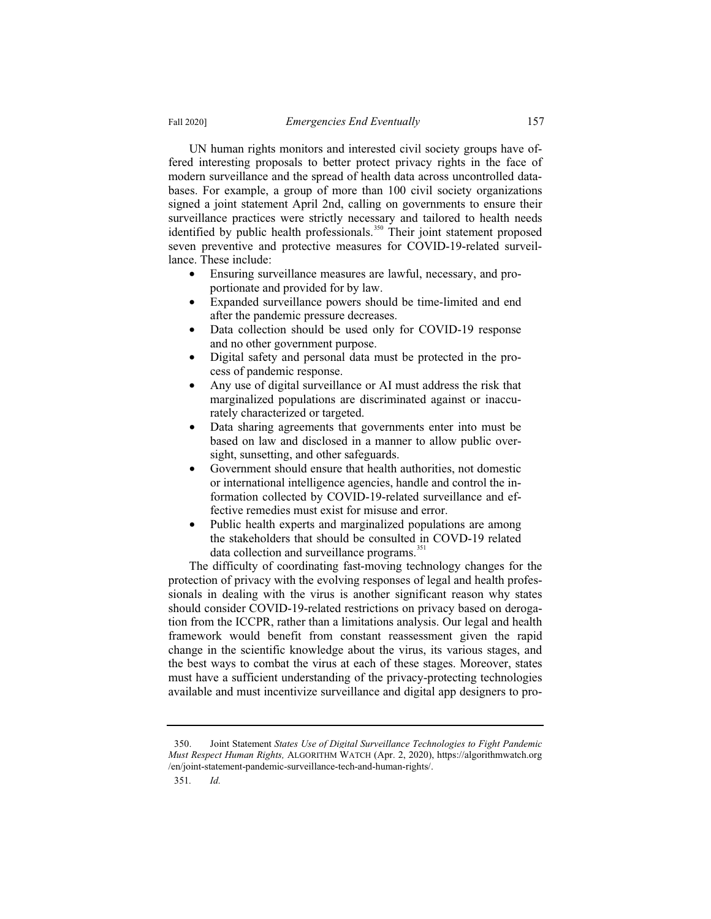UN human rights monitors and interested civil society groups have offered interesting proposals to better protect privacy rights in the face of modern surveillance and the spread of health data across uncontrolled databases. For example, a group of more than 100 civil society organizations signed a joint statement April 2nd, calling on governments to ensure their surveillance practices were strictly necessary and tailored to health needs identified by public health professionals.[350] Their joint statement proposed seven preventive and protective measures for COVID-19-related surveillance. These include:

- Ensuring surveillance measures are lawful, necessary, and proportionate and provided for by law.
- Expanded surveillance powers should be time-limited and end after the pandemic pressure decreases.
- Data collection should be used only for COVID-19 response and no other government purpose.
- Digital safety and personal data must be protected in the process of pandemic response.
- Any use of digital surveillance or AI must address the risk that marginalized populations are discriminated against or inaccurately characterized or targeted.
- Data sharing agreements that governments enter into must be based on law and disclosed in a manner to allow public oversight, sunsetting, and other safeguards.
- Government should ensure that health authorities, not domestic or international intelligence agencies, handle and control the information collected by COVID-19-related surveillance and effective remedies must exist for misuse and error.
- Public health experts and marginalized populations are among the stakeholders that should be consulted in COVD-19 related data collection and surveillance programs.[351]

The difficulty of coordinating fast-moving technology changes for the protection of privacy with the evolving responses of legal and health professionals in dealing with the virus is another significant reason why states should consider COVID-19-related restrictions on privacy based on derogation from the ICCPR, rather than a limitations analysis. Our legal and health framework would benefit from constant reassessment given the rapid change in the scientific knowledge about the virus, its various stages, and the best ways to combat the virus at each of these stages. Moreover, states must have a sufficient understanding of the privacy-protecting technologies available and must incentivize surveillance and digital app designers to pro-

---

350. Joint Statement *States Use of Digital Surveillance Technologies to Fight Pandemic Must Respect Human Rights,* ALGORITHM WATCH (Apr. 2, 2020), https://algorithmwatch.org/en/joint-statement-pandemic-surveillance-tech-and-human-rights/.

351. *Id.*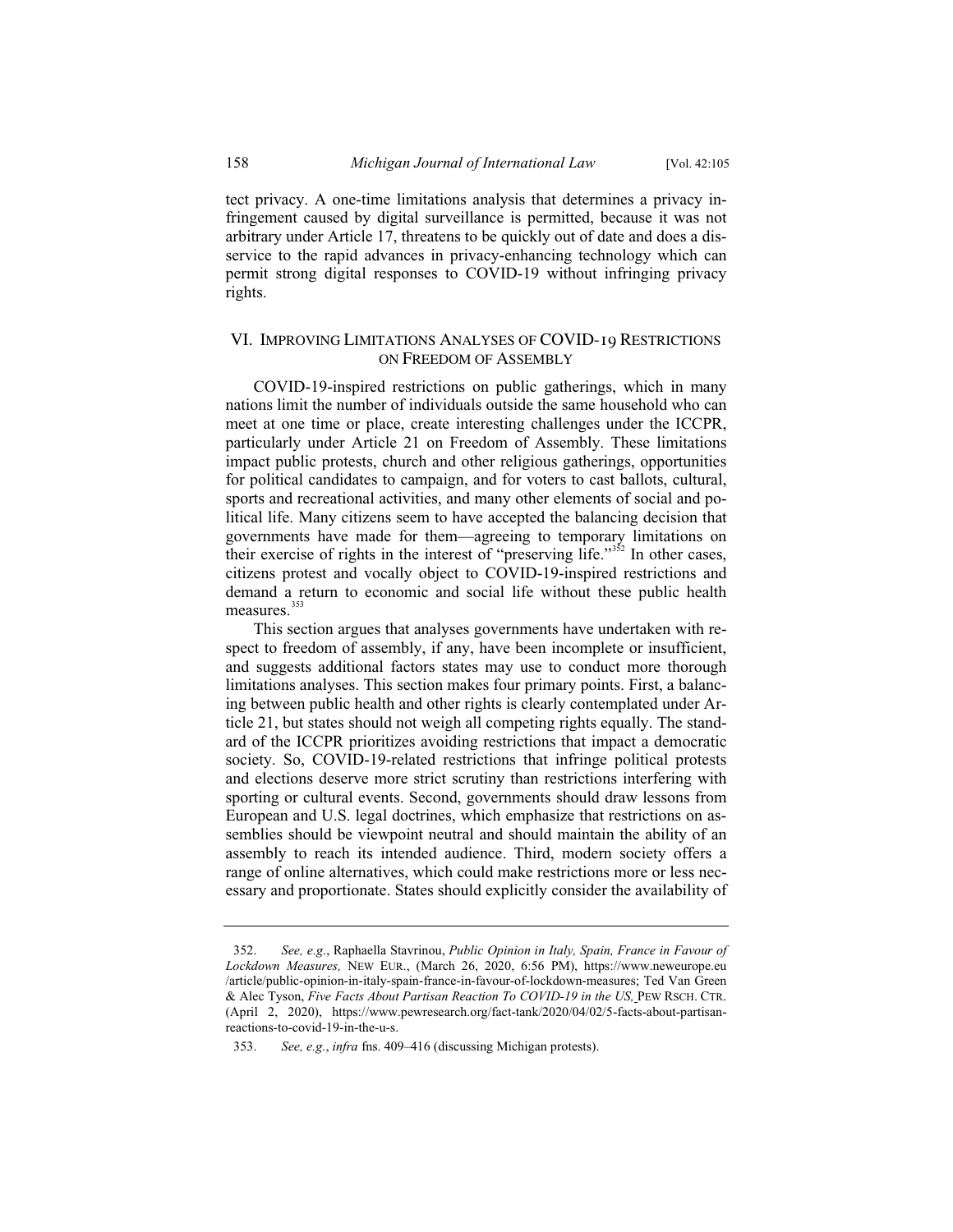tect privacy. A one-time limitations analysis that determines a privacy infringement caused by digital surveillance is permitted, because it was not arbitrary under Article 17, threatens to be quickly out of date and does a disservice to the rapid advances in privacy-enhancing technology which can permit strong digital responses to COVID-19 without infringing privacy rights.

## VI. Improving Limitations Analyses of COVID-19 Restrictions on Freedom of Assembly

COVID-19-inspired restrictions on public gatherings, which in many nations limit the number of individuals outside the same household who can meet at one time or place, create interesting challenges under the ICCPR, particularly under Article 21 on Freedom of Assembly. These limitations impact public protests, church and other religious gatherings, opportunities for political candidates to campaign, and for voters to cast ballots, cultural, sports and recreational activities, and many other elements of social and political life. Many citizens seem to have accepted the balancing decision that governments have made for them—agreeing to temporary limitations on their exercise of rights in the interest of "preserving life."[352] In other cases, citizens protest and vocally object to COVID-19-inspired restrictions and demand a return to economic and social life without these public health measures.[353]

This section argues that analyses governments have undertaken with respect to freedom of assembly, if any, have been incomplete or insufficient, and suggests additional factors states may use to conduct more thorough limitations analyses. This section makes four primary points. First, a balancing between public health and other rights is clearly contemplated under Article 21, but states should not weigh all competing rights equally. The standard of the ICCPR prioritizes avoiding restrictions that impact a democratic society. So, COVID-19-related restrictions that infringe political protests and elections deserve more strict scrutiny than restrictions interfering with sporting or cultural events. Second, governments should draw lessons from European and U.S. legal doctrines, which emphasize that restrictions on assemblies should be viewpoint neutral and should maintain the ability of an assembly to reach its intended audience. Third, modern society offers a range of online alternatives, which could make restrictions more or less necessary and proportionate. States should explicitly consider the availability of

---

352. *See, e.g.*, Raphaella Stavrinou, *Public Opinion in Italy, Spain, France in Favour of Lockdown Measures,* NEW EUR., (March 26, 2020, 6:56 PM), https://www.neweurope.eu/article/public-opinion-in-italy-spain-france-in-favour-of-lockdown-measures; Ted Van Green & Alec Tyson, *Five Facts About Partisan Reaction To COVID-19 in the US,* PEW RSCH. CTR. (April 2, 2020), https://www.pewresearch.org/fact-tank/2020/04/02/5-facts-about-partisan-reactions-to-covid-19-in-the-u-s.

353. *See, e.g.*, *infra* fns. 409–416 (discussing Michigan protests).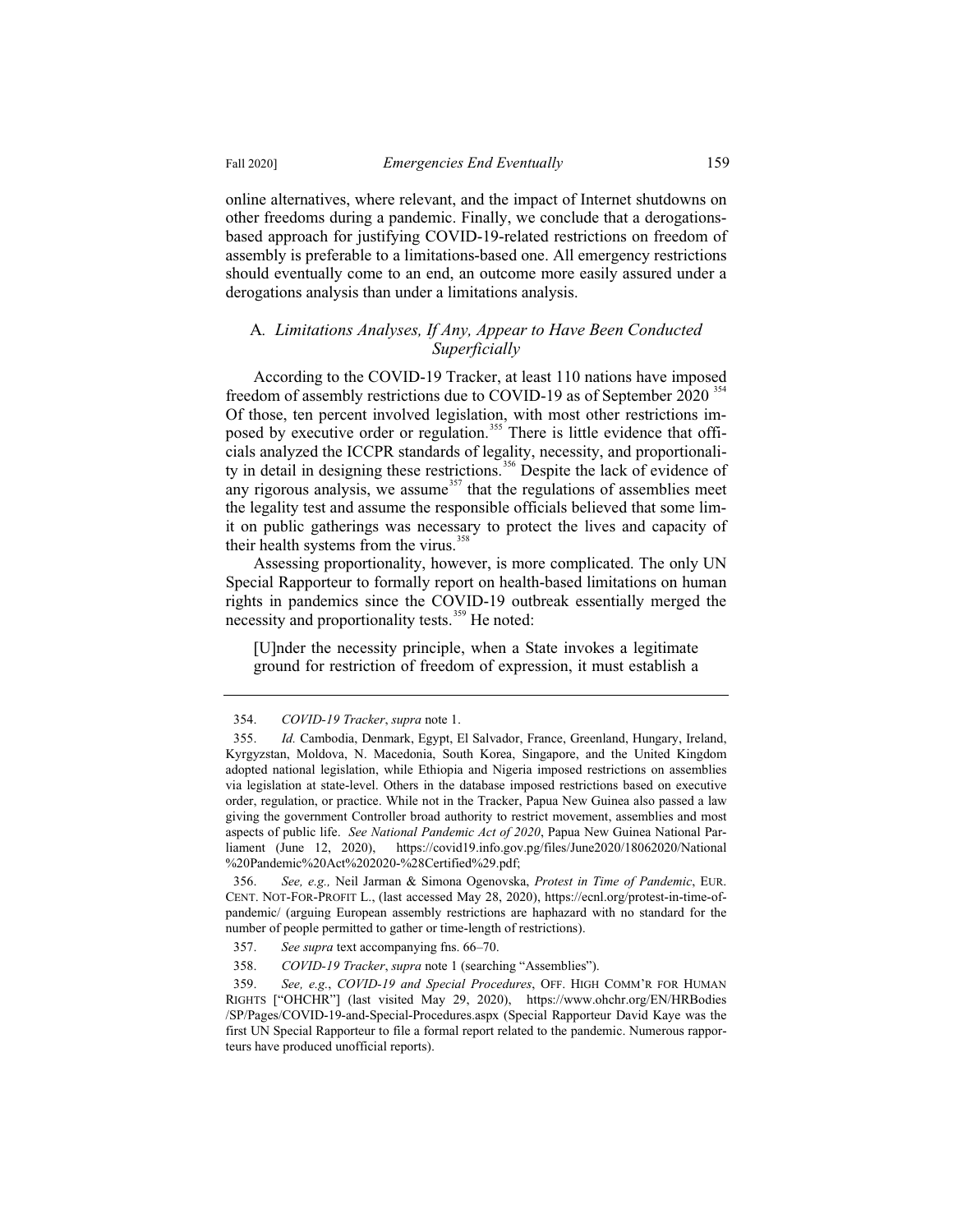online alternatives, where relevant, and the impact of Internet shutdowns on other freedoms during a pandemic. Finally, we conclude that a derogations-based approach for justifying COVID-19-related restrictions on freedom of assembly is preferable to a limitations-based one. All emergency restrictions should eventually come to an end, an outcome more easily assured under a derogations analysis than under a limitations analysis.

### A. *Limitations Analyses, If Any, Appear to Have Been Conducted Superficially*

According to the COVID-19 Tracker, at least 110 nations have imposed freedom of assembly restrictions due to COVID-19 as of September 2020 [354] Of those, ten percent involved legislation, with most other restrictions imposed by executive order or regulation.[355] There is little evidence that officials analyzed the ICCPR standards of legality, necessity, and proportionality in detail in designing these restrictions.[356] Despite the lack of evidence of any rigorous analysis, we assume[357] that the regulations of assemblies meet the legality test and assume the responsible officials believed that some limit on public gatherings was necessary to protect the lives and capacity of their health systems from the virus.[358]

Assessing proportionality, however, is more complicated. The only UN Special Rapporteur to formally report on health-based limitations on human rights in pandemics since the COVID-19 outbreak essentially merged the necessity and proportionality tests.[359] He noted:

> [U]nder the necessity principle, when a State invokes a legitimate ground for restriction of freedom of expression, it must establish a

---

354. *COVID-19 Tracker*, *supra* note 1.

355. *Id.* Cambodia, Denmark, Egypt, El Salvador, France, Greenland, Hungary, Ireland, Kyrgyzstan, Moldova, N. Macedonia, South Korea, Singapore, and the United Kingdom adopted national legislation, while Ethiopia and Nigeria imposed restrictions on assemblies via legislation at state-level. Others in the database imposed restrictions based on executive order, regulation, or practice. While not in the Tracker, Papua New Guinea also passed a law giving the government Controller broad authority to restrict movement, assemblies and most aspects of public life. *See National Pandemic Act of 2020*, Papua New Guinea National Parliament (June 12, 2020), https://covid19.info.gov.pg/files/June2020/18062020/National%20Pandemic%20Act%202020-%28Certified%29.pdf;

356. *See, e.g.,* Neil Jarman & Simona Ogenovska, *Protest in Time of Pandemic*, EUR. CENT. NOT-FOR-PROFIT L., (last accessed May 28, 2020), https://ecnl.org/protest-in-time-of-pandemic/ (arguing European assembly restrictions are haphazard with no standard for the number of people permitted to gather or time-length of restrictions).

357. *See supra* text accompanying fns. 66–70.

358. *COVID-19 Tracker*, *supra* note 1 (searching "Assemblies").

359. *See, e.g.*, *COVID-19 and Special Procedures*, OFF. HIGH COMM'R FOR HUMAN RIGHTS ["OHCHR"] (last visited May 29, 2020), https://www.ohchr.org/EN/HRBodies/SP/Pages/COVID-19-and-Special-Procedures.aspx (Special Rapporteur David Kaye was the first UN Special Rapporteur to file a formal report related to the pandemic. Numerous rapporteurs have produced unofficial reports).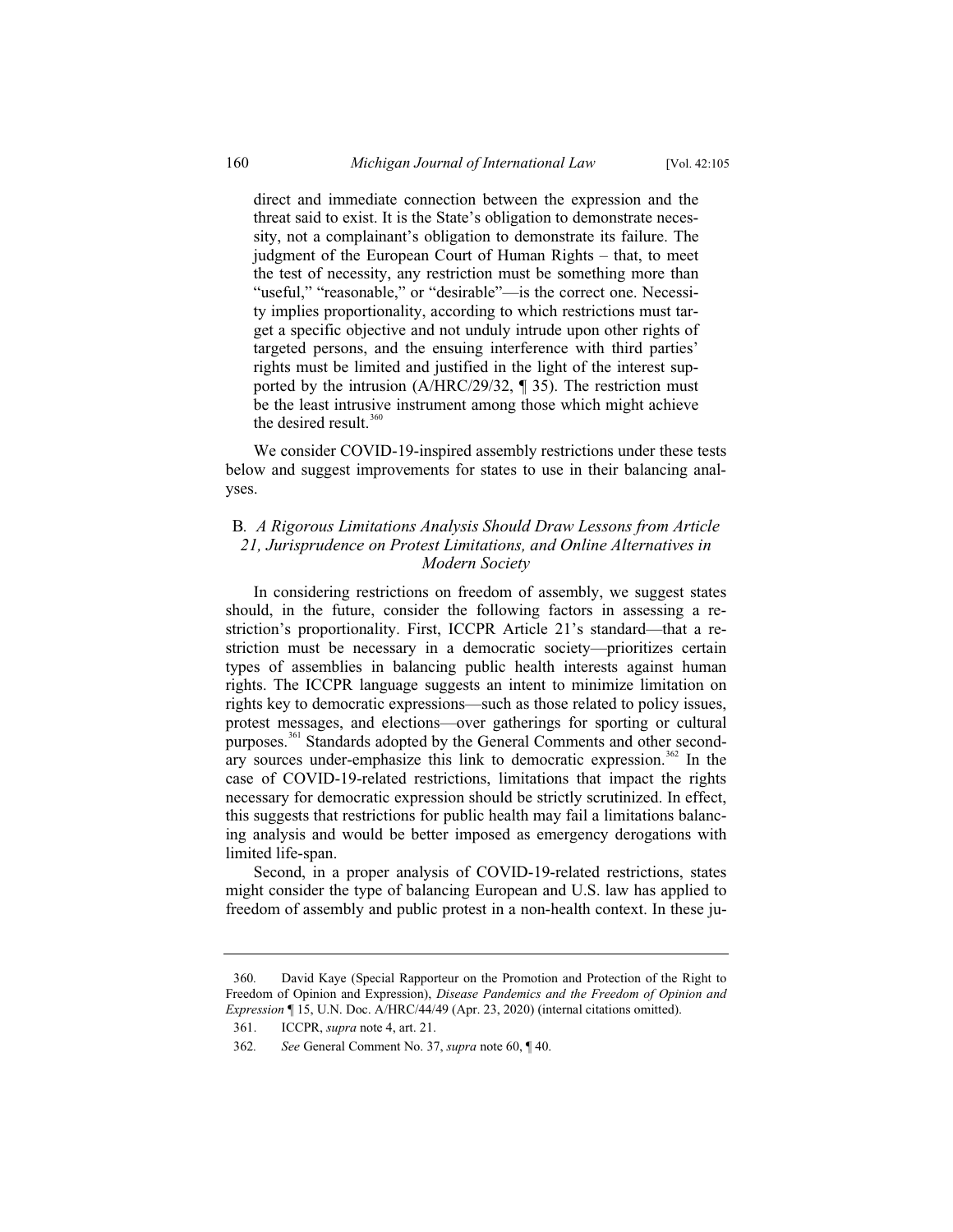> direct and immediate connection between the expression and the threat said to exist. It is the State's obligation to demonstrate necessity, not a complainant's obligation to demonstrate its failure. The judgment of the European Court of Human Rights – that, to meet the test of necessity, any restriction must be something more than "useful," "reasonable," or "desirable"—is the correct one. Necessity implies proportionality, according to which restrictions must target a specific objective and not unduly intrude upon other rights of targeted persons, and the ensuing interference with third parties' rights must be limited and justified in the light of the interest supported by the intrusion (A/HRC/29/32, ¶ 35). The restriction must be the least intrusive instrument among those which might achieve the desired result.[360]

We consider COVID-19-inspired assembly restrictions under these tests below and suggest improvements for states to use in their balancing analyses.

## B. *A Rigorous Limitations Analysis Should Draw Lessons from Article 21, Jurisprudence on Protest Limitations, and Online Alternatives in Modern Society*

In considering restrictions on freedom of assembly, we suggest states should, in the future, consider the following factors in assessing a restriction's proportionality. First, ICCPR Article 21's standard—that a restriction must be necessary in a democratic society—prioritizes certain types of assemblies in balancing public health interests against human rights. The ICCPR language suggests an intent to minimize limitation on rights key to democratic expressions—such as those related to policy issues, protest messages, and elections—over gatherings for sporting or cultural purposes.[361] Standards adopted by the General Comments and other secondary sources under-emphasize this link to democratic expression.[362] In the case of COVID-19-related restrictions, limitations that impact the rights necessary for democratic expression should be strictly scrutinized. In effect, this suggests that restrictions for public health may fail a limitations balancing analysis and would be better imposed as emergency derogations with limited life-span.

Second, in a proper analysis of COVID-19-related restrictions, states might consider the type of balancing European and U.S. law has applied to freedom of assembly and public protest in a non-health context. In these ju-

---

360. David Kaye (Special Rapporteur on the Promotion and Protection of the Right to Freedom of Opinion and Expression), *Disease Pandemics and the Freedom of Opinion and Expression* ¶ 15, U.N. Doc. A/HRC/44/49 (Apr. 23, 2020) (internal citations omitted).

361. ICCPR, *supra* note 4, art. 21.

362. *See* General Comment No. 37, *supra* note 60, ¶ 40.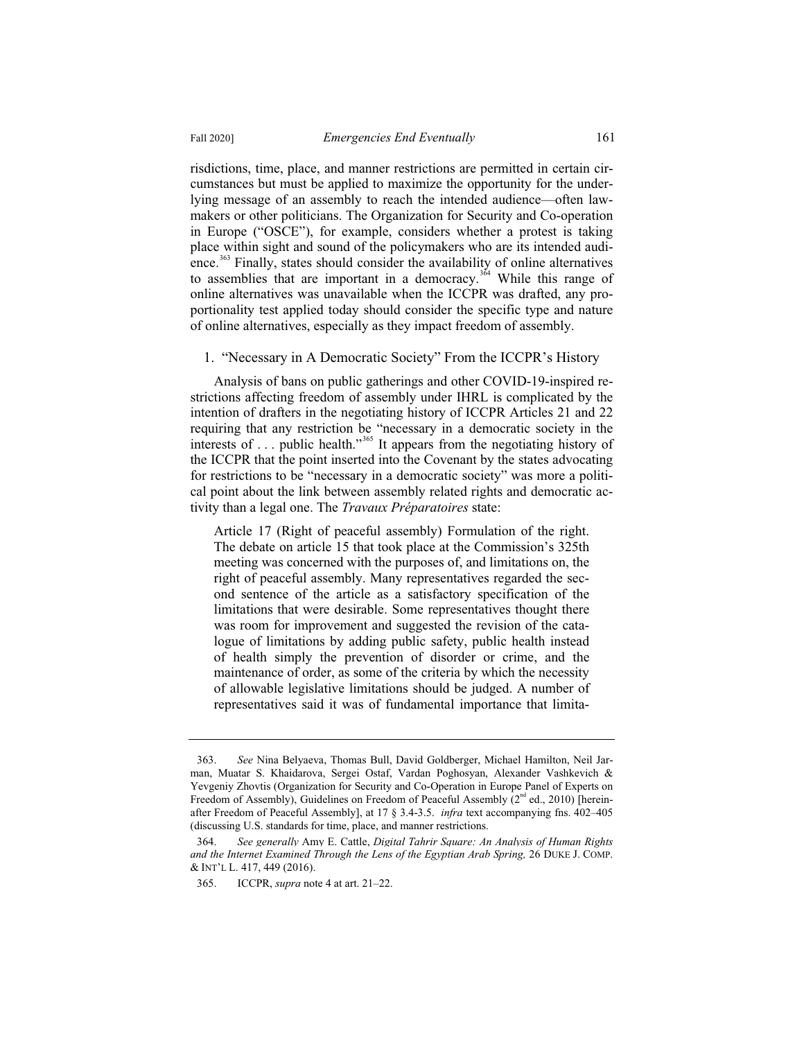risdictions, time, place, and manner restrictions are permitted in certain circumstances but must be applied to maximize the opportunity for the underlying message of an assembly to reach the intended audience—often lawmakers or other politicians. The Organization for Security and Co-operation in Europe ("OSCE"), for example, considers whether a protest is taking place within sight and sound of the policymakers who are its intended audience.[363] Finally, states should consider the availability of online alternatives to assemblies that are important in a democracy.[364] While this range of online alternatives was unavailable when the ICCPR was drafted, any proportionality test applied today should consider the specific type and nature of online alternatives, especially as they impact freedom of assembly.

### 1. "Necessary in A Democratic Society" From the ICCPR's History

Analysis of bans on public gatherings and other COVID-19-inspired restrictions affecting freedom of assembly under IHRL is complicated by the intention of drafters in the negotiating history of ICCPR Articles 21 and 22 requiring that any restriction be "necessary in a democratic society in the interests of . . . public health."[365] It appears from the negotiating history of the ICCPR that the point inserted into the Covenant by the states advocating for restrictions to be "necessary in a democratic society" was more a political point about the link between assembly related rights and democratic activity than a legal one. The *Travaux Préparatoires* state:

> Article 17 (Right of peaceful assembly) Formulation of the right. The debate on article 15 that took place at the Commission's 325th meeting was concerned with the purposes of, and limitations on, the right of peaceful assembly. Many representatives regarded the second sentence of the article as a satisfactory specification of the limitations that were desirable. Some representatives thought there was room for improvement and suggested the revision of the catalogue of limitations by adding public safety, public health instead of health simply the prevention of disorder or crime, and the maintenance of order, as some of the criteria by which the necessity of allowable legislative limitations should be judged. A number of representatives said it was of fundamental importance that limita-

---

363. *See* Nina Belyaeva, Thomas Bull, David Goldberger, Michael Hamilton, Neil Jarman, Muatar S. Khaidarova, Sergei Ostaf, Vardan Poghosyan, Alexander Vashkevich & Yevgeniy Zhovtis (Organization for Security and Co-Operation in Europe Panel of Experts on Freedom of Assembly), Guidelines on Freedom of Peaceful Assembly (2[nd] ed., 2010) [hereinafter Freedom of Peaceful Assembly], at 17 § 3.4-3.5. *infra* text accompanying fns. 402–405 (discussing U.S. standards for time, place, and manner restrictions.

364. *See generally* Amy E. Cattle, *Digital Tahrir Square: An Analysis of Human Rights and the Internet Examined Through the Lens of the Egyptian Arab Spring,* 26 DUKE J. COMP. & INT'L L. 417, 449 (2016).

365. ICCPR, *supra* note 4 at art. 21–22.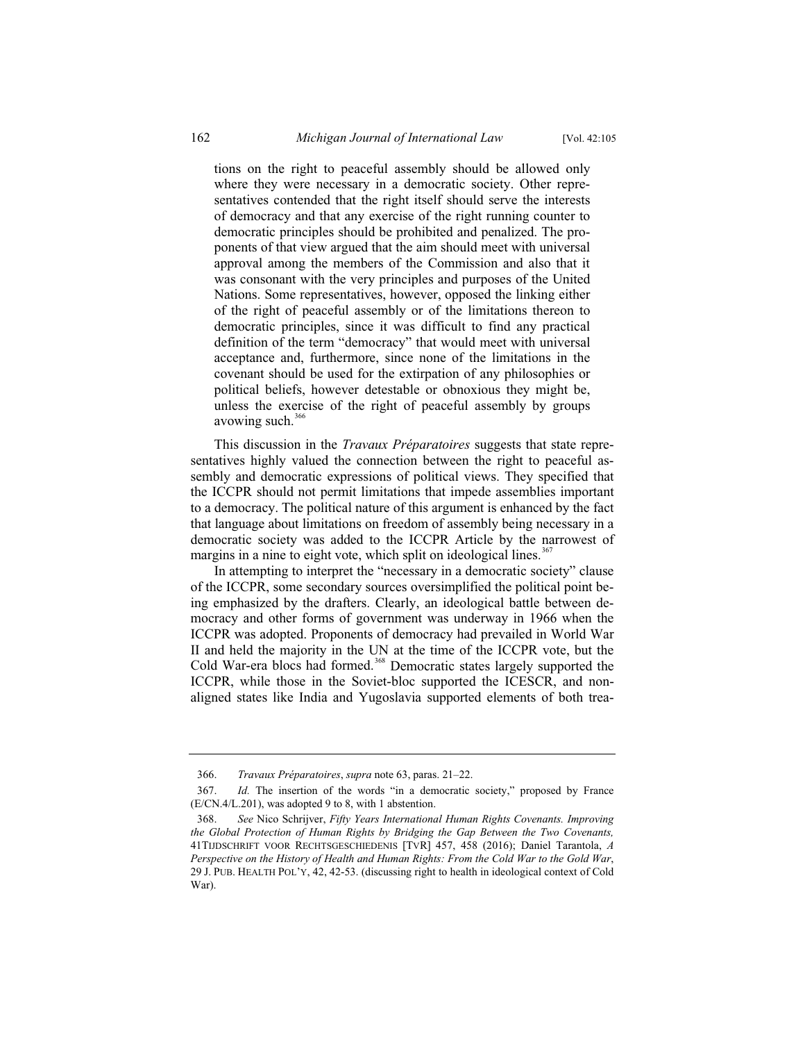> tions on the right to peaceful assembly should be allowed only where they were necessary in a democratic society. Other representatives contended that the right itself should serve the interests of democracy and that any exercise of the right running counter to democratic principles should be prohibited and penalized. The proponents of that view argued that the aim should meet with universal approval among the members of the Commission and also that it was consonant with the very principles and purposes of the United Nations. Some representatives, however, opposed the linking either of the right of peaceful assembly or of the limitations thereon to democratic principles, since it was difficult to find any practical definition of the term "democracy" that would meet with universal acceptance and, furthermore, since none of the limitations in the covenant should be used for the extirpation of any philosophies or political beliefs, however detestable or obnoxious they might be, unless the exercise of the right of peaceful assembly by groups avowing such.[366]

This discussion in the *Travaux Préparatoires* suggests that state representatives highly valued the connection between the right to peaceful assembly and democratic expressions of political views. They specified that the ICCPR should not permit limitations that impede assemblies important to a democracy. The political nature of this argument is enhanced by the fact that language about limitations on freedom of assembly being necessary in a democratic society was added to the ICCPR Article by the narrowest of margins in a nine to eight vote, which split on ideological lines.[367]

In attempting to interpret the "necessary in a democratic society" clause of the ICCPR, some secondary sources oversimplified the political point being emphasized by the drafters. Clearly, an ideological battle between democracy and other forms of government was underway in 1966 when the ICCPR was adopted. Proponents of democracy had prevailed in World War II and held the majority in the UN at the time of the ICCPR vote, but the Cold War-era blocs had formed.[368] Democratic states largely supported the ICCPR, while those in the Soviet-bloc supported the ICESCR, and non-aligned states like India and Yugoslavia supported elements of both trea-

---

366. *Travaux Préparatoires*, *supra* note 63, paras. 21–22.

367. *Id.* The insertion of the words "in a democratic society," proposed by France (E/CN.4/L.201), was adopted 9 to 8, with 1 abstention.

368. *See* Nico Schrijver, *Fifty Years International Human Rights Covenants. Improving the Global Protection of Human Rights by Bridging the Gap Between the Two Covenants,* 41TIJDSCHRIFT VOOR RECHTSGESCHIEDENIS [TVR] 457, 458 (2016); Daniel Tarantola, *A Perspective on the History of Health and Human Rights: From the Cold War to the Gold War*, 29 J. PUB. HEALTH POL'Y, 42, 42-53. (discussing right to health in ideological context of Cold War).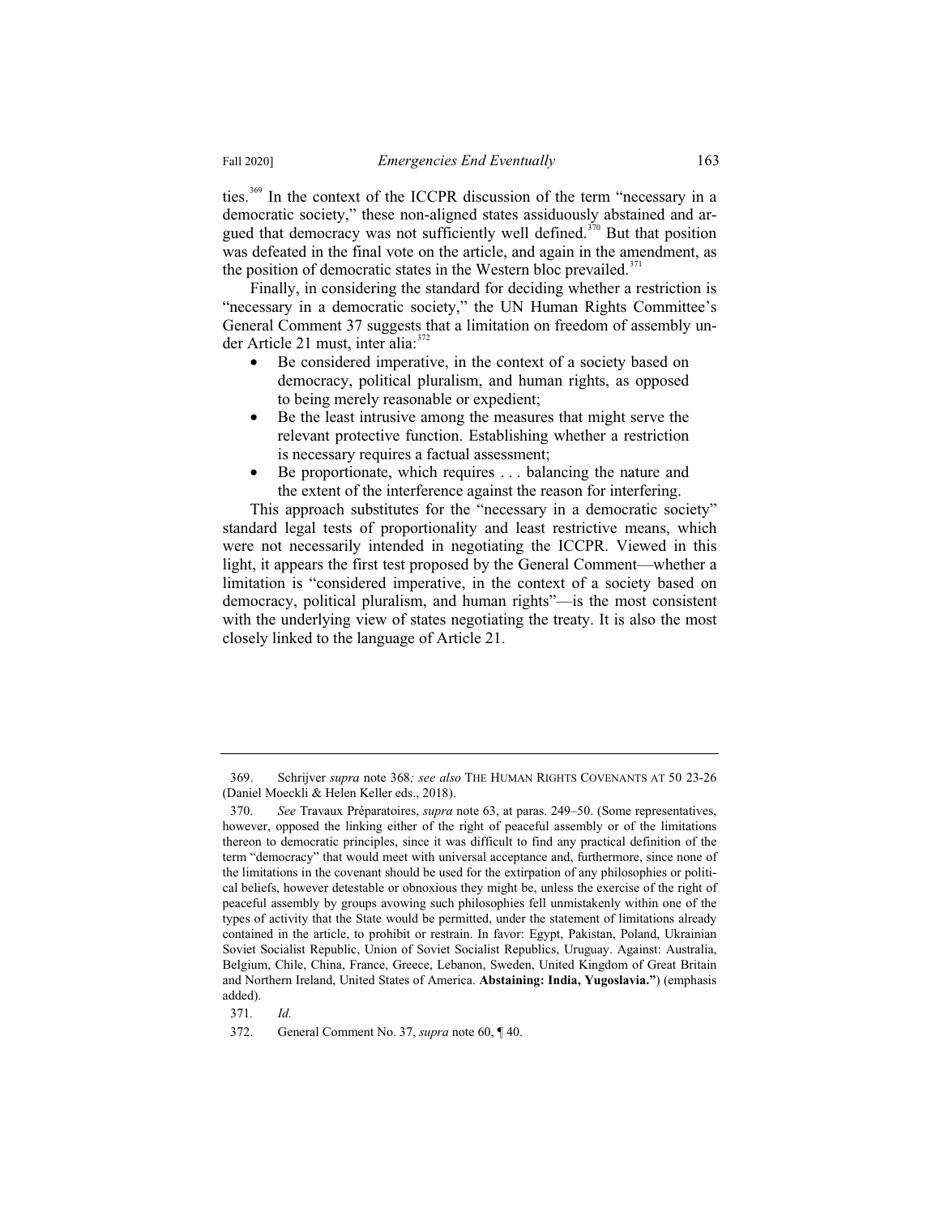ties.[369] In the context of the ICCPR discussion of the term "necessary in a democratic society," these non-aligned states assiduously abstained and argued that democracy was not sufficiently well defined.[370] But that position was defeated in the final vote on the article, and again in the amendment, as the position of democratic states in the Western bloc prevailed.[371]

Finally, in considering the standard for deciding whether a restriction is "necessary in a democratic society," the UN Human Rights Committee's General Comment 37 suggests that a limitation on freedom of assembly under Article 21 must, inter alia:[372]

- Be considered imperative, in the context of a society based on democracy, political pluralism, and human rights, as opposed to being merely reasonable or expedient;
- Be the least intrusive among the measures that might serve the relevant protective function. Establishing whether a restriction is necessary requires a factual assessment;
- Be proportionate, which requires . . . balancing the nature and the extent of the interference against the reason for interfering.

This approach substitutes for the "necessary in a democratic society" standard legal tests of proportionality and least restrictive means, which were not necessarily intended in negotiating the ICCPR. Viewed in this light, it appears the first test proposed by the General Comment—whether a limitation is "considered imperative, in the context of a society based on democracy, political pluralism, and human rights"—is the most consistent with the underlying view of states negotiating the treaty. It is also the most closely linked to the language of Article 21.

---

369. Schrijver *supra* note 368*; see also* THE HUMAN RIGHTS COVENANTS AT 50 23-26 (Daniel Moeckli & Helen Keller eds., 2018).

370. *See* Travaux Préparatoires, *supra* note 63, at paras. 249–50. (Some representatives, however, opposed the linking either of the right of peaceful assembly or of the limitations thereon to democratic principles, since it was difficult to find any practical definition of the term "democracy" that would meet with universal acceptance and, furthermore, since none of the limitations in the covenant should be used for the extirpation of any philosophies or political beliefs, however detestable or obnoxious they might be, unless the exercise of the right of peaceful assembly by groups avowing such philosophies fell unmistakenly within one of the types of activity that the State would be permitted, under the statement of limitations already contained in the article, to prohibit or restrain. In favor: Egypt, Pakistan, Poland, Ukrainian Soviet Socialist Republic, Union of Soviet Socialist Republics, Uruguay. Against: Australia, Belgium, Chile, China, France, Greece, Lebanon, Sweden, United Kingdom of Great Britain and Northern Ireland, United States of America. **Abstaining: India, Yugoslavia."**) (emphasis added).

371. *Id.*

372. General Comment No. 37, *supra* note 60, ¶ 40.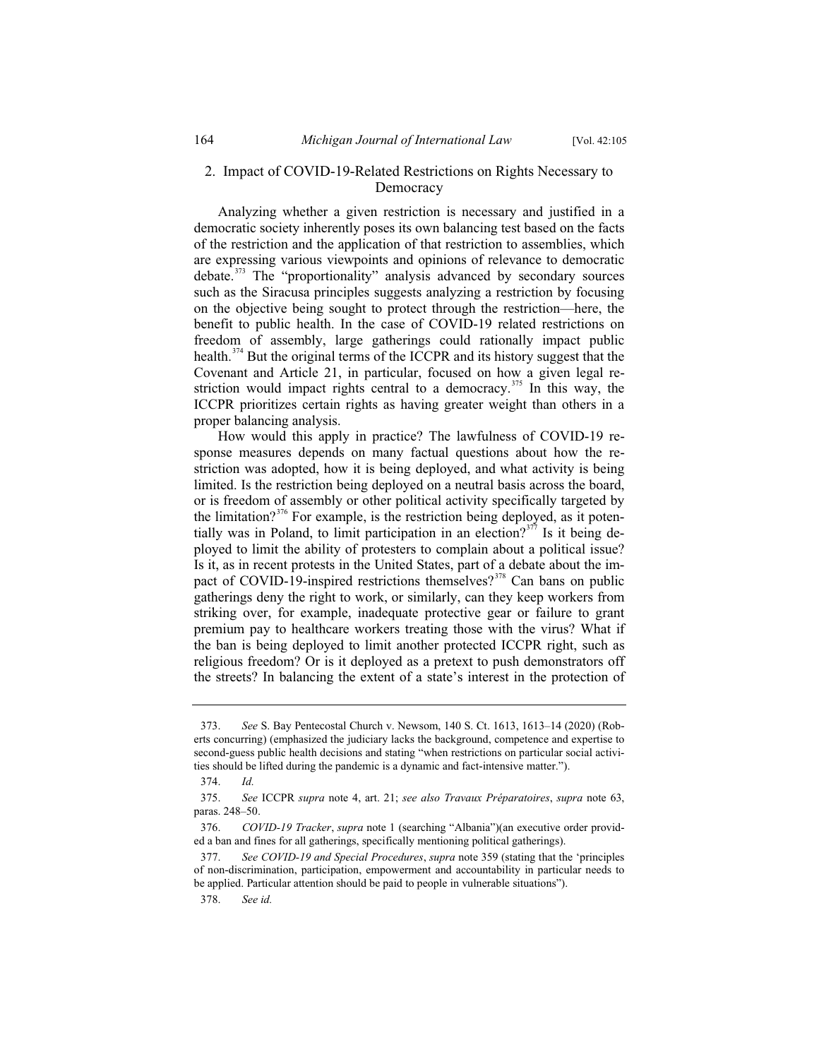### 2. Impact of COVID-19-Related Restrictions on Rights Necessary to Democracy

Analyzing whether a given restriction is necessary and justified in a democratic society inherently poses its own balancing test based on the facts of the restriction and the application of that restriction to assemblies, which are expressing various viewpoints and opinions of relevance to democratic debate.[373] The "proportionality" analysis advanced by secondary sources such as the Siracusa principles suggests analyzing a restriction by focusing on the objective being sought to protect through the restriction—here, the benefit to public health. In the case of COVID-19 related restrictions on freedom of assembly, large gatherings could rationally impact public health.[374] But the original terms of the ICCPR and its history suggest that the Covenant and Article 21, in particular, focused on how a given legal restriction would impact rights central to a democracy.[375] In this way, the ICCPR prioritizes certain rights as having greater weight than others in a proper balancing analysis.

How would this apply in practice? The lawfulness of COVID-19 response measures depends on many factual questions about how the restriction was adopted, how it is being deployed, and what activity is being limited. Is the restriction being deployed on a neutral basis across the board, or is freedom of assembly or other political activity specifically targeted by the limitation?[376] For example, is the restriction being deployed, as it potentially was in Poland, to limit participation in an election?[377] Is it being deployed to limit the ability of protesters to complain about a political issue? Is it, as in recent protests in the United States, part of a debate about the impact of COVID-19-inspired restrictions themselves?[378] Can bans on public gatherings deny the right to work, or similarly, can they keep workers from striking over, for example, inadequate protective gear or failure to grant premium pay to healthcare workers treating those with the virus? What if the ban is being deployed to limit another protected ICCPR right, such as religious freedom? Or is it deployed as a pretext to push demonstrators off the streets? In balancing the extent of a state's interest in the protection of

---

373. *See* S. Bay Pentecostal Church v. Newsom, 140 S. Ct. 1613, 1613–14 (2020) (Roberts concurring) (emphasized the judiciary lacks the background, competence and expertise to second-guess public health decisions and stating "when restrictions on particular social activities should be lifted during the pandemic is a dynamic and fact-intensive matter.").

374. *Id.*

375. *See* ICCPR *supra* note 4, art. 21; *see also Travaux Préparatoires*, *supra* note 63, paras. 248–50.

376. *COVID-19 Tracker*, *supra* note 1 (searching "Albania")(an executive order provided a ban and fines for all gatherings, specifically mentioning political gatherings).

377. *See COVID-19 and Special Procedures*, *supra* note 359 (stating that the 'principles of non-discrimination, participation, empowerment and accountability in particular needs to be applied. Particular attention should be paid to people in vulnerable situations").

378. *See id.*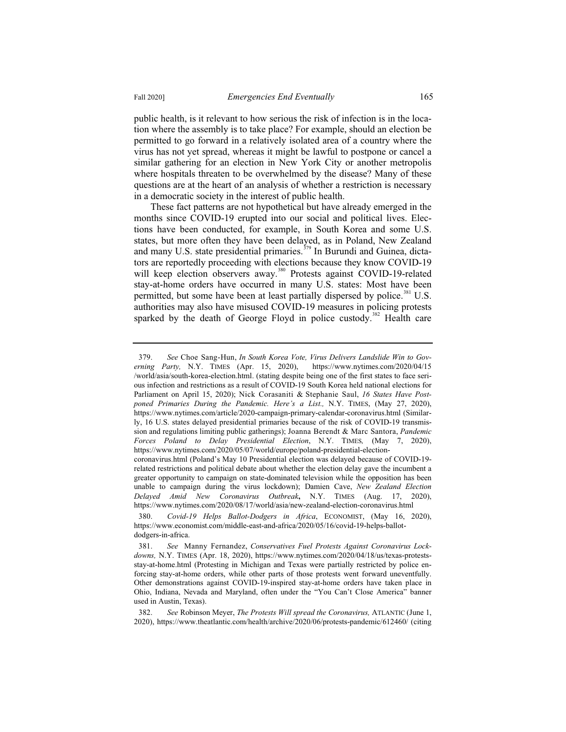public health, is it relevant to how serious the risk of infection is in the location where the assembly is to take place? For example, should an election be permitted to go forward in a relatively isolated area of a country where the virus has not yet spread, whereas it might be lawful to postpone or cancel a similar gathering for an election in New York City or another metropolis where hospitals threaten to be overwhelmed by the disease? Many of these questions are at the heart of an analysis of whether a restriction is necessary in a democratic society in the interest of public health.

These fact patterns are not hypothetical but have already emerged in the months since COVID-19 erupted into our social and political lives. Elections have been conducted, for example, in South Korea and some U.S. states, but more often they have been delayed, as in Poland, New Zealand and many U.S. state presidential primaries.[379] In Burundi and Guinea, dictators are reportedly proceeding with elections because they know COVID-19 will keep election observers away.[380] Protests against COVID-19-related stay-at-home orders have occurred in many U.S. states: Most have been permitted, but some have been at least partially dispersed by police.[381] U.S. authorities may also have misused COVID-19 measures in policing protests sparked by the death of George Floyd in police custody.[382] Health care

---

379. *See* Choe Sang-Hun, *In South Korea Vote, Virus Delivers Landslide Win to Governing Party,* N.Y. TIMES (Apr. 15, 2020), https://www.nytimes.com/2020/04/15/world/asia/south-korea-election.html. (stating despite being one of the first states to face serious infection and restrictions as a result of COVID-19 South Korea held national elections for Parliament on April 15, 2020); Nick Corasaniti & Stephanie Saul, *16 States Have Postponed Primaries During the Pandemic. Here's a List.,* N.Y. TIMES, (May 27, 2020), https://www.nytimes.com/article/2020-campaign-primary-calendar-coronavirus.html (Similarly, 16 U.S. states delayed presidential primaries because of the risk of COVID-19 transmission and regulations limiting public gatherings); Joanna Berendt & Marc Santora, *Pandemic Forces Poland to Delay Presidential Election*, N.Y. TIMES*,* (May 7, 2020), https://www.nytimes.com/2020/05/07/world/europe/poland-presidential-election-coronavirus.html (Poland's May 10 Presidential election was delayed because of COVID-19-related restrictions and political debate about whether the election delay gave the incumbent a greater opportunity to campaign on state-dominated television while the opposition has been unable to campaign during the virus lockdown); Damien Cave, *New Zealand Election Delayed Amid New Coronavirus Outbreak***,** N.Y. TIMES (Aug. 17, 2020), https://www.nytimes.com/2020/08/17/world/asia/new-zealand-election-coronavirus.html

380. *Covid-19 Helps Ballot-Dodgers in Africa*, ECONOMIST, (May 16, 2020), https://www.economist.com/middle-east-and-africa/2020/05/16/covid-19-helps-ballot-dodgers-in-africa.

381. *See* Manny Fernandez, *Conservatives Fuel Protests Against Coronavirus Lockdowns,* N.Y. TIMES (Apr. 18, 2020), https://www.nytimes.com/2020/04/18/us/texas-protests-stay-at-home.html (Protesting in Michigan and Texas were partially restricted by police enforcing stay-at-home orders, while other parts of those protests went forward uneventfully. Other demonstrations against COVID-19-inspired stay-at-home orders have taken place in Ohio, Indiana, Nevada and Maryland, often under the "You Can't Close America" banner used in Austin, Texas).

382. *See* Robinson Meyer, *The Protests Will spread the Coronavirus,* ATLANTIC (June 1, 2020), https://www.theatlantic.com/health/archive/2020/06/protests-pandemic/612460/ (citing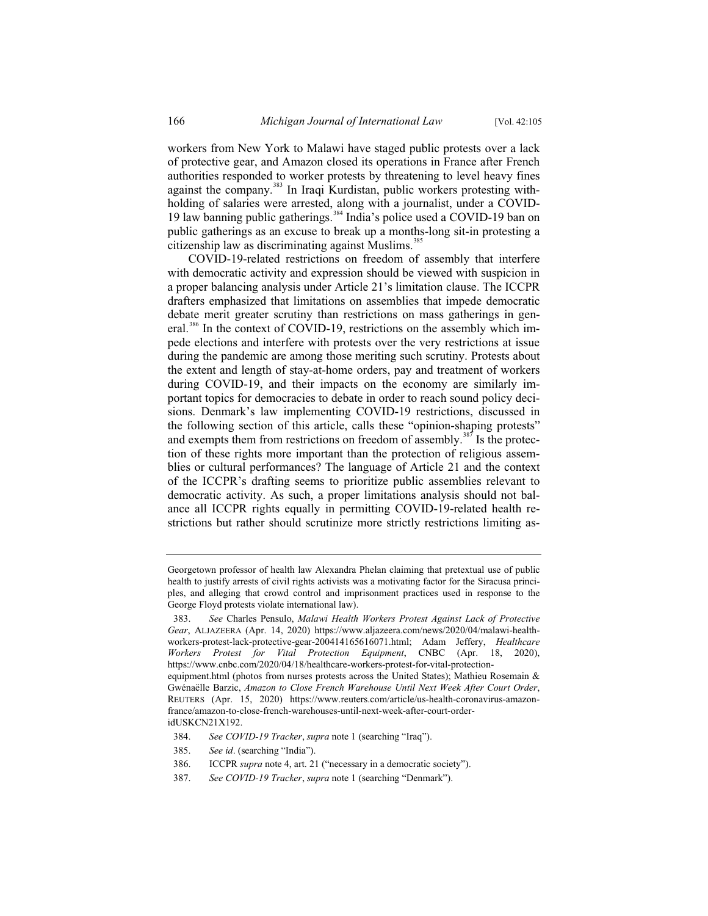workers from New York to Malawi have staged public protests over a lack of protective gear, and Amazon closed its operations in France after French authorities responded to worker protests by threatening to level heavy fines against the company.[383] In Iraqi Kurdistan, public workers protesting withholding of salaries were arrested, along with a journalist, under a COVID-19 law banning public gatherings.[384] India's police used a COVID-19 ban on public gatherings as an excuse to break up a months-long sit-in protesting a citizenship law as discriminating against Muslims.[385]

COVID-19-related restrictions on freedom of assembly that interfere with democratic activity and expression should be viewed with suspicion in a proper balancing analysis under Article 21's limitation clause. The ICCPR drafters emphasized that limitations on assemblies that impede democratic debate merit greater scrutiny than restrictions on mass gatherings in general.[386] In the context of COVID-19, restrictions on the assembly which impede elections and interfere with protests over the very restrictions at issue during the pandemic are among those meriting such scrutiny. Protests about the extent and length of stay-at-home orders, pay and treatment of workers during COVID-19, and their impacts on the economy are similarly important topics for democracies to debate in order to reach sound policy decisions. Denmark's law implementing COVID-19 restrictions, discussed in the following section of this article, calls these "opinion-shaping protests" and exempts them from restrictions on freedom of assembly.[387] Is the protection of these rights more important than the protection of religious assemblies or cultural performances? The language of Article 21 and the context of the ICCPR's drafting seems to prioritize public assemblies relevant to democratic activity. As such, a proper limitations analysis should not balance all ICCPR rights equally in permitting COVID-19-related health restrictions but rather should scrutinize more strictly restrictions limiting as-

---

Georgetown professor of health law Alexandra Phelan claiming that pretextual use of public health to justify arrests of civil rights activists was a motivating factor for the Siracusa principles, and alleging that crowd control and imprisonment practices used in response to the George Floyd protests violate international law).

383. *See* Charles Pensulo, *Malawi Health Workers Protest Against Lack of Protective Gear*, ALJAZEERA (Apr. 14, 2020) https://www.aljazeera.com/news/2020/04/malawi-health-workers-protest-lack-protective-gear-200414165616071.html; Adam Jeffery, *Healthcare Workers Protest for Vital Protection Equipment*, CNBC (Apr. 18, 2020), https://www.cnbc.com/2020/04/18/healthcare-workers-protest-for-vital-protection-equipment.html (photos from nurses protests across the United States); Mathieu Rosemain & Gwénaëlle Barzic, *Amazon to Close French Warehouse Until Next Week After Court Order*, REUTERS (Apr. 15, 2020) https://www.reuters.com/article/us-health-coronavirus-amazon-france/amazon-to-close-french-warehouses-until-next-week-after-court-order-idUSKCN21X192.

384. *See COVID-19 Tracker*, *supra* note 1 (searching "Iraq").

385. *See id*. (searching "India").

386. ICCPR *supra* note 4, art. 21 ("necessary in a democratic society").

387. *See COVID-19 Tracker*, *supra* note 1 (searching "Denmark").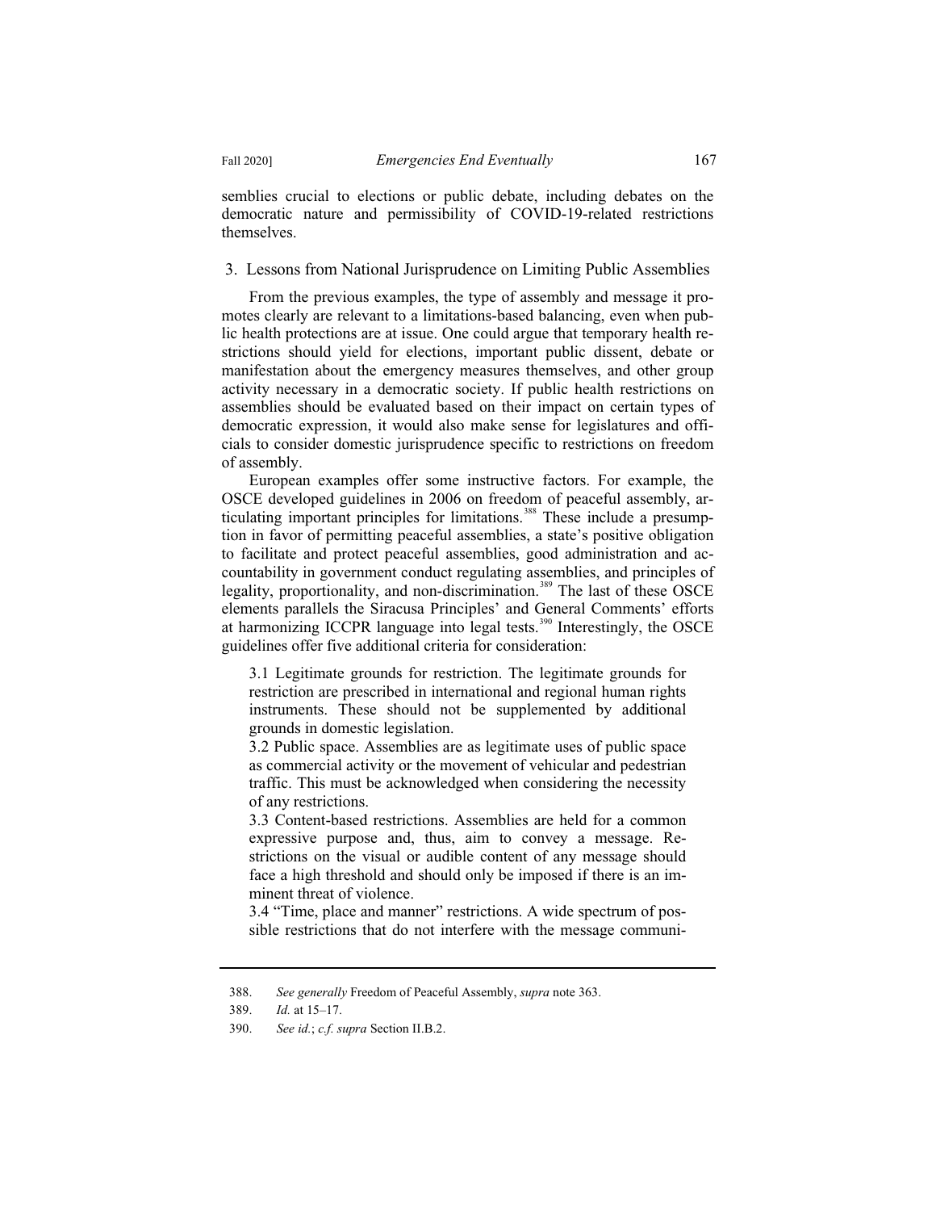semblies crucial to elections or public debate, including debates on the democratic nature and permissibility of COVID-19-related restrictions themselves.

### 3. Lessons from National Jurisprudence on Limiting Public Assemblies

From the previous examples, the type of assembly and message it promotes clearly are relevant to a limitations-based balancing, even when public health protections are at issue. One could argue that temporary health restrictions should yield for elections, important public dissent, debate or manifestation about the emergency measures themselves, and other group activity necessary in a democratic society. If public health restrictions on assemblies should be evaluated based on their impact on certain types of democratic expression, it would also make sense for legislatures and officials to consider domestic jurisprudence specific to restrictions on freedom of assembly.

European examples offer some instructive factors. For example, the OSCE developed guidelines in 2006 on freedom of peaceful assembly, articulating important principles for limitations.[388] These include a presumption in favor of permitting peaceful assemblies, a state's positive obligation to facilitate and protect peaceful assemblies, good administration and accountability in government conduct regulating assemblies, and principles of legality, proportionality, and non-discrimination.[389] The last of these OSCE elements parallels the Siracusa Principles' and General Comments' efforts at harmonizing ICCPR language into legal tests.[390] Interestingly, the OSCE guidelines offer five additional criteria for consideration:

> 3.1 Legitimate grounds for restriction. The legitimate grounds for restriction are prescribed in international and regional human rights instruments. These should not be supplemented by additional grounds in domestic legislation.
> 3.2 Public space. Assemblies are as legitimate uses of public space as commercial activity or the movement of vehicular and pedestrian traffic. This must be acknowledged when considering the necessity of any restrictions.
> 3.3 Content-based restrictions. Assemblies are held for a common expressive purpose and, thus, aim to convey a message. Restrictions on the visual or audible content of any message should face a high threshold and should only be imposed if there is an imminent threat of violence.
> 3.4 "Time, place and manner" restrictions. A wide spectrum of possible restrictions that do not interfere with the message communi-

---

388. *See generally* Freedom of Peaceful Assembly, *supra* note 363.

389. *Id.* at 15–17.

390. *See id.*; *c.f. supra* Section II.B.2.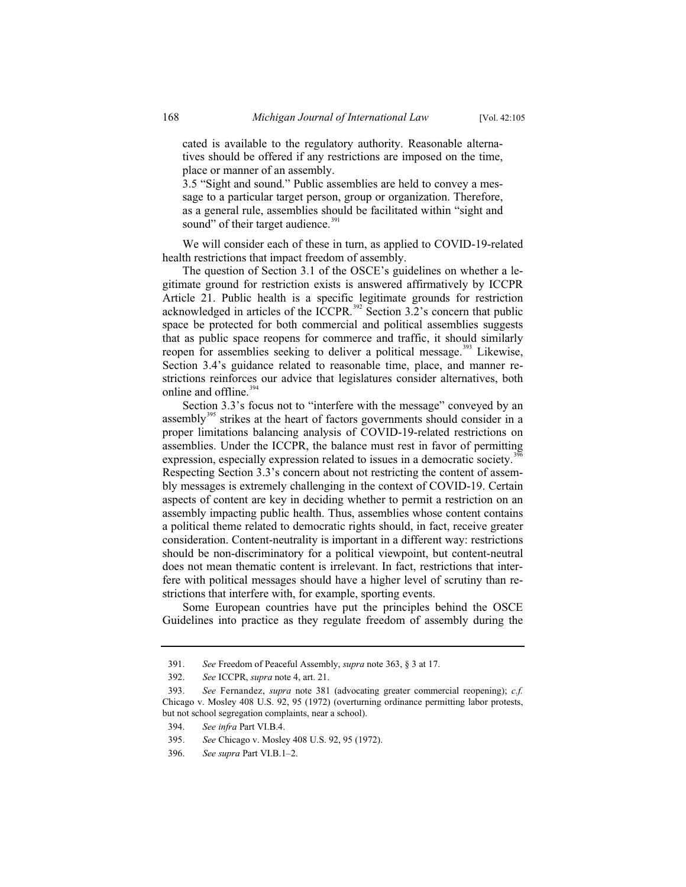> cated is available to the regulatory authority. Reasonable alternatives should be offered if any restrictions are imposed on the time, place or manner of an assembly.
>
> 3.5 "Sight and sound." Public assemblies are held to convey a message to a particular target person, group or organization. Therefore, as a general rule, assemblies should be facilitated within "sight and sound" of their target audience.[391]

We will consider each of these in turn, as applied to COVID-19-related health restrictions that impact freedom of assembly.

The question of Section 3.1 of the OSCE's guidelines on whether a legitimate ground for restriction exists is answered affirmatively by ICCPR Article 21. Public health is a specific legitimate grounds for restriction acknowledged in articles of the ICCPR.[392] Section 3.2's concern that public space be protected for both commercial and political assemblies suggests that as public space reopens for commerce and traffic, it should similarly reopen for assemblies seeking to deliver a political message.[393] Likewise, Section 3.4's guidance related to reasonable time, place, and manner restrictions reinforces our advice that legislatures consider alternatives, both online and offline.[394]

Section 3.3's focus not to "interfere with the message" conveyed by an assembly[395] strikes at the heart of factors governments should consider in a proper limitations balancing analysis of COVID-19-related restrictions on assemblies. Under the ICCPR, the balance must rest in favor of permitting expression, especially expression related to issues in a democratic society.[396] Respecting Section 3.3's concern about not restricting the content of assembly messages is extremely challenging in the context of COVID-19. Certain aspects of content are key in deciding whether to permit a restriction on an assembly impacting public health. Thus, assemblies whose content contains a political theme related to democratic rights should, in fact, receive greater consideration. Content-neutrality is important in a different way: restrictions should be non-discriminatory for a political viewpoint, but content-neutral does not mean thematic content is irrelevant. In fact, restrictions that interfere with political messages should have a higher level of scrutiny than restrictions that interfere with, for example, sporting events.

Some European countries have put the principles behind the OSCE Guidelines into practice as they regulate freedom of assembly during the

---

391. *See* Freedom of Peaceful Assembly, *supra* note 363, § 3 at 17.

392. *See* ICCPR, *supra* note 4, art. 21.

393. *See* Fernandez, *supra* note 381 (advocating greater commercial reopening); *c.f.* Chicago v. Mosley 408 U.S. 92, 95 (1972) (overturning ordinance permitting labor protests, but not school segregation complaints, near a school).

394. *See infra* Part VI.B.4.

395. *See* Chicago v. Mosley 408 U.S. 92, 95 (1972).

396. *See supra* Part VI.B.1–2.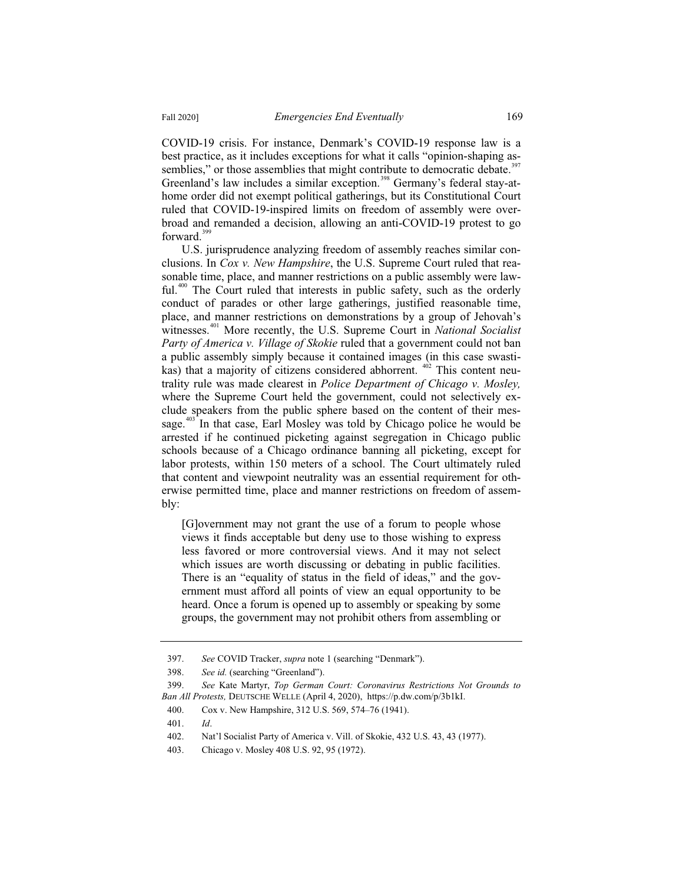COVID-19 crisis. For instance, Denmark's COVID-19 response law is a best practice, as it includes exceptions for what it calls "opinion-shaping assemblies," or those assemblies that might contribute to democratic debate.[397] Greenland's law includes a similar exception.[398] Germany's federal stay-at-home order did not exempt political gatherings, but its Constitutional Court ruled that COVID-19-inspired limits on freedom of assembly were overbroad and remanded a decision, allowing an anti-COVID-19 protest to go forward.[399]

U.S. jurisprudence analyzing freedom of assembly reaches similar conclusions. In *Cox v. New Hampshire*, the U.S. Supreme Court ruled that reasonable time, place, and manner restrictions on a public assembly were lawful.[400] The Court ruled that interests in public safety, such as the orderly conduct of parades or other large gatherings, justified reasonable time, place, and manner restrictions on demonstrations by a group of Jehovah's witnesses.[401] More recently, the U.S. Supreme Court in *National Socialist Party of America v. Village of Skokie* ruled that a government could not ban a public assembly simply because it contained images (in this case swastikas) that a majority of citizens considered abhorrent. [402] This content neutrality rule was made clearest in *Police Department of Chicago v. Mosley,* where the Supreme Court held the government, could not selectively exclude speakers from the public sphere based on the content of their message.[403] In that case, Earl Mosley was told by Chicago police he would be arrested if he continued picketing against segregation in Chicago public schools because of a Chicago ordinance banning all picketing, except for labor protests, within 150 meters of a school. The Court ultimately ruled that content and viewpoint neutrality was an essential requirement for otherwise permitted time, place and manner restrictions on freedom of assembly:

> [G]overnment may not grant the use of a forum to people whose views it finds acceptable but deny use to those wishing to express less favored or more controversial views. And it may not select which issues are worth discussing or debating in public facilities. There is an "equality of status in the field of ideas," and the government must afford all points of view an equal opportunity to be heard. Once a forum is opened up to assembly or speaking by some groups, the government may not prohibit others from assembling or

---

397. *See* COVID Tracker, *supra* note 1 (searching "Denmark").

398. *See id.* (searching "Greenland").

399. *See* Kate Martyr, *Top German Court: Coronavirus Restrictions Not Grounds to Ban All Protests,* DEUTSCHE WELLE (April 4, 2020), https://p.dw.com/p/3b1kI.

400. Cox v. New Hampshire, 312 U.S. 569, 574–76 (1941).

401. *Id*.

402. Nat'l Socialist Party of America v. Vill. of Skokie, 432 U.S. 43, 43 (1977).

403. Chicago v. Mosley 408 U.S. 92, 95 (1972).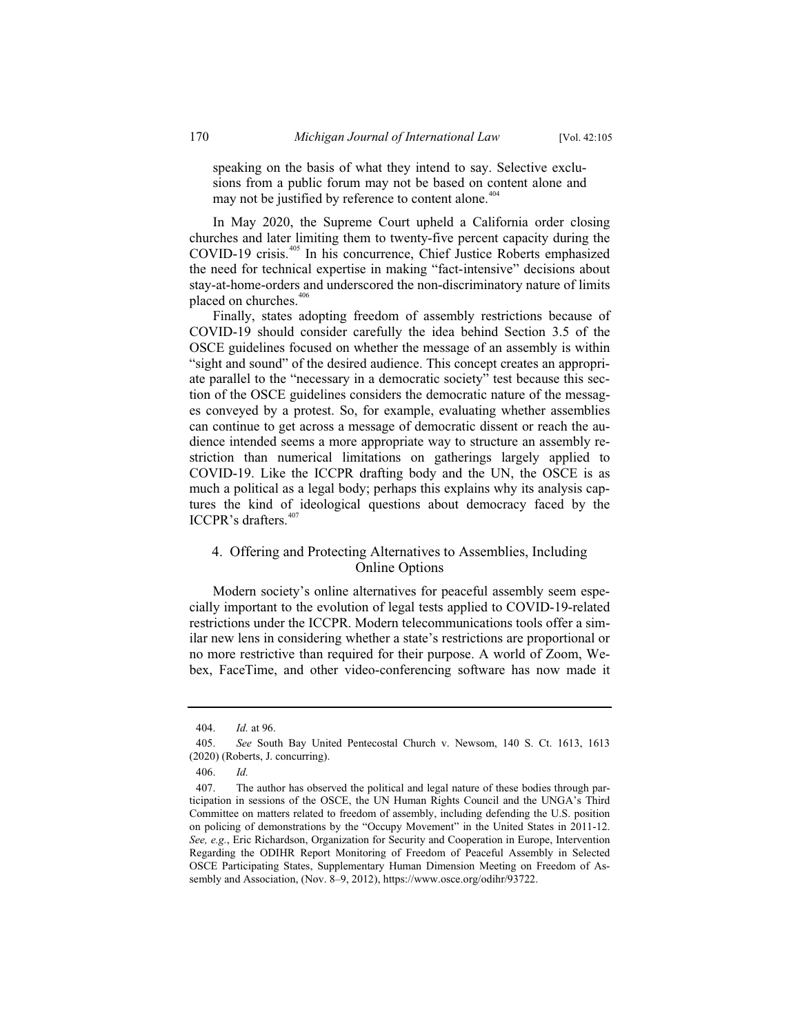speaking on the basis of what they intend to say. Selective exclusions from a public forum may not be based on content alone and may not be justified by reference to content alone.[404]

In May 2020, the Supreme Court upheld a California order closing churches and later limiting them to twenty-five percent capacity during the COVID-19 crisis.[405] In his concurrence, Chief Justice Roberts emphasized the need for technical expertise in making "fact-intensive" decisions about stay-at-home-orders and underscored the non-discriminatory nature of limits placed on churches.[406]

Finally, states adopting freedom of assembly restrictions because of COVID-19 should consider carefully the idea behind Section 3.5 of the OSCE guidelines focused on whether the message of an assembly is within "sight and sound" of the desired audience. This concept creates an appropriate parallel to the "necessary in a democratic society" test because this section of the OSCE guidelines considers the democratic nature of the messages conveyed by a protest. So, for example, evaluating whether assemblies can continue to get across a message of democratic dissent or reach the audience intended seems a more appropriate way to structure an assembly restriction than numerical limitations on gatherings largely applied to COVID-19. Like the ICCPR drafting body and the UN, the OSCE is as much a political as a legal body; perhaps this explains why its analysis captures the kind of ideological questions about democracy faced by the ICCPR's drafters.[407]

### 4. Offering and Protecting Alternatives to Assemblies, Including Online Options

Modern society's online alternatives for peaceful assembly seem especially important to the evolution of legal tests applied to COVID-19-related restrictions under the ICCPR. Modern telecommunications tools offer a similar new lens in considering whether a state's restrictions are proportional or no more restrictive than required for their purpose. A world of Zoom, Webex, FaceTime, and other video-conferencing software has now made it

---

404. *Id.* at 96.

405. *See* South Bay United Pentecostal Church v. Newsom, 140 S. Ct. 1613, 1613 (2020) (Roberts, J. concurring).

406. *Id.*

407. The author has observed the political and legal nature of these bodies through participation in sessions of the OSCE, the UN Human Rights Council and the UNGA's Third Committee on matters related to freedom of assembly, including defending the U.S. position on policing of demonstrations by the "Occupy Movement" in the United States in 2011-12. *See, e.g.*, Eric Richardson, Organization for Security and Cooperation in Europe, Intervention Regarding the ODIHR Report Monitoring of Freedom of Peaceful Assembly in Selected OSCE Participating States, Supplementary Human Dimension Meeting on Freedom of Assembly and Association, (Nov. 8–9, 2012), https://www.osce.org/odihr/93722.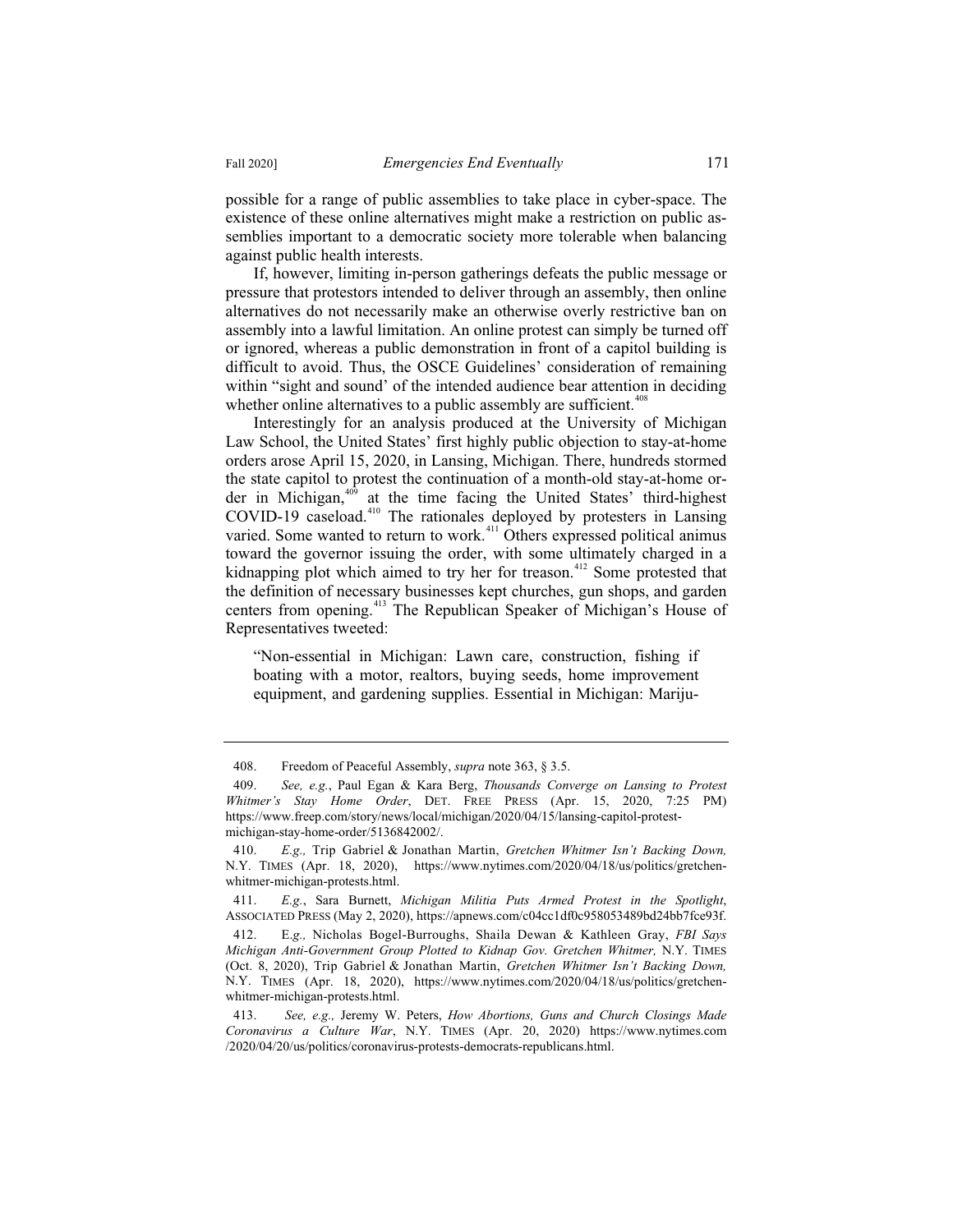possible for a range of public assemblies to take place in cyber-space. The existence of these online alternatives might make a restriction on public assemblies important to a democratic society more tolerable when balancing against public health interests.

If, however, limiting in-person gatherings defeats the public message or pressure that protestors intended to deliver through an assembly, then online alternatives do not necessarily make an otherwise overly restrictive ban on assembly into a lawful limitation. An online protest can simply be turned off or ignored, whereas a public demonstration in front of a capitol building is difficult to avoid. Thus, the OSCE Guidelines' consideration of remaining within "sight and sound' of the intended audience bear attention in deciding whether online alternatives to a public assembly are sufficient.[408]

Interestingly for an analysis produced at the University of Michigan Law School, the United States' first highly public objection to stay-at-home orders arose April 15, 2020, in Lansing, Michigan. There, hundreds stormed the state capitol to protest the continuation of a month-old stay-at-home order in Michigan,[409] at the time facing the United States' third-highest COVID-19 caseload.[410] The rationales deployed by protesters in Lansing varied. Some wanted to return to work.[411] Others expressed political animus toward the governor issuing the order, with some ultimately charged in a kidnapping plot which aimed to try her for treason.[412] Some protested that the definition of necessary businesses kept churches, gun shops, and garden centers from opening.[413] The Republican Speaker of Michigan's House of Representatives tweeted:

> "Non-essential in Michigan: Lawn care, construction, fishing if boating with a motor, realtors, buying seeds, home improvement equipment, and gardening supplies. Essential in Michigan: Mariju-

---

408. Freedom of Peaceful Assembly, *supra* note 363, § 3.5.

409. *See, e.g.*, Paul Egan & Kara Berg, *Thousands Converge on Lansing to Protest Whitmer's Stay Home Order*, DET. FREE PRESS (Apr. 15, 2020, 7:25 PM) https://www.freep.com/story/news/local/michigan/2020/04/15/lansing-capitol-protest-michigan-stay-home-order/5136842002/.

410. *E.g.,* Trip Gabriel & Jonathan Martin, *Gretchen Whitmer Isn't Backing Down,* N.Y. TIMES (Apr. 18, 2020), https://www.nytimes.com/2020/04/18/us/politics/gretchen-whitmer-michigan-protests.html.

411. *E.g.*, Sara Burnett, *Michigan Militia Puts Armed Protest in the Spotlight*, ASSOCIATED PRESS (May 2, 2020), https://apnews.com/c04cc1df0c958053489bd24bb7fce93f.

412. E*.g.,* Nicholas Bogel-Burroughs, Shaila Dewan & Kathleen Gray, *FBI Says Michigan Anti-Government Group Plotted to Kidnap Gov. Gretchen Whitmer,* N.Y. TIMES (Oct. 8, 2020), Trip Gabriel & Jonathan Martin, *Gretchen Whitmer Isn't Backing Down,* N.Y. TIMES (Apr. 18, 2020), https://www.nytimes.com/2020/04/18/us/politics/gretchen-whitmer-michigan-protests.html.

413. *See, e.g.,* Jeremy W. Peters, *How Abortions, Guns and Church Closings Made Coronavirus a Culture War*, N.Y. TIMES (Apr. 20, 2020) https://www.nytimes.com/2020/04/20/us/politics/coronavirus-protests-democrats-republicans.html.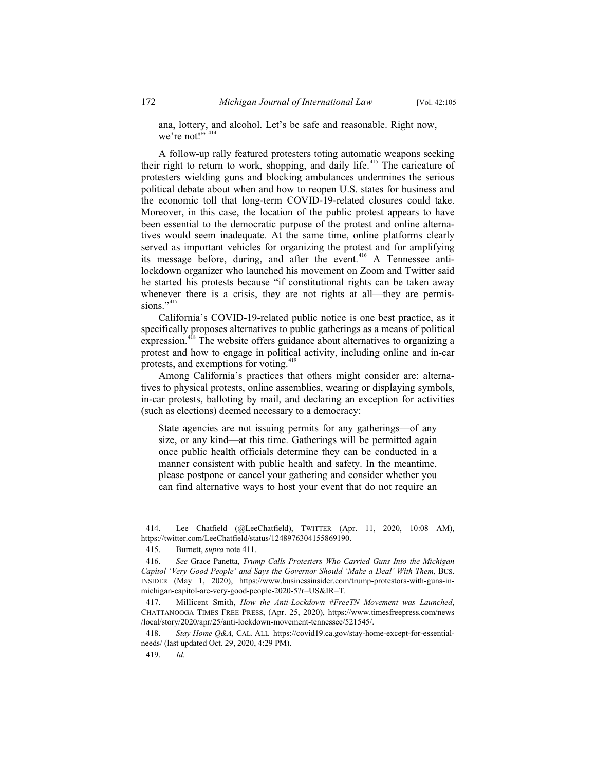ana, lottery, and alcohol. Let's be safe and reasonable. Right now, we're not!"[414]

A follow-up rally featured protesters toting automatic weapons seeking their right to return to work, shopping, and daily life.[415] The caricature of protesters wielding guns and blocking ambulances undermines the serious political debate about when and how to reopen U.S. states for business and the economic toll that long-term COVID-19-related closures could take. Moreover, in this case, the location of the public protest appears to have been essential to the democratic purpose of the protest and online alternatives would seem inadequate. At the same time, online platforms clearly served as important vehicles for organizing the protest and for amplifying its message before, during, and after the event.[416] A Tennessee anti-lockdown organizer who launched his movement on Zoom and Twitter said he started his protests because "if constitutional rights can be taken away whenever there is a crisis, they are not rights at all—they are permissions."[417]

California's COVID-19-related public notice is one best practice, as it specifically proposes alternatives to public gatherings as a means of political expression.[418] The website offers guidance about alternatives to organizing a protest and how to engage in political activity, including online and in-car protests, and exemptions for voting.[419]

Among California's practices that others might consider are: alternatives to physical protests, online assemblies, wearing or displaying symbols, in-car protests, balloting by mail, and declaring an exception for activities (such as elections) deemed necessary to a democracy:

> State agencies are not issuing permits for any gatherings—of any size, or any kind—at this time. Gatherings will be permitted again once public health officials determine they can be conducted in a manner consistent with public health and safety. In the meantime, please postpone or cancel your gathering and consider whether you can find alternative ways to host your event that do not require an

---

414. Lee Chatfield (@LeeChatfield), TWITTER (Apr. 11, 2020, 10:08 AM), https://twitter.com/LeeChatfield/status/1248976304155869190.

415. Burnett, *supra* note 411.

416. *See* Grace Panetta, *Trump Calls Protesters Who Carried Guns Into the Michigan Capitol 'Very Good People' and Says the Governor Should 'Make a Deal' With Them,* BUS. INSIDER (May 1, 2020), https://www.businessinsider.com/trump-protestors-with-guns-in-michigan-capitol-are-very-good-people-2020-5?r=US&IR=T.

417. Millicent Smith, *How the Anti-Lockdown #FreeTN Movement was Launched*, CHATTANOOGA TIMES FREE PRESS, (Apr. 25, 2020), https://www.timesfreepress.com/news/local/story/2020/apr/25/anti-lockdown-movement-tennessee/521545/.

418. *Stay Home Q&A,* CAL. ALL https://covid19.ca.gov/stay-home-except-for-essential-needs/ (last updated Oct. 29, 2020, 4:29 PM).

419. *Id.*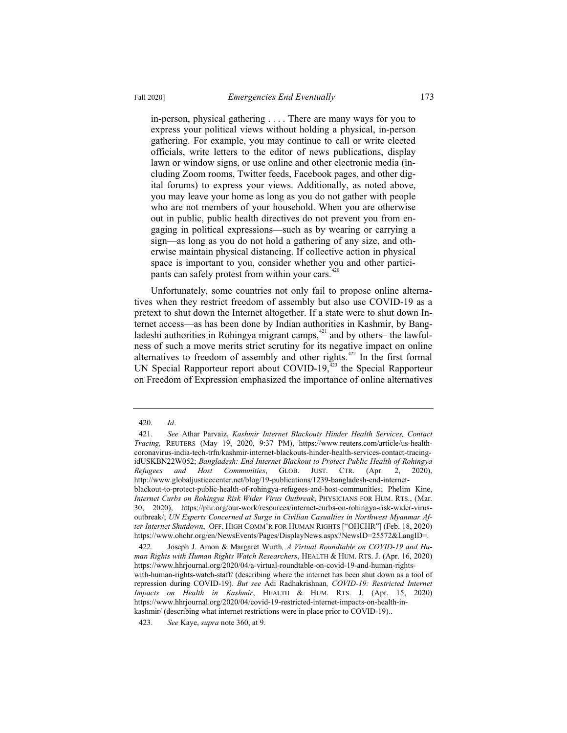> in-person, physical gathering . . . . There are many ways for you to express your political views without holding a physical, in-person gathering. For example, you may continue to call or write elected officials, write letters to the editor of news publications, display lawn or window signs, or use online and other electronic media (including Zoom rooms, Twitter feeds, Facebook pages, and other digital forums) to express your views. Additionally, as noted above, you may leave your home as long as you do not gather with people who are not members of your household. When you are otherwise out in public, public health directives do not prevent you from engaging in political expressions—such as by wearing or carrying a sign—as long as you do not hold a gathering of any size, and otherwise maintain physical distancing. If collective action in physical space is important to you, consider whether you and other participants can safely protest from within your cars.[420]

Unfortunately, some countries not only fail to propose online alternatives when they restrict freedom of assembly but also use COVID-19 as a pretext to shut down the Internet altogether. If a state were to shut down Internet access—as has been done by Indian authorities in Kashmir, by Bangladeshi authorities in Rohingya migrant camps,[421] and by others– the lawfulness of such a move merits strict scrutiny for its negative impact on online alternatives to freedom of assembly and other rights.[422] In the first formal UN Special Rapporteur report about COVID-19,[423] the Special Rapporteur on Freedom of Expression emphasized the importance of online alternatives

---

420. *Id*.

421. *See* Athar Parvaiz, *Kashmir Internet Blackouts Hinder Health Services, Contact Tracing,* REUTERS (May 19, 2020, 9:37 PM), https://www.reuters.com/article/us-health-coronavirus-india-tech-trfn/kashmir-internet-blackouts-hinder-health-services-contact-tracing-idUSKBN22W052; *Bangladesh: End Internet Blackout to Protect Public Health of Rohingya Refugees and Host Communities*, GLOB. JUST. CTR. (Apr. 2, 2020), http://www.globaljusticecenter.net/blog/19-publications/1239-bangladesh-end-internet-blackout-to-protect-public-health-of-rohingya-refugees-and-host-communities; Phelim Kine, *Internet Curbs on Rohingya Risk Wider Virus Outbreak*, PHYSICIANS FOR HUM. RTS., (Mar. 30, 2020), https://phr.org/our-work/resources/internet-curbs-on-rohingya-risk-wider-virus-outbreak/; *UN Experts Concerned at Surge in Civilian Casualties in Northwest Myanmar After Internet Shutdown*, OFF. HIGH COMM'R FOR HUMAN RIGHTS ["OHCHR"] (Feb. 18, 2020) https://www.ohchr.org/en/NewsEvents/Pages/DisplayNews.aspx?NewsID=25572&LangID=.

422. Joseph J. Amon & Margaret Wurth*, A Virtual Roundtable on COVID-19 and Human Rights with Human Rights Watch Researchers*, HEALTH & HUM. RTS. J. (Apr. 16, 2020) https://www.hhrjournal.org/2020/04/a-virtual-roundtable-on-covid-19-and-human-rights-with-human-rights-watch-staff/ (describing where the internet has been shut down as a tool of repression during COVID-19). *But see* Adi Radhakrishnan*, COVID-19: Restricted Internet Impacts on Health in Kashmir*, HEALTH & HUM. RTS. J. (Apr. 15, 2020) https://www.hhrjournal.org/2020/04/covid-19-restricted-internet-impacts-on-health-in-kashmir/ (describing what internet restrictions were in place prior to COVID-19)..

423. *See* Kaye, *supra* note 360, at 9.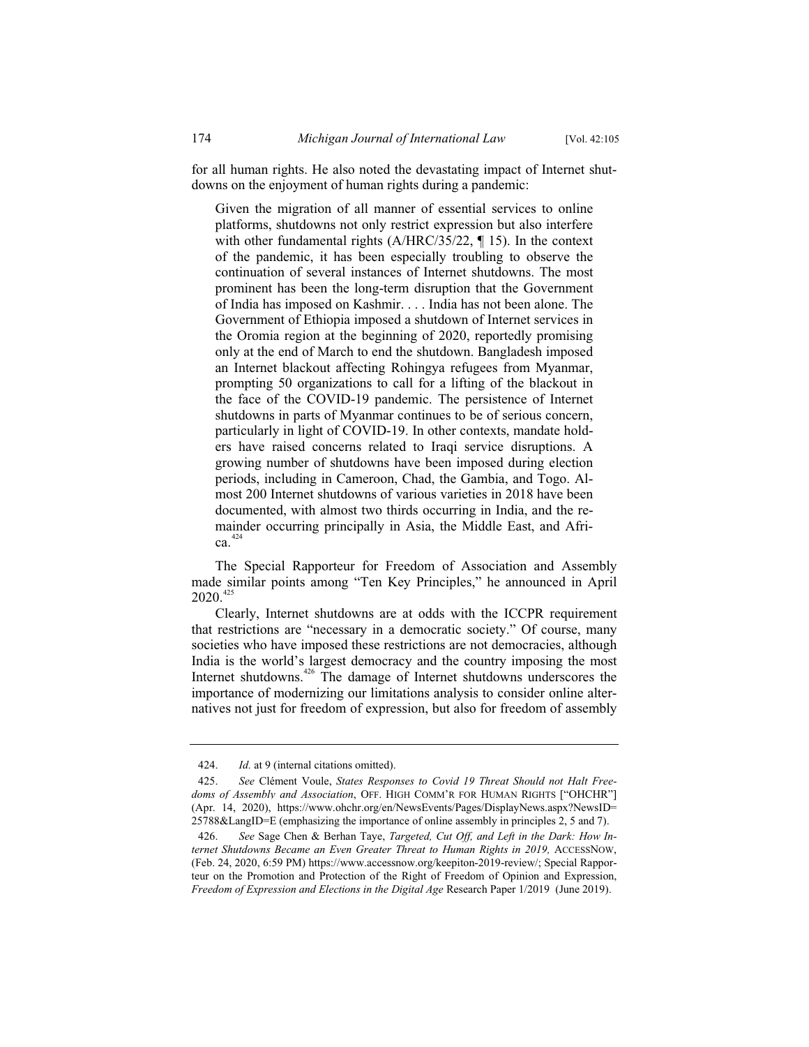for all human rights. He also noted the devastating impact of Internet shutdowns on the enjoyment of human rights during a pandemic:

> Given the migration of all manner of essential services to online platforms, shutdowns not only restrict expression but also interfere with other fundamental rights (A/HRC/35/22, ¶ 15). In the context of the pandemic, it has been especially troubling to observe the continuation of several instances of Internet shutdowns. The most prominent has been the long-term disruption that the Government of India has imposed on Kashmir. . . . India has not been alone. The Government of Ethiopia imposed a shutdown of Internet services in the Oromia region at the beginning of 2020, reportedly promising only at the end of March to end the shutdown. Bangladesh imposed an Internet blackout affecting Rohingya refugees from Myanmar, prompting 50 organizations to call for a lifting of the blackout in the face of the COVID-19 pandemic. The persistence of Internet shutdowns in parts of Myanmar continues to be of serious concern, particularly in light of COVID-19. In other contexts, mandate holders have raised concerns related to Iraqi service disruptions. A growing number of shutdowns have been imposed during election periods, including in Cameroon, Chad, the Gambia, and Togo. Almost 200 Internet shutdowns of various varieties in 2018 have been documented, with almost two thirds occurring in India, and the remainder occurring principally in Asia, the Middle East, and Africa.[424]

The Special Rapporteur for Freedom of Association and Assembly made similar points among "Ten Key Principles," he announced in April 2020.[425]

Clearly, Internet shutdowns are at odds with the ICCPR requirement that restrictions are "necessary in a democratic society." Of course, many societies who have imposed these restrictions are not democracies, although India is the world's largest democracy and the country imposing the most Internet shutdowns.[426] The damage of Internet shutdowns underscores the importance of modernizing our limitations analysis to consider online alternatives not just for freedom of expression, but also for freedom of assembly

---

424. *Id.* at 9 (internal citations omitted).

425. *See* Clément Voule, *States Responses to Covid 19 Threat Should not Halt Freedoms of Assembly and Association*, OFF. HIGH COMM'R FOR HUMAN RIGHTS ["OHCHR"] (Apr. 14, 2020), https://www.ohchr.org/en/NewsEvents/Pages/DisplayNews.aspx?NewsID=25788&LangID=E (emphasizing the importance of online assembly in principles 2, 5 and 7).

426. *See* Sage Chen & Berhan Taye, *Targeted, Cut Off, and Left in the Dark: How Internet Shutdowns Became an Even Greater Threat to Human Rights in 2019,* ACCESSNOW, (Feb. 24, 2020, 6:59 PM) https://www.accessnow.org/keepiton-2019-review/; Special Rapporteur on the Promotion and Protection of the Right of Freedom of Opinion and Expression, *Freedom of Expression and Elections in the Digital Age* Research Paper 1/2019 (June 2019).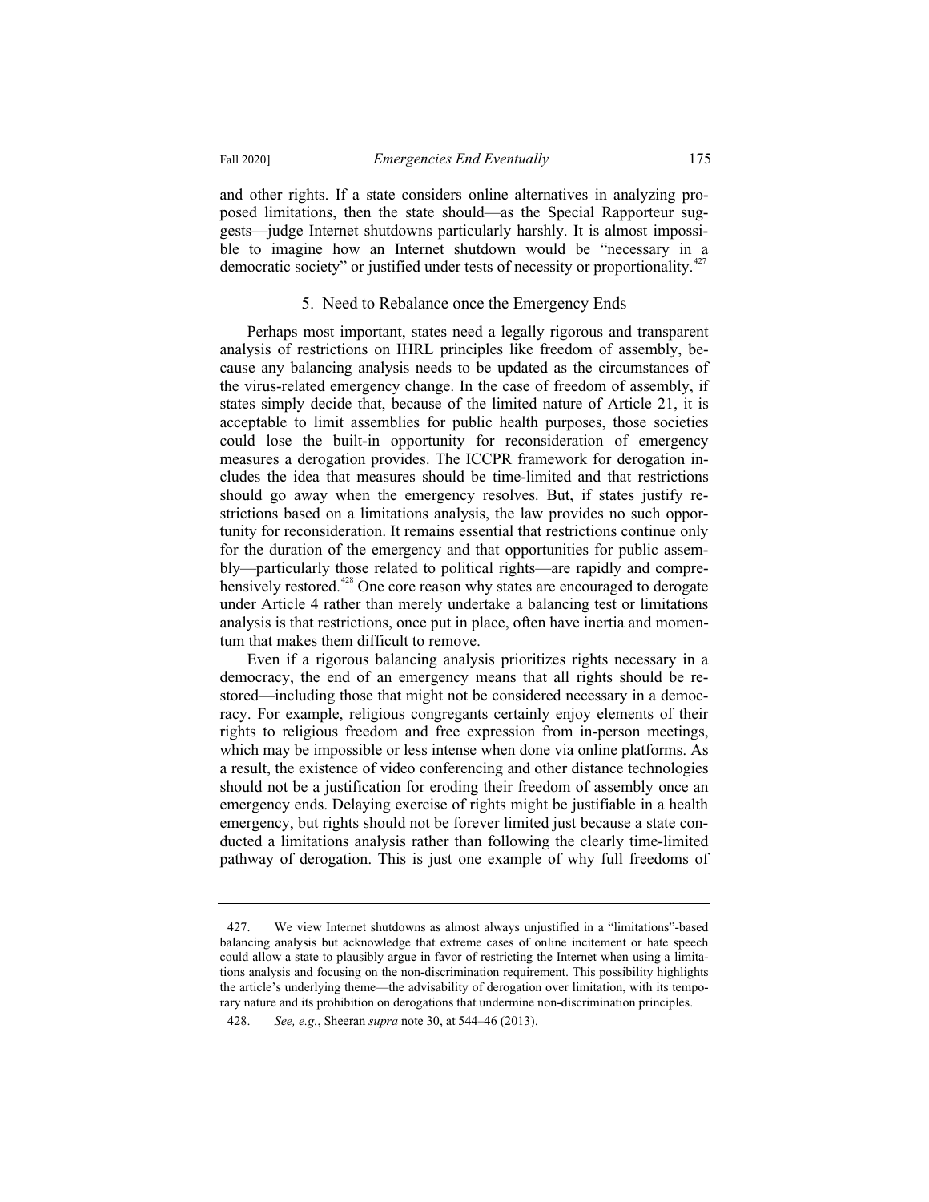and other rights. If a state considers online alternatives in analyzing proposed limitations, then the state should—as the Special Rapporteur suggests—judge Internet shutdowns particularly harshly. It is almost impossible to imagine how an Internet shutdown would be "necessary in a democratic society" or justified under tests of necessity or proportionality.[427]

### 5. Need to Rebalance once the Emergency Ends

Perhaps most important, states need a legally rigorous and transparent analysis of restrictions on IHRL principles like freedom of assembly, because any balancing analysis needs to be updated as the circumstances of the virus-related emergency change. In the case of freedom of assembly, if states simply decide that, because of the limited nature of Article 21, it is acceptable to limit assemblies for public health purposes, those societies could lose the built-in opportunity for reconsideration of emergency measures a derogation provides. The ICCPR framework for derogation includes the idea that measures should be time-limited and that restrictions should go away when the emergency resolves. But, if states justify restrictions based on a limitations analysis, the law provides no such opportunity for reconsideration. It remains essential that restrictions continue only for the duration of the emergency and that opportunities for public assembly—particularly those related to political rights—are rapidly and comprehensively restored.[428] One core reason why states are encouraged to derogate under Article 4 rather than merely undertake a balancing test or limitations analysis is that restrictions, once put in place, often have inertia and momentum that makes them difficult to remove.

Even if a rigorous balancing analysis prioritizes rights necessary in a democracy, the end of an emergency means that all rights should be restored—including those that might not be considered necessary in a democracy. For example, religious congregants certainly enjoy elements of their rights to religious freedom and free expression from in-person meetings, which may be impossible or less intense when done via online platforms. As a result, the existence of video conferencing and other distance technologies should not be a justification for eroding their freedom of assembly once an emergency ends. Delaying exercise of rights might be justifiable in a health emergency, but rights should not be forever limited just because a state conducted a limitations analysis rather than following the clearly time-limited pathway of derogation. This is just one example of why full freedoms of

---

427. We view Internet shutdowns as almost always unjustified in a "limitations"-based balancing analysis but acknowledge that extreme cases of online incitement or hate speech could allow a state to plausibly argue in favor of restricting the Internet when using a limitations analysis and focusing on the non-discrimination requirement. This possibility highlights the article's underlying theme—the advisability of derogation over limitation, with its temporary nature and its prohibition on derogations that undermine non-discrimination principles.

428. *See, e.g.*, Sheeran *supra* note 30, at 544–46 (2013).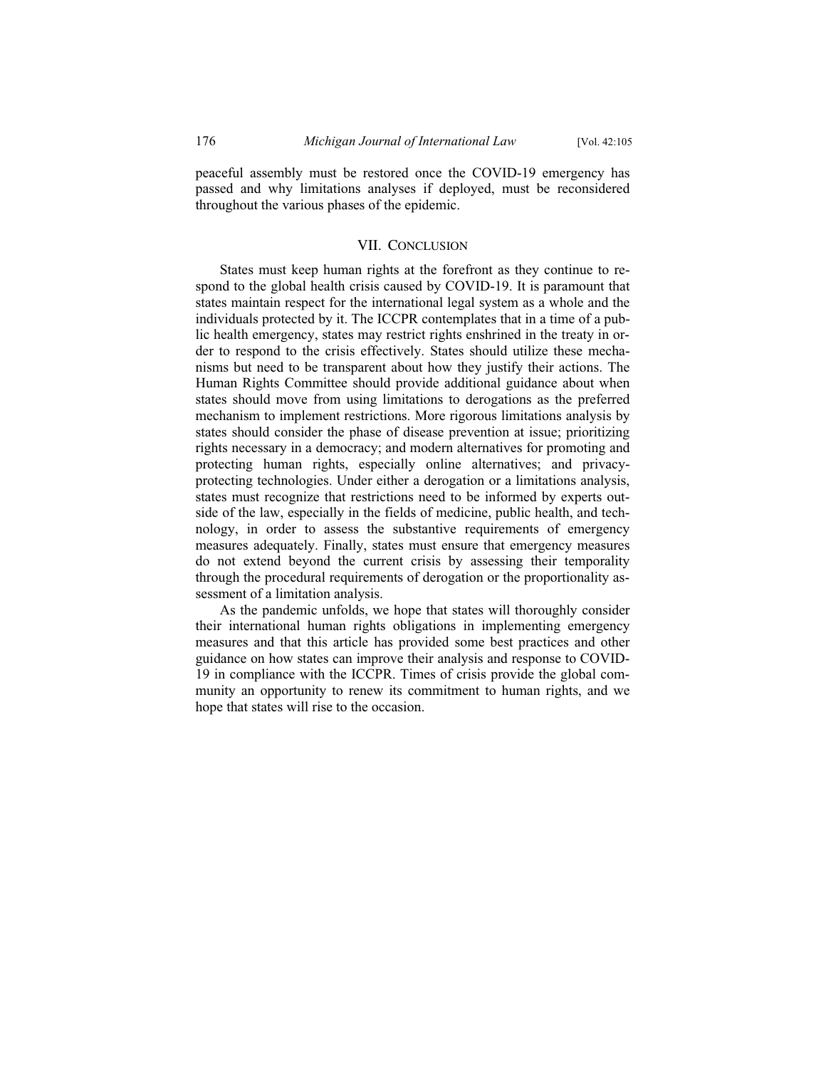peaceful assembly must be restored once the COVID-19 emergency has passed and why limitations analyses if deployed, must be reconsidered throughout the various phases of the epidemic.

## VII. Conclusion

States must keep human rights at the forefront as they continue to respond to the global health crisis caused by COVID-19. It is paramount that states maintain respect for the international legal system as a whole and the individuals protected by it. The ICCPR contemplates that in a time of a public health emergency, states may restrict rights enshrined in the treaty in order to respond to the crisis effectively. States should utilize these mechanisms but need to be transparent about how they justify their actions. The Human Rights Committee should provide additional guidance about when states should move from using limitations to derogations as the preferred mechanism to implement restrictions. More rigorous limitations analysis by states should consider the phase of disease prevention at issue; prioritizing rights necessary in a democracy; and modern alternatives for promoting and protecting human rights, especially online alternatives; and privacy-protecting technologies. Under either a derogation or a limitations analysis, states must recognize that restrictions need to be informed by experts outside of the law, especially in the fields of medicine, public health, and technology, in order to assess the substantive requirements of emergency measures adequately. Finally, states must ensure that emergency measures do not extend beyond the current crisis by assessing their temporality through the procedural requirements of derogation or the proportionality assessment of a limitation analysis.

As the pandemic unfolds, we hope that states will thoroughly consider their international human rights obligations in implementing emergency measures and that this article has provided some best practices and other guidance on how states can improve their analysis and response to COVID-19 in compliance with the ICCPR. Times of crisis provide the global community an opportunity to renew its commitment to human rights, and we hope that states will rise to the occasion.